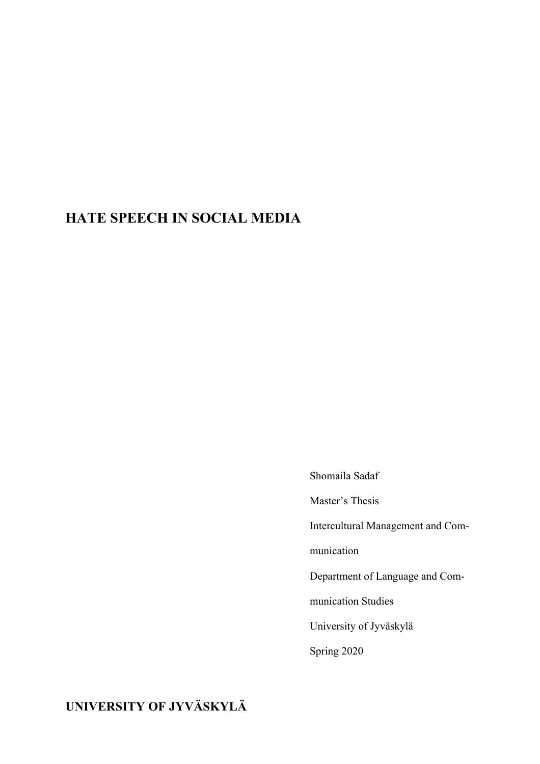# HATE SPEECH IN SOCIAL MEDIA

Shomaila Sadaf

Master's Thesis

Intercultural Management and Communication

Department of Language and Communication Studies

University of Jyväskylä

Spring 2020

**UNIVERSITY OF JYVÄSKYLÄ**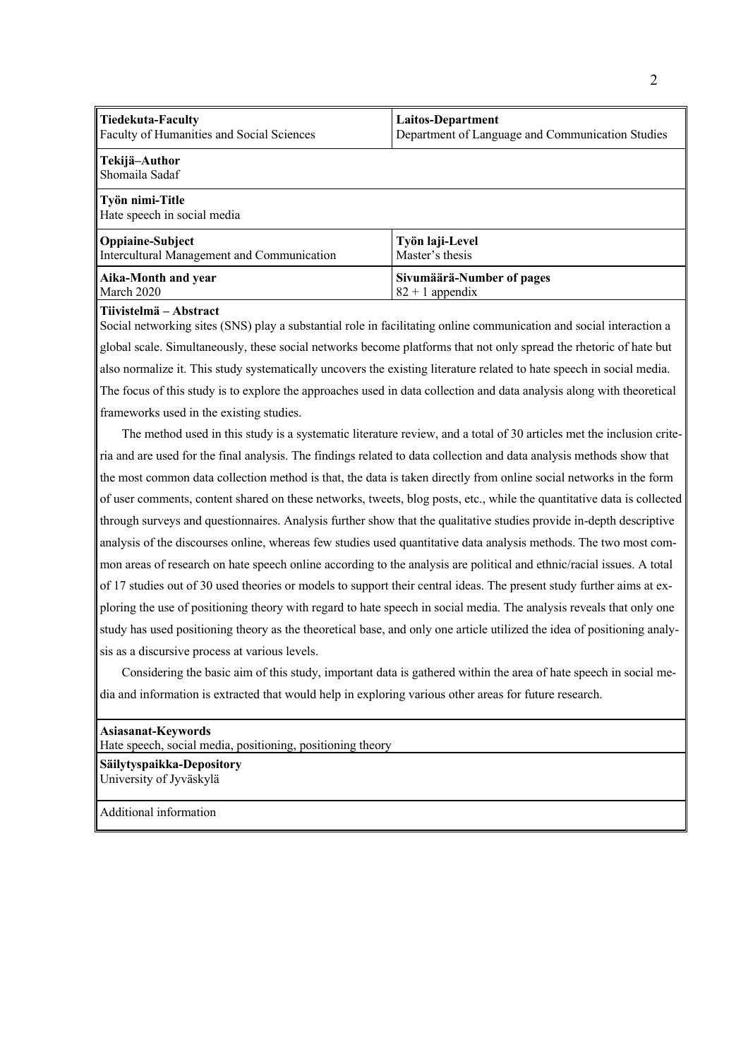| **Tiedekuta-Faculty**<br>Faculty of Humanities and Social Sciences | **Laitos-Department**<br>Department of Language and Communication Studies |
|---|---|
| **Tekijä–Author**<br>Shomaila Sadaf | |
| **Työn nimi-Title**<br>Hate speech in social media | |
| **Oppiaine-Subject**<br>Intercultural Management and Communication | **Työn laji-Level**<br>Master's thesis |
| **Aika-Month and year**<br>March 2020 | **Sivumäärä-Number of pages**<br>82 + 1 appendix |

**Tiivistelmä – Abstract**

Social networking sites (SNS) play a substantial role in facilitating online communication and social interaction a global scale. Simultaneously, these social networks become platforms that not only spread the rhetoric of hate but also normalize it. This study systematically uncovers the existing literature related to hate speech in social media. The focus of this study is to explore the approaches used in data collection and data analysis along with theoretical frameworks used in the existing studies.

The method used in this study is a systematic literature review, and a total of 30 articles met the inclusion criteria and are used for the final analysis. The findings related to data collection and data analysis methods show that the most common data collection method is that, the data is taken directly from online social networks in the form of user comments, content shared on these networks, tweets, blog posts, etc., while the quantitative data is collected through surveys and questionnaires. Analysis further show that the qualitative studies provide in-depth descriptive analysis of the discourses online, whereas few studies used quantitative data analysis methods. The two most common areas of research on hate speech online according to the analysis are political and ethnic/racial issues. A total of 17 studies out of 30 used theories or models to support their central ideas. The present study further aims at exploring the use of positioning theory with regard to hate speech in social media. The analysis reveals that only one study has used positioning theory as the theoretical base, and only one article utilized the idea of positioning analysis as a discursive process at various levels.

Considering the basic aim of this study, important data is gathered within the area of hate speech in social media and information is extracted that would help in exploring various other areas for future research.

**Asiasanat-Keywords**
Hate speech, social media, positioning, positioning theory

**Säilytyspaikka-Depository**
University of Jyväskylä

Additional information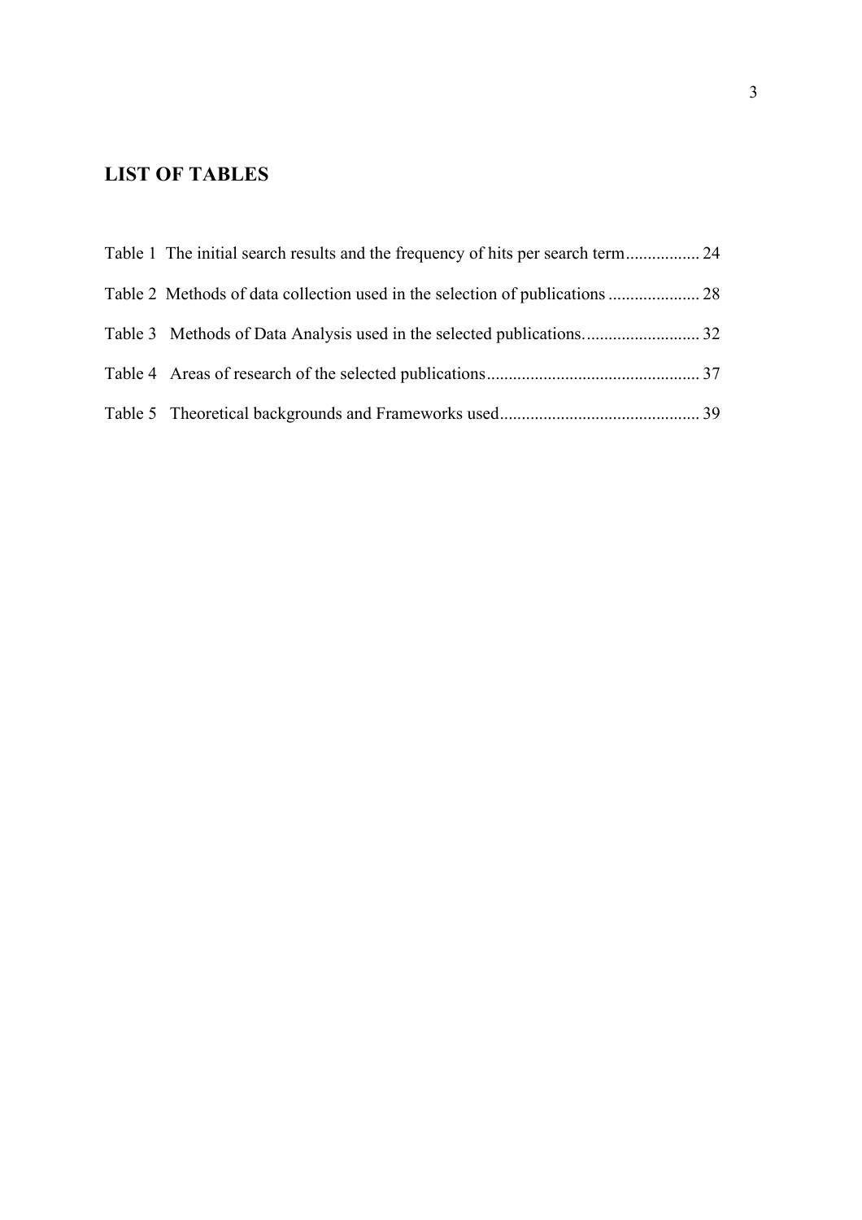## LIST OF TABLES

Table 1 The initial search results and the frequency of hits per search term................. 24

Table 2 Methods of data collection used in the selection of publications ..................... 28

Table 3 Methods of Data Analysis used in the selected publications........................... 32

Table 4 Areas of research of the selected publications................................................ 37

Table 5 Theoretical backgrounds and Frameworks used.............................................. 39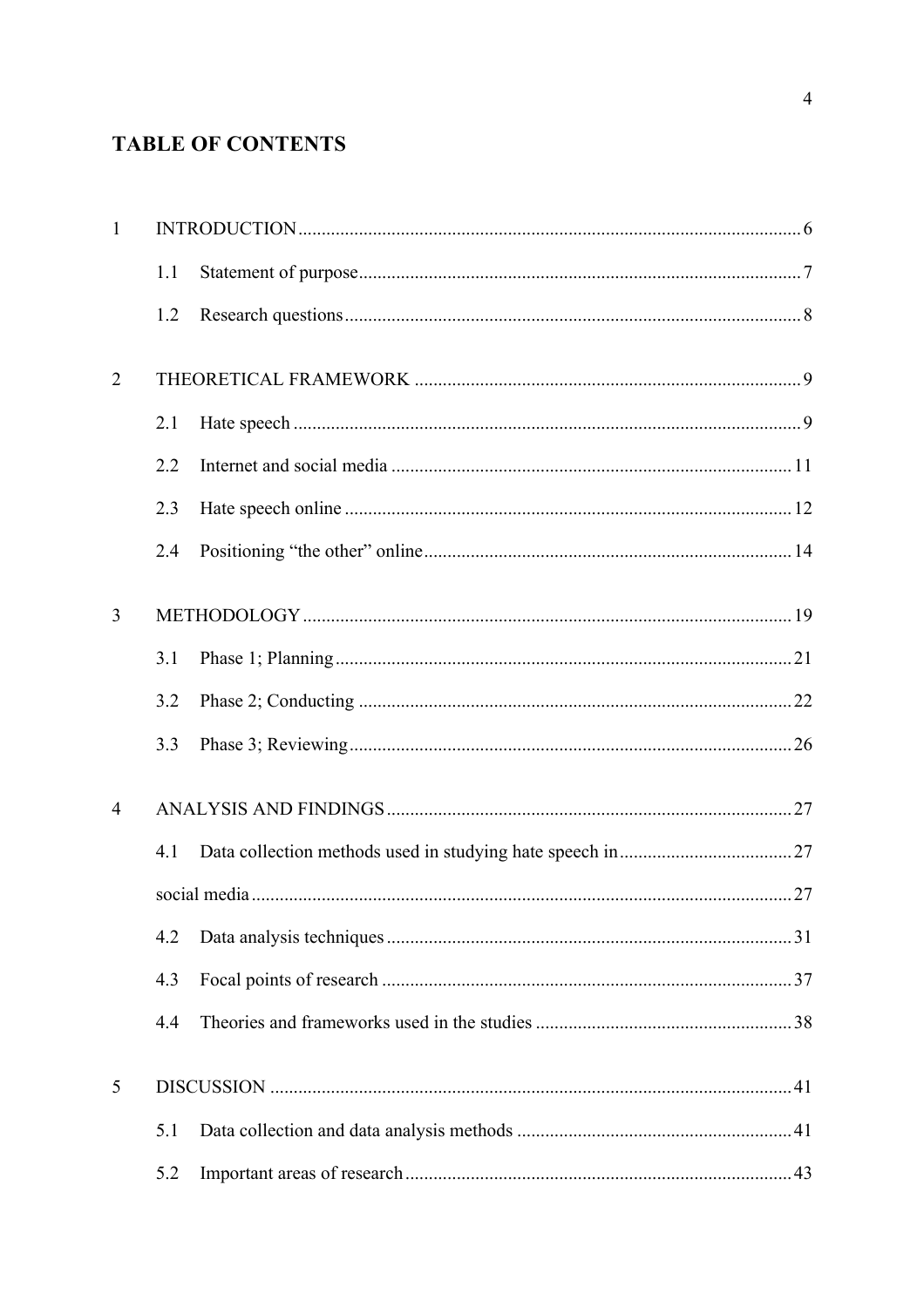# TABLE OF CONTENTS

1 INTRODUCTION .......... 6

1.1 Statement of purpose .......... 7

1.2 Research questions .......... 8

2 THEORETICAL FRAMEWORK .......... 9

2.1 Hate speech .......... 9

2.2 Internet and social media .......... 11

2.3 Hate speech online .......... 12

2.4 Positioning "the other" online .......... 14

3 METHODOLOGY .......... 19

3.1 Phase 1; Planning .......... 21

3.2 Phase 2; Conducting .......... 22

3.3 Phase 3; Reviewing .......... 26

4 ANALYSIS AND FINDINGS .......... 27

4.1 Data collection methods used in studying hate speech in .......... 27

social media .......... 27

4.2 Data analysis techniques .......... 31

4.3 Focal points of research .......... 37

4.4 Theories and frameworks used in the studies .......... 38

5 DISCUSSION .......... 41

5.1 Data collection and data analysis methods .......... 41

5.2 Important areas of research .......... 43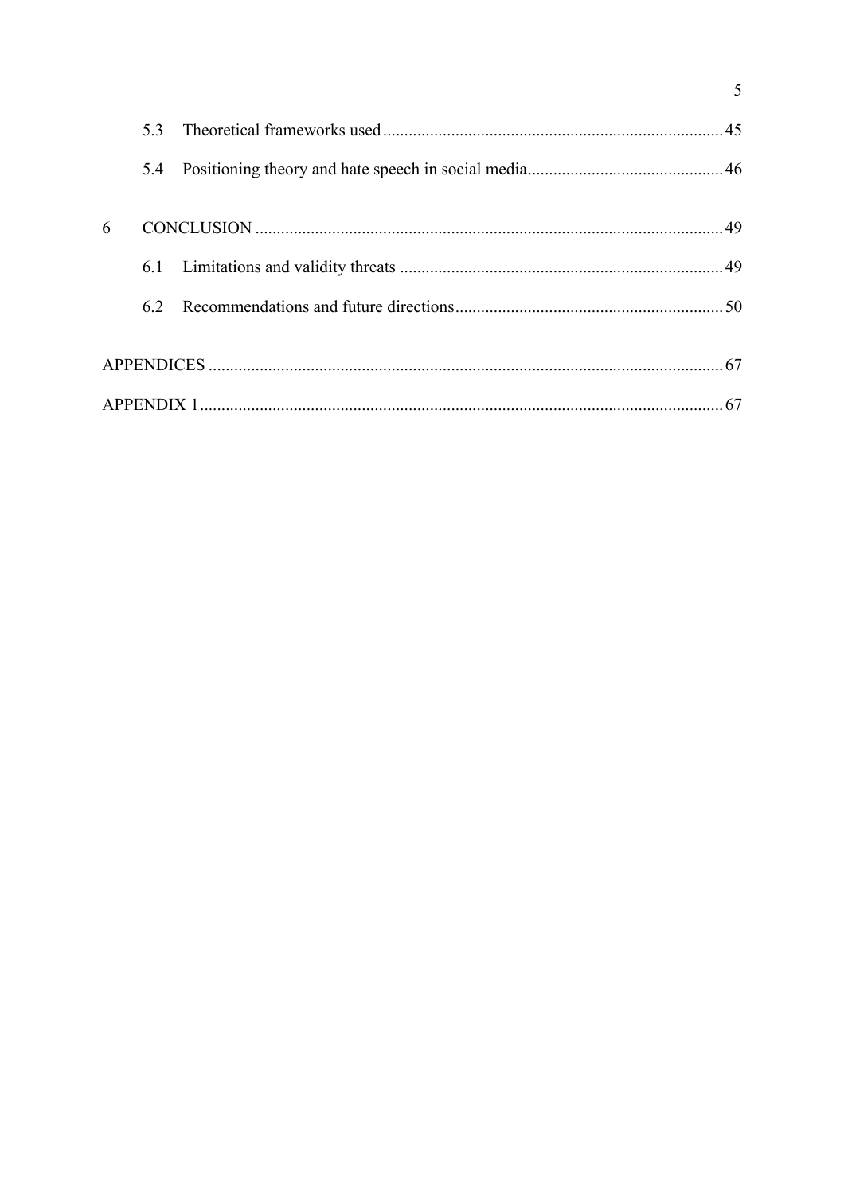5.3 Theoretical frameworks used ........ 45

5.4 Positioning theory and hate speech in social media ........ 46

6 CONCLUSION ........ 49

6.1 Limitations and validity threats ........ 49

6.2 Recommendations and future directions ........ 50

APPENDICES ........ 67

APPENDIX 1 ........ 67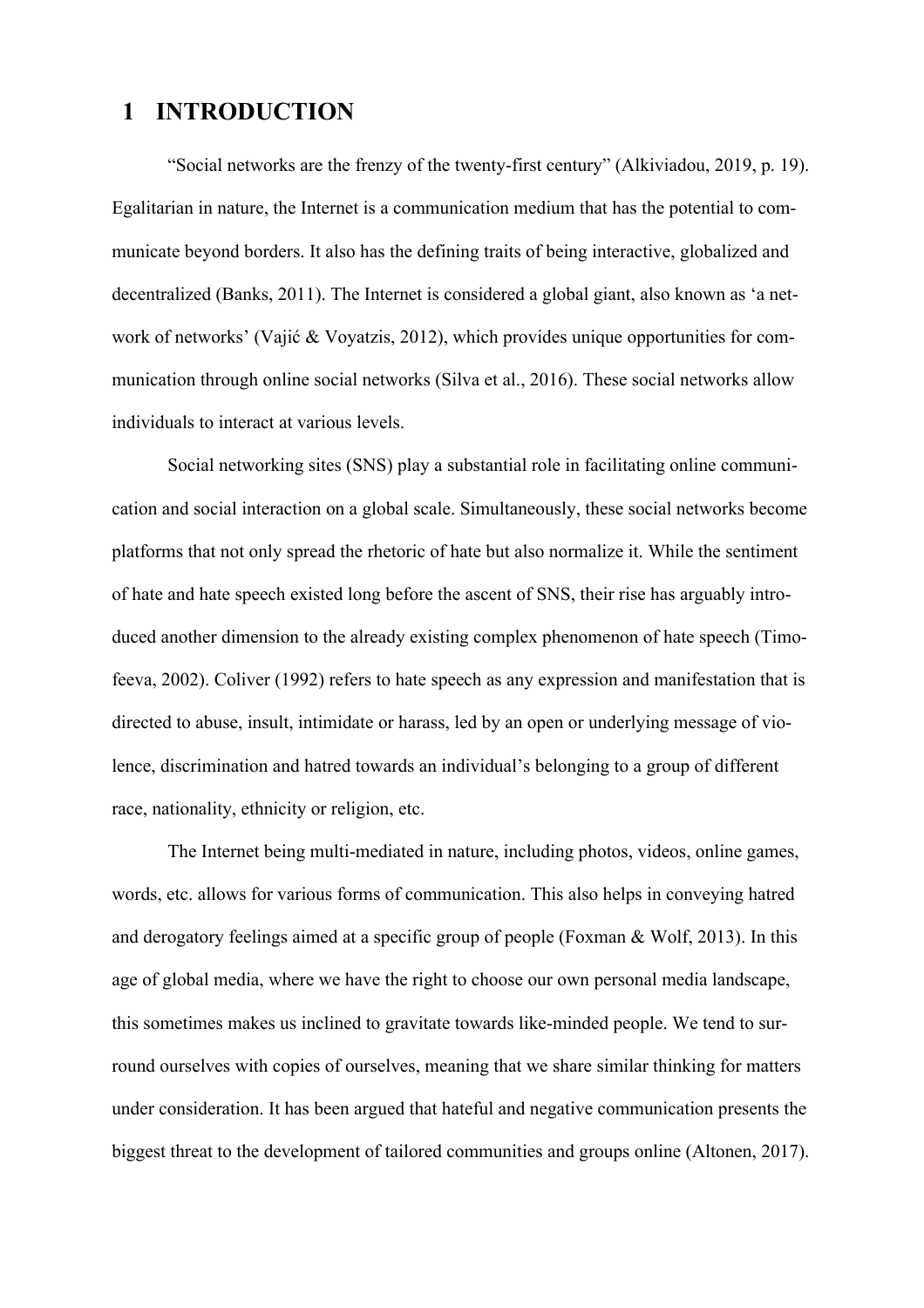# 1 INTRODUCTION

"Social networks are the frenzy of the twenty-first century" (Alkiviadou, 2019, p. 19). Egalitarian in nature, the Internet is a communication medium that has the potential to communicate beyond borders. It also has the defining traits of being interactive, globalized and decentralized (Banks, 2011). The Internet is considered a global giant, also known as 'a network of networks' (Vajić & Voyatzis, 2012), which provides unique opportunities for communication through online social networks (Silva et al., 2016). These social networks allow individuals to interact at various levels.

Social networking sites (SNS) play a substantial role in facilitating online communication and social interaction on a global scale. Simultaneously, these social networks become platforms that not only spread the rhetoric of hate but also normalize it. While the sentiment of hate and hate speech existed long before the ascent of SNS, their rise has arguably introduced another dimension to the already existing complex phenomenon of hate speech (Timofeeva, 2002). Coliver (1992) refers to hate speech as any expression and manifestation that is directed to abuse, insult, intimidate or harass, led by an open or underlying message of violence, discrimination and hatred towards an individual's belonging to a group of different race, nationality, ethnicity or religion, etc.

The Internet being multi-mediated in nature, including photos, videos, online games, words, etc. allows for various forms of communication. This also helps in conveying hatred and derogatory feelings aimed at a specific group of people (Foxman & Wolf, 2013). In this age of global media, where we have the right to choose our own personal media landscape, this sometimes makes us inclined to gravitate towards like-minded people. We tend to surround ourselves with copies of ourselves, meaning that we share similar thinking for matters under consideration. It has been argued that hateful and negative communication presents the biggest threat to the development of tailored communities and groups online (Altonen, 2017).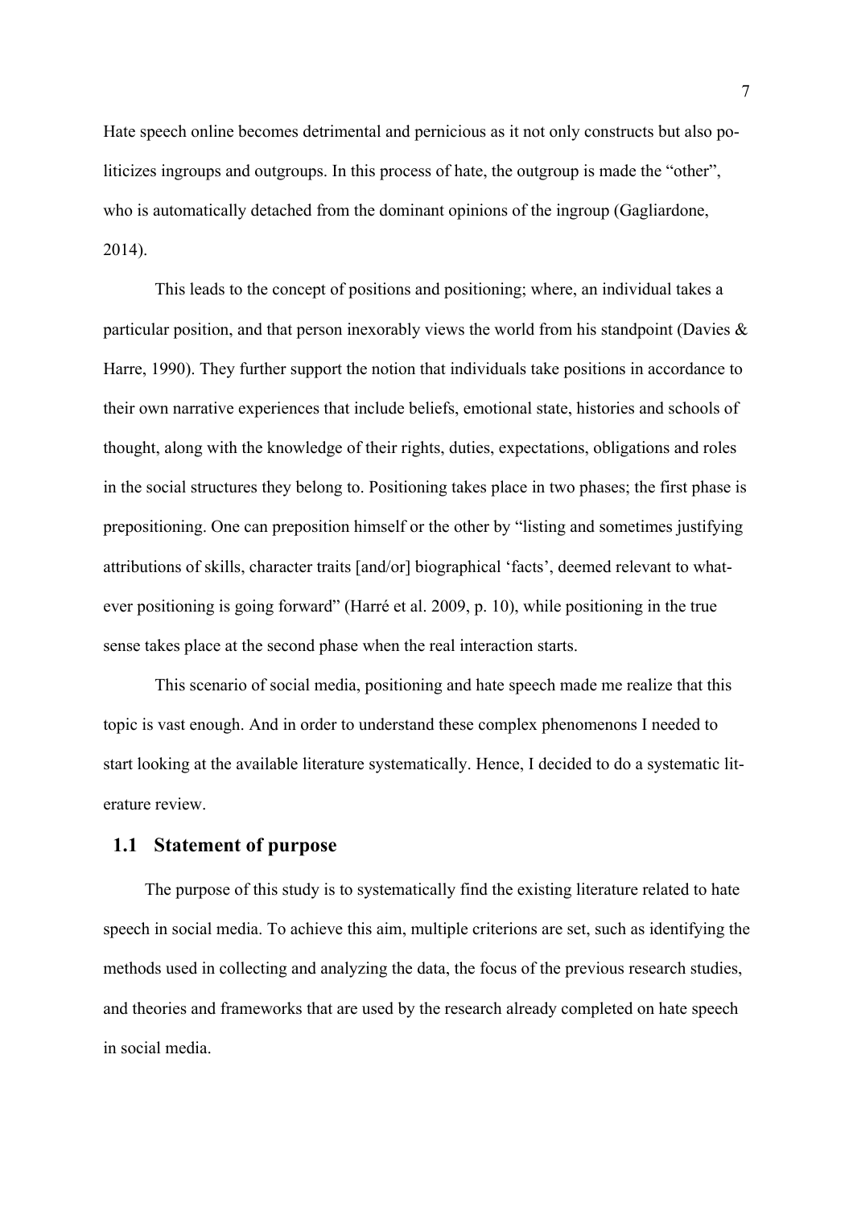Hate speech online becomes detrimental and pernicious as it not only constructs but also politicizes ingroups and outgroups. In this process of hate, the outgroup is made the "other", who is automatically detached from the dominant opinions of the ingroup (Gagliardone, 2014).

This leads to the concept of positions and positioning; where, an individual takes a particular position, and that person inexorably views the world from his standpoint (Davies & Harre, 1990). They further support the notion that individuals take positions in accordance to their own narrative experiences that include beliefs, emotional state, histories and schools of thought, along with the knowledge of their rights, duties, expectations, obligations and roles in the social structures they belong to. Positioning takes place in two phases; the first phase is prepositioning. One can preposition himself or the other by "listing and sometimes justifying attributions of skills, character traits [and/or] biographical 'facts', deemed relevant to whatever positioning is going forward" (Harré et al. 2009, p. 10), while positioning in the true sense takes place at the second phase when the real interaction starts.

This scenario of social media, positioning and hate speech made me realize that this topic is vast enough. And in order to understand these complex phenomenons I needed to start looking at the available literature systematically. Hence, I decided to do a systematic literature review.

## 1.1 Statement of purpose

The purpose of this study is to systematically find the existing literature related to hate speech in social media. To achieve this aim, multiple criterions are set, such as identifying the methods used in collecting and analyzing the data, the focus of the previous research studies, and theories and frameworks that are used by the research already completed on hate speech in social media.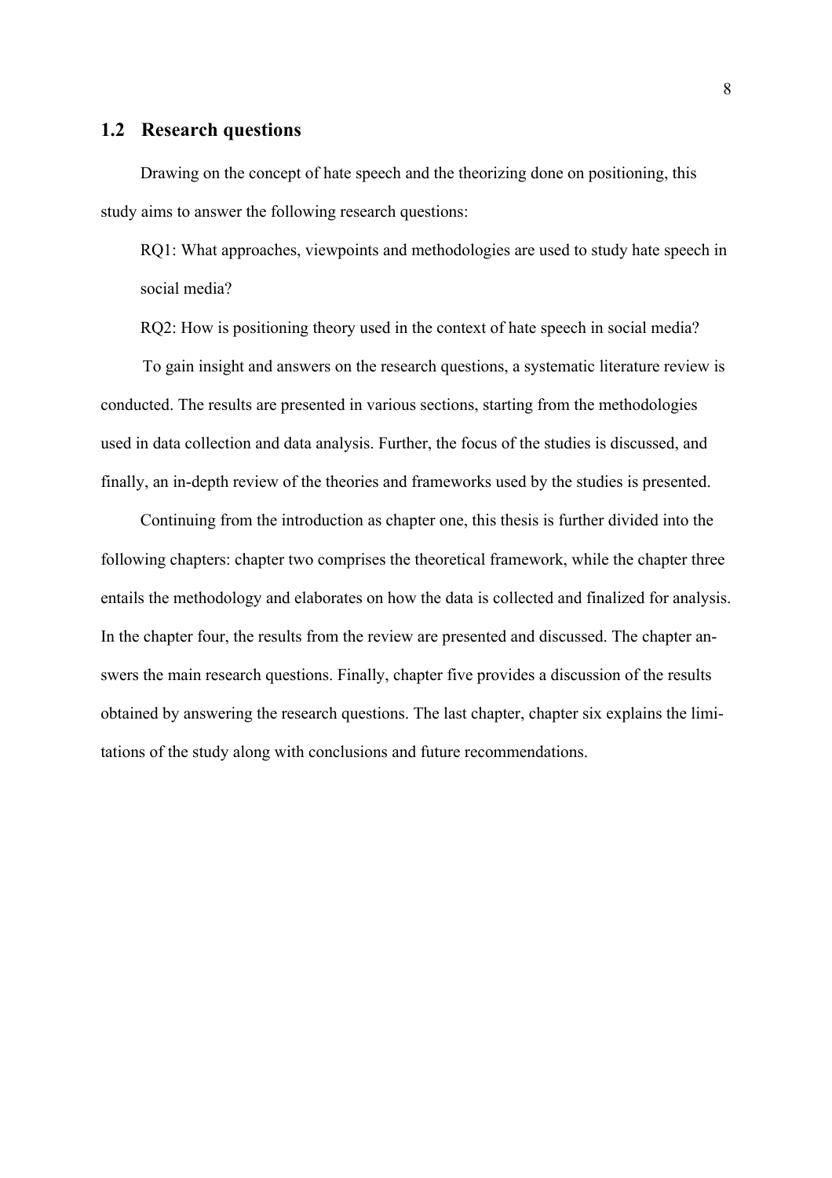## 1.2 Research questions

Drawing on the concept of hate speech and the theorizing done on positioning, this study aims to answer the following research questions:

RQ1: What approaches, viewpoints and methodologies are used to study hate speech in social media?

RQ2: How is positioning theory used in the context of hate speech in social media?

To gain insight and answers on the research questions, a systematic literature review is conducted. The results are presented in various sections, starting from the methodologies used in data collection and data analysis. Further, the focus of the studies is discussed, and finally, an in-depth review of the theories and frameworks used by the studies is presented.

Continuing from the introduction as chapter one, this thesis is further divided into the following chapters: chapter two comprises the theoretical framework, while the chapter three entails the methodology and elaborates on how the data is collected and finalized for analysis. In the chapter four, the results from the review are presented and discussed. The chapter answers the main research questions. Finally, chapter five provides a discussion of the results obtained by answering the research questions. The last chapter, chapter six explains the limitations of the study along with conclusions and future recommendations.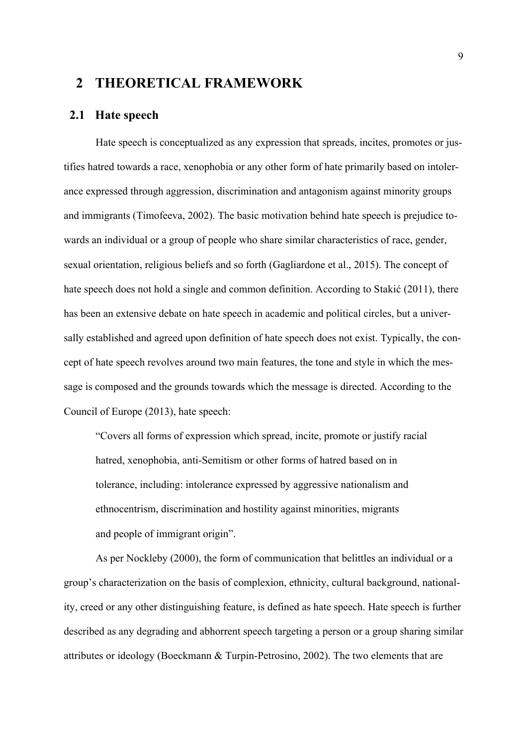# 2 THEORETICAL FRAMEWORK

## 2.1 Hate speech

Hate speech is conceptualized as any expression that spreads, incites, promotes or justifies hatred towards a race, xenophobia or any other form of hate primarily based on intolerance expressed through aggression, discrimination and antagonism against minority groups and immigrants (Timofeeva, 2002). The basic motivation behind hate speech is prejudice towards an individual or a group of people who share similar characteristics of race, gender, sexual orientation, religious beliefs and so forth (Gagliardone et al., 2015). The concept of hate speech does not hold a single and common definition. According to Stakić (2011), there has been an extensive debate on hate speech in academic and political circles, but a universally established and agreed upon definition of hate speech does not exist. Typically, the concept of hate speech revolves around two main features, the tone and style in which the message is composed and the grounds towards which the message is directed. According to the Council of Europe (2013), hate speech:

> "Covers all forms of expression which spread, incite, promote or justify racial hatred, xenophobia, anti-Semitism or other forms of hatred based on in tolerance, including: intolerance expressed by aggressive nationalism and ethnocentrism, discrimination and hostility against minorities, migrants and people of immigrant origin".

As per Nockleby (2000), the form of communication that belittles an individual or a group's characterization on the basis of complexion, ethnicity, cultural background, nationality, creed or any other distinguishing feature, is defined as hate speech. Hate speech is further described as any degrading and abhorrent speech targeting a person or a group sharing similar attributes or ideology (Boeckmann & Turpin-Petrosino, 2002). The two elements that are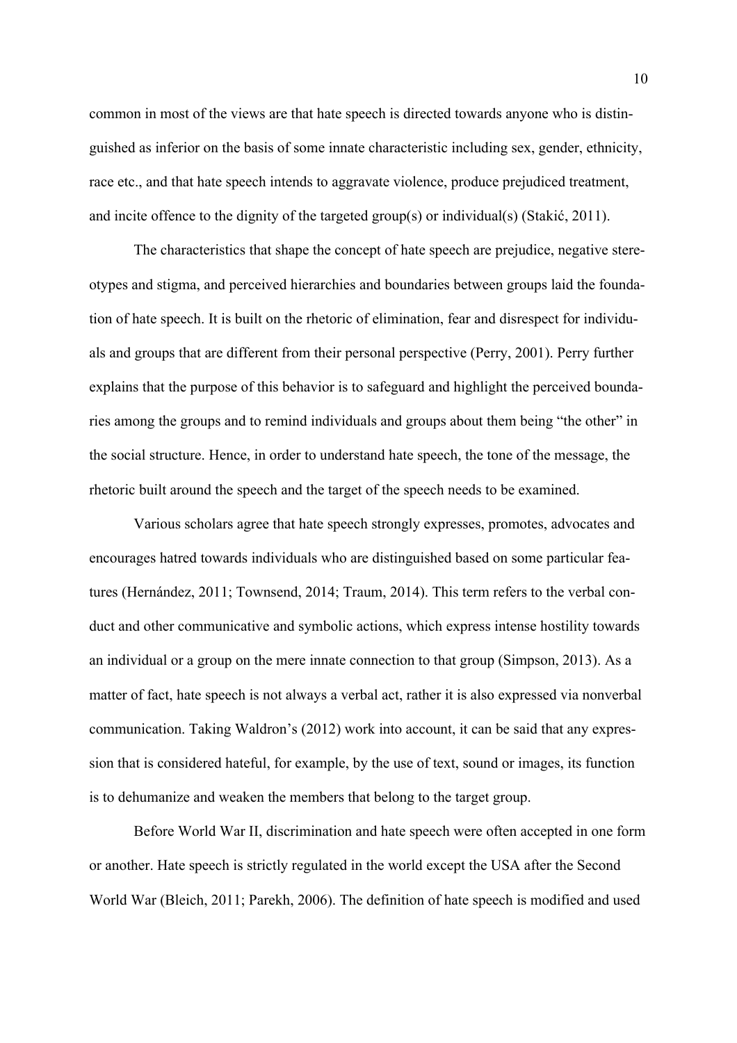common in most of the views are that hate speech is directed towards anyone who is distinguished as inferior on the basis of some innate characteristic including sex, gender, ethnicity, race etc., and that hate speech intends to aggravate violence, produce prejudiced treatment, and incite offence to the dignity of the targeted group(s) or individual(s) (Stakić, 2011).

The characteristics that shape the concept of hate speech are prejudice, negative stereotypes and stigma, and perceived hierarchies and boundaries between groups laid the foundation of hate speech. It is built on the rhetoric of elimination, fear and disrespect for individuals and groups that are different from their personal perspective (Perry, 2001). Perry further explains that the purpose of this behavior is to safeguard and highlight the perceived boundaries among the groups and to remind individuals and groups about them being "the other" in the social structure. Hence, in order to understand hate speech, the tone of the message, the rhetoric built around the speech and the target of the speech needs to be examined.

Various scholars agree that hate speech strongly expresses, promotes, advocates and encourages hatred towards individuals who are distinguished based on some particular features (Hernández, 2011; Townsend, 2014; Traum, 2014). This term refers to the verbal conduct and other communicative and symbolic actions, which express intense hostility towards an individual or a group on the mere innate connection to that group (Simpson, 2013). As a matter of fact, hate speech is not always a verbal act, rather it is also expressed via nonverbal communication. Taking Waldron's (2012) work into account, it can be said that any expression that is considered hateful, for example, by the use of text, sound or images, its function is to dehumanize and weaken the members that belong to the target group.

Before World War II, discrimination and hate speech were often accepted in one form or another. Hate speech is strictly regulated in the world except the USA after the Second World War (Bleich, 2011; Parekh, 2006). The definition of hate speech is modified and used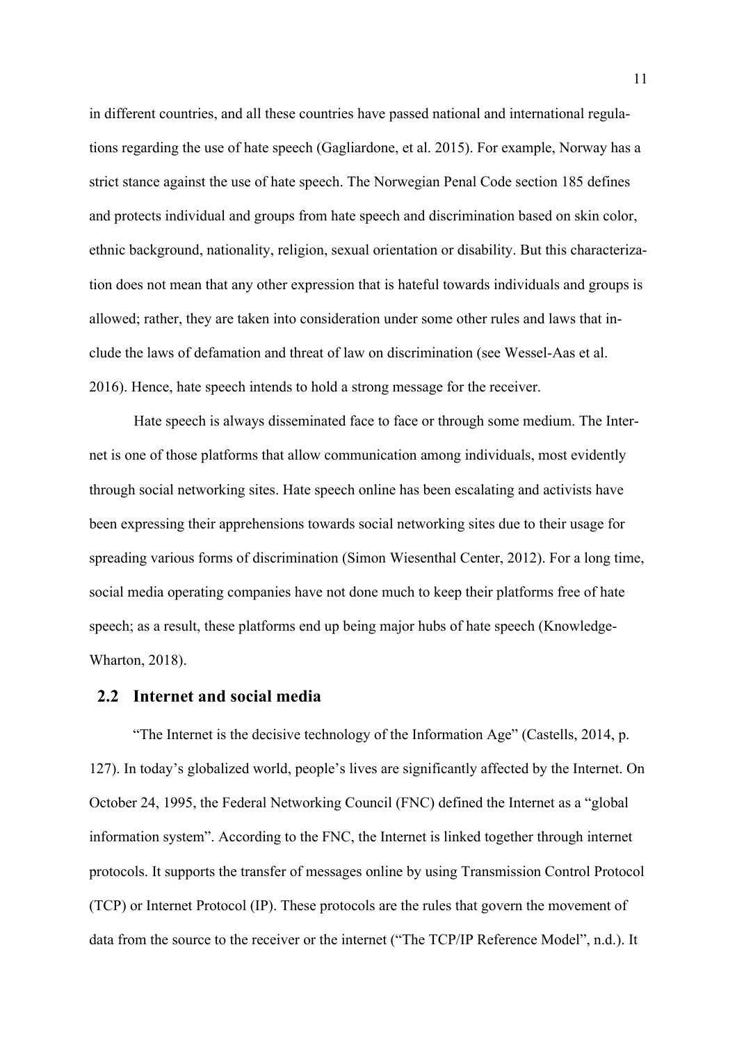in different countries, and all these countries have passed national and international regulations regarding the use of hate speech (Gagliardone, et al. 2015). For example, Norway has a strict stance against the use of hate speech. The Norwegian Penal Code section 185 defines and protects individual and groups from hate speech and discrimination based on skin color, ethnic background, nationality, religion, sexual orientation or disability. But this characterization does not mean that any other expression that is hateful towards individuals and groups is allowed; rather, they are taken into consideration under some other rules and laws that include the laws of defamation and threat of law on discrimination (see Wessel-Aas et al. 2016). Hence, hate speech intends to hold a strong message for the receiver.

Hate speech is always disseminated face to face or through some medium. The Internet is one of those platforms that allow communication among individuals, most evidently through social networking sites. Hate speech online has been escalating and activists have been expressing their apprehensions towards social networking sites due to their usage for spreading various forms of discrimination (Simon Wiesenthal Center, 2012). For a long time, social media operating companies have not done much to keep their platforms free of hate speech; as a result, these platforms end up being major hubs of hate speech (Knowledge-Wharton, 2018).

## 2.2 Internet and social media

"The Internet is the decisive technology of the Information Age" (Castells, 2014, p. 127). In today's globalized world, people's lives are significantly affected by the Internet. On October 24, 1995, the Federal Networking Council (FNC) defined the Internet as a "global information system". According to the FNC, the Internet is linked together through internet protocols. It supports the transfer of messages online by using Transmission Control Protocol (TCP) or Internet Protocol (IP). These protocols are the rules that govern the movement of data from the source to the receiver or the internet ("The TCP/IP Reference Model", n.d.). It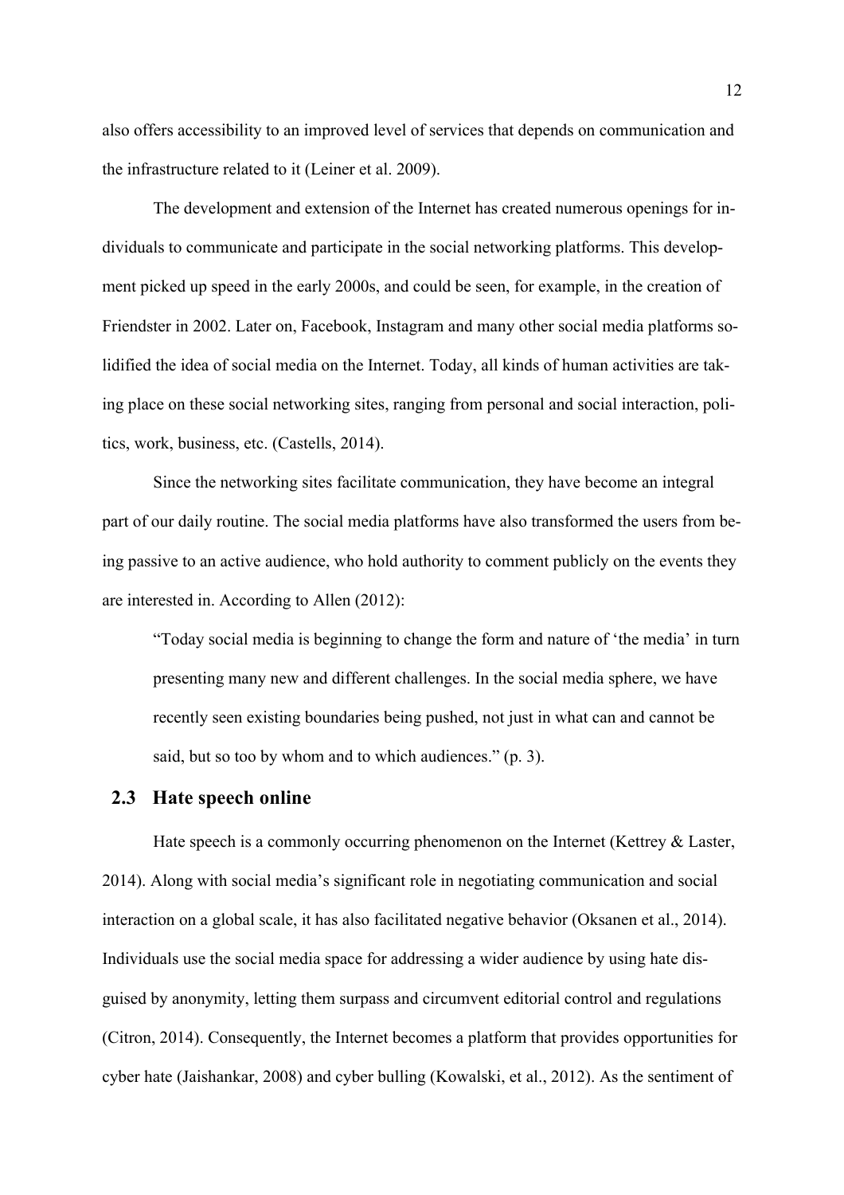also offers accessibility to an improved level of services that depends on communication and the infrastructure related to it (Leiner et al. 2009).

The development and extension of the Internet has created numerous openings for individuals to communicate and participate in the social networking platforms. This development picked up speed in the early 2000s, and could be seen, for example, in the creation of Friendster in 2002. Later on, Facebook, Instagram and many other social media platforms solidified the idea of social media on the Internet. Today, all kinds of human activities are taking place on these social networking sites, ranging from personal and social interaction, politics, work, business, etc. (Castells, 2014).

Since the networking sites facilitate communication, they have become an integral part of our daily routine. The social media platforms have also transformed the users from being passive to an active audience, who hold authority to comment publicly on the events they are interested in. According to Allen (2012):

> "Today social media is beginning to change the form and nature of 'the media' in turn presenting many new and different challenges. In the social media sphere, we have recently seen existing boundaries being pushed, not just in what can and cannot be said, but so too by whom and to which audiences." (p. 3).

## 2.3 Hate speech online

Hate speech is a commonly occurring phenomenon on the Internet (Kettrey & Laster, 2014). Along with social media's significant role in negotiating communication and social interaction on a global scale, it has also facilitated negative behavior (Oksanen et al., 2014). Individuals use the social media space for addressing a wider audience by using hate disguised by anonymity, letting them surpass and circumvent editorial control and regulations (Citron, 2014). Consequently, the Internet becomes a platform that provides opportunities for cyber hate (Jaishankar, 2008) and cyber bulling (Kowalski, et al., 2012). As the sentiment of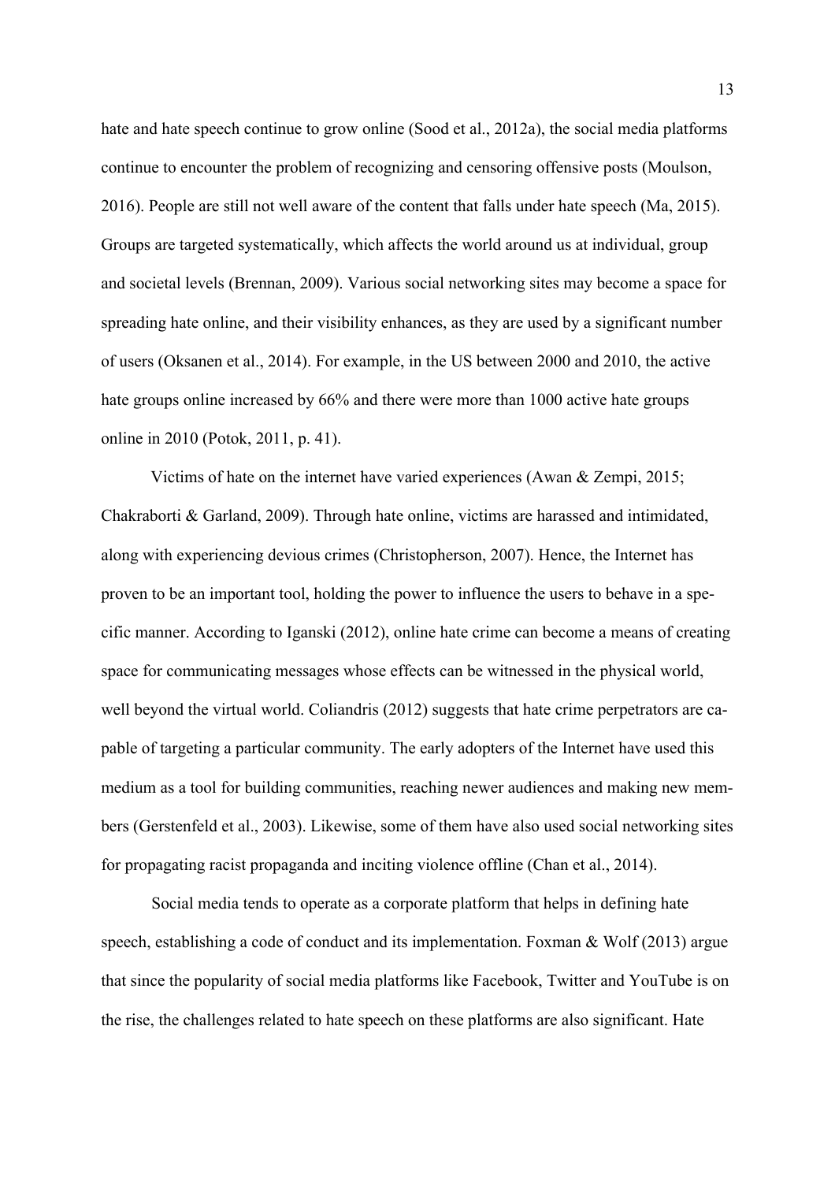hate and hate speech continue to grow online (Sood et al., 2012a), the social media platforms continue to encounter the problem of recognizing and censoring offensive posts (Moulson, 2016). People are still not well aware of the content that falls under hate speech (Ma, 2015). Groups are targeted systematically, which affects the world around us at individual, group and societal levels (Brennan, 2009). Various social networking sites may become a space for spreading hate online, and their visibility enhances, as they are used by a significant number of users (Oksanen et al., 2014). For example, in the US between 2000 and 2010, the active hate groups online increased by 66% and there were more than 1000 active hate groups online in 2010 (Potok, 2011, p. 41).

Victims of hate on the internet have varied experiences (Awan & Zempi, 2015; Chakraborti & Garland, 2009). Through hate online, victims are harassed and intimidated, along with experiencing devious crimes (Christopherson, 2007). Hence, the Internet has proven to be an important tool, holding the power to influence the users to behave in a specific manner. According to Iganski (2012), online hate crime can become a means of creating space for communicating messages whose effects can be witnessed in the physical world, well beyond the virtual world. Coliandris (2012) suggests that hate crime perpetrators are capable of targeting a particular community. The early adopters of the Internet have used this medium as a tool for building communities, reaching newer audiences and making new members (Gerstenfeld et al., 2003). Likewise, some of them have also used social networking sites for propagating racist propaganda and inciting violence offline (Chan et al., 2014).

Social media tends to operate as a corporate platform that helps in defining hate speech, establishing a code of conduct and its implementation. Foxman & Wolf (2013) argue that since the popularity of social media platforms like Facebook, Twitter and YouTube is on the rise, the challenges related to hate speech on these platforms are also significant. Hate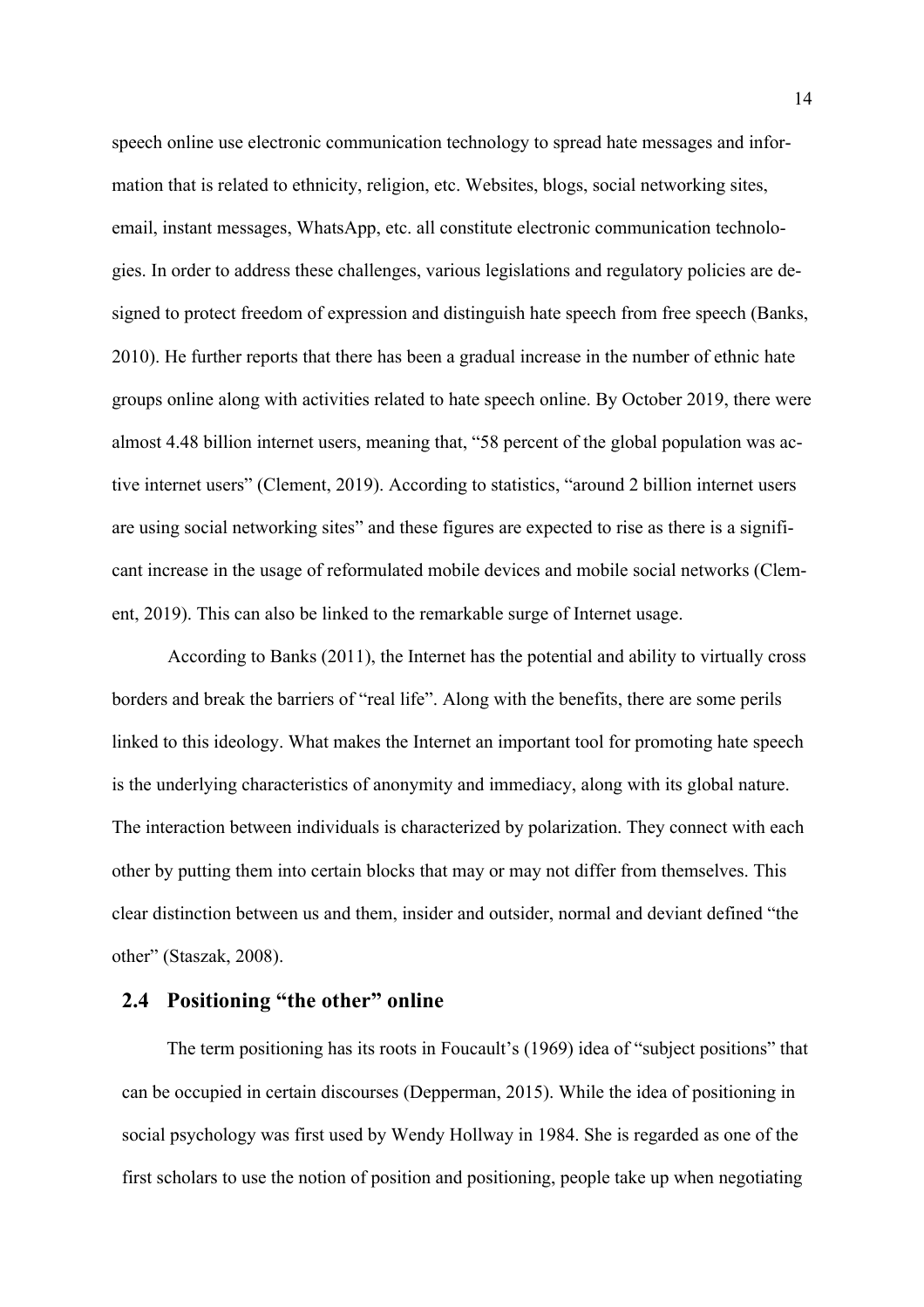speech online use electronic communication technology to spread hate messages and information that is related to ethnicity, religion, etc. Websites, blogs, social networking sites, email, instant messages, WhatsApp, etc. all constitute electronic communication technologies. In order to address these challenges, various legislations and regulatory policies are designed to protect freedom of expression and distinguish hate speech from free speech (Banks, 2010). He further reports that there has been a gradual increase in the number of ethnic hate groups online along with activities related to hate speech online. By October 2019, there were almost 4.48 billion internet users, meaning that, "58 percent of the global population was active internet users" (Clement, 2019). According to statistics, "around 2 billion internet users are using social networking sites" and these figures are expected to rise as there is a significant increase in the usage of reformulated mobile devices and mobile social networks (Clement, 2019). This can also be linked to the remarkable surge of Internet usage.

According to Banks (2011), the Internet has the potential and ability to virtually cross borders and break the barriers of "real life". Along with the benefits, there are some perils linked to this ideology. What makes the Internet an important tool for promoting hate speech is the underlying characteristics of anonymity and immediacy, along with its global nature. The interaction between individuals is characterized by polarization. They connect with each other by putting them into certain blocks that may or may not differ from themselves. This clear distinction between us and them, insider and outsider, normal and deviant defined "the other" (Staszak, 2008).

## 2.4 Positioning "the other" online

The term positioning has its roots in Foucault's (1969) idea of "subject positions" that can be occupied in certain discourses (Depperman, 2015). While the idea of positioning in social psychology was first used by Wendy Hollway in 1984. She is regarded as one of the first scholars to use the notion of position and positioning, people take up when negotiating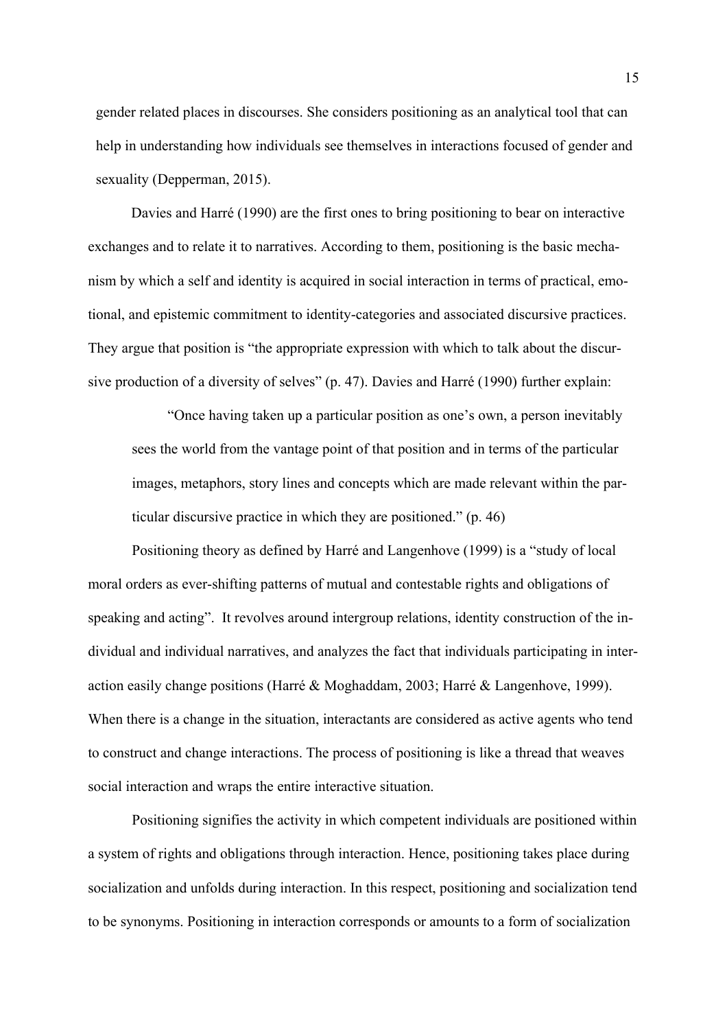gender related places in discourses. She considers positioning as an analytical tool that can help in understanding how individuals see themselves in interactions focused of gender and sexuality (Depperman, 2015).

Davies and Harré (1990) are the first ones to bring positioning to bear on interactive exchanges and to relate it to narratives. According to them, positioning is the basic mechanism by which a self and identity is acquired in social interaction in terms of practical, emotional, and epistemic commitment to identity-categories and associated discursive practices. They argue that position is "the appropriate expression with which to talk about the discursive production of a diversity of selves" (p. 47). Davies and Harré (1990) further explain:

> "Once having taken up a particular position as one's own, a person inevitably sees the world from the vantage point of that position and in terms of the particular images, metaphors, story lines and concepts which are made relevant within the particular discursive practice in which they are positioned." (p. 46)

Positioning theory as defined by Harré and Langenhove (1999) is a "study of local moral orders as ever-shifting patterns of mutual and contestable rights and obligations of speaking and acting". It revolves around intergroup relations, identity construction of the individual and individual narratives, and analyzes the fact that individuals participating in interaction easily change positions (Harré & Moghaddam, 2003; Harré & Langenhove, 1999). When there is a change in the situation, interactants are considered as active agents who tend to construct and change interactions. The process of positioning is like a thread that weaves social interaction and wraps the entire interactive situation.

Positioning signifies the activity in which competent individuals are positioned within a system of rights and obligations through interaction. Hence, positioning takes place during socialization and unfolds during interaction. In this respect, positioning and socialization tend to be synonyms. Positioning in interaction corresponds or amounts to a form of socialization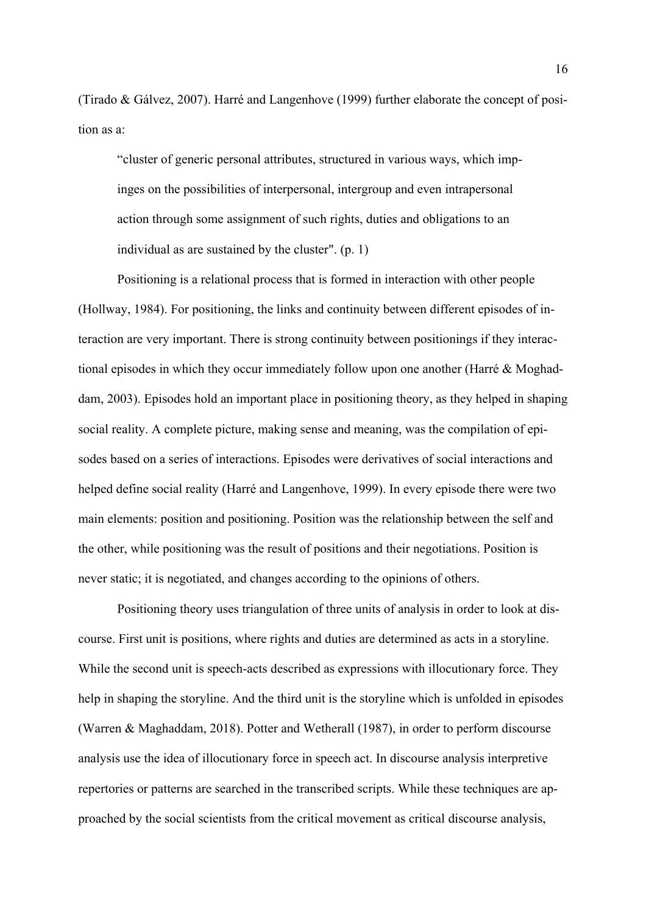(Tirado & Gálvez, 2007). Harré and Langenhove (1999) further elaborate the concept of position as a:

> "cluster of generic personal attributes, structured in various ways, which impinges on the possibilities of interpersonal, intergroup and even intrapersonal action through some assignment of such rights, duties and obligations to an individual as are sustained by the cluster". (p. 1)

Positioning is a relational process that is formed in interaction with other people (Hollway, 1984). For positioning, the links and continuity between different episodes of interaction are very important. There is strong continuity between positionings if they interactional episodes in which they occur immediately follow upon one another (Harré & Moghaddam, 2003). Episodes hold an important place in positioning theory, as they helped in shaping social reality. A complete picture, making sense and meaning, was the compilation of episodes based on a series of interactions. Episodes were derivatives of social interactions and helped define social reality (Harré and Langenhove, 1999). In every episode there were two main elements: position and positioning. Position was the relationship between the self and the other, while positioning was the result of positions and their negotiations. Position is never static; it is negotiated, and changes according to the opinions of others.

Positioning theory uses triangulation of three units of analysis in order to look at discourse. First unit is positions, where rights and duties are determined as acts in a storyline. While the second unit is speech-acts described as expressions with illocutionary force. They help in shaping the storyline. And the third unit is the storyline which is unfolded in episodes (Warren & Maghaddam, 2018). Potter and Wetherall (1987), in order to perform discourse analysis use the idea of illocutionary force in speech act. In discourse analysis interpretive repertories or patterns are searched in the transcribed scripts. While these techniques are approached by the social scientists from the critical movement as critical discourse analysis,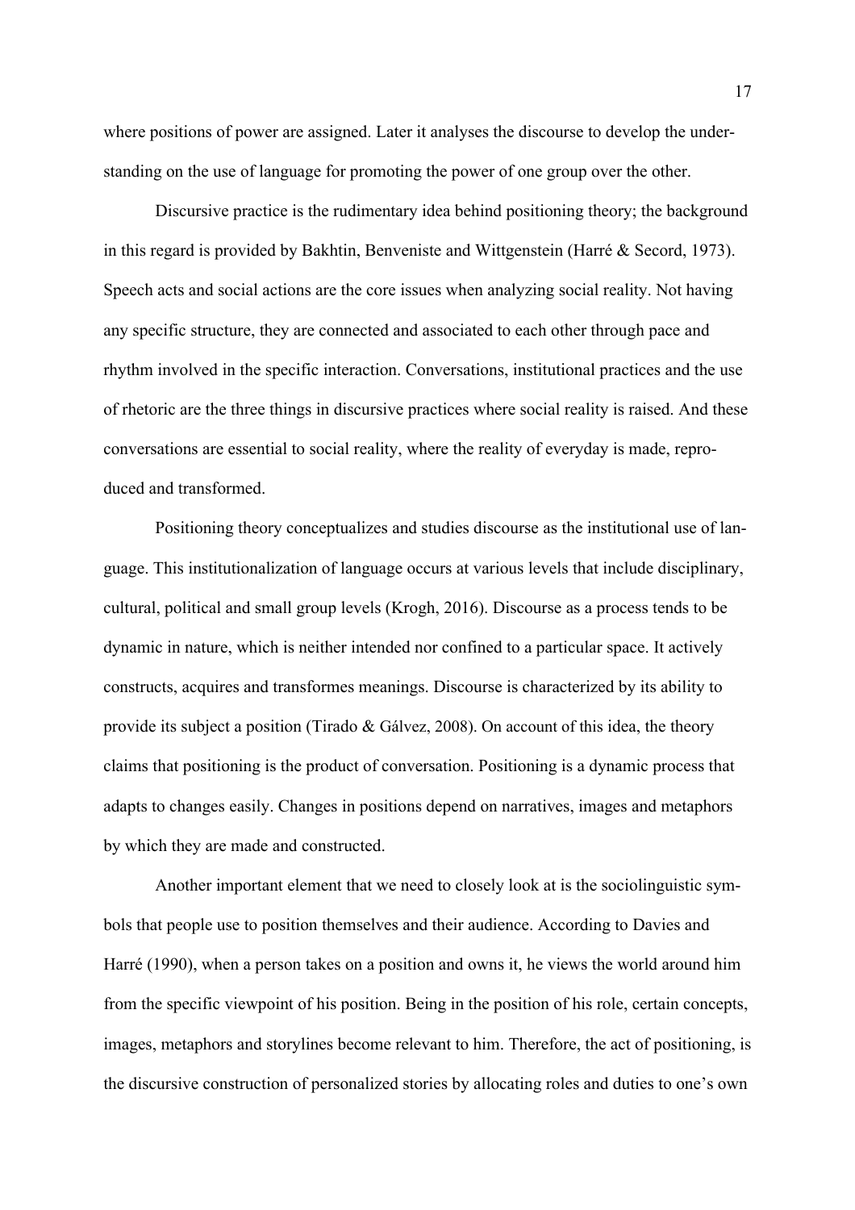where positions of power are assigned. Later it analyses the discourse to develop the understanding on the use of language for promoting the power of one group over the other.

Discursive practice is the rudimentary idea behind positioning theory; the background in this regard is provided by Bakhtin, Benveniste and Wittgenstein (Harré & Secord, 1973). Speech acts and social actions are the core issues when analyzing social reality. Not having any specific structure, they are connected and associated to each other through pace and rhythm involved in the specific interaction. Conversations, institutional practices and the use of rhetoric are the three things in discursive practices where social reality is raised. And these conversations are essential to social reality, where the reality of everyday is made, reproduced and transformed.

Positioning theory conceptualizes and studies discourse as the institutional use of language. This institutionalization of language occurs at various levels that include disciplinary, cultural, political and small group levels (Krogh, 2016). Discourse as a process tends to be dynamic in nature, which is neither intended nor confined to a particular space. It actively constructs, acquires and transformes meanings. Discourse is characterized by its ability to provide its subject a position (Tirado & Gálvez, 2008). On account of this idea, the theory claims that positioning is the product of conversation. Positioning is a dynamic process that adapts to changes easily. Changes in positions depend on narratives, images and metaphors by which they are made and constructed.

Another important element that we need to closely look at is the sociolinguistic symbols that people use to position themselves and their audience. According to Davies and Harré (1990), when a person takes on a position and owns it, he views the world around him from the specific viewpoint of his position. Being in the position of his role, certain concepts, images, metaphors and storylines become relevant to him. Therefore, the act of positioning, is the discursive construction of personalized stories by allocating roles and duties to one's own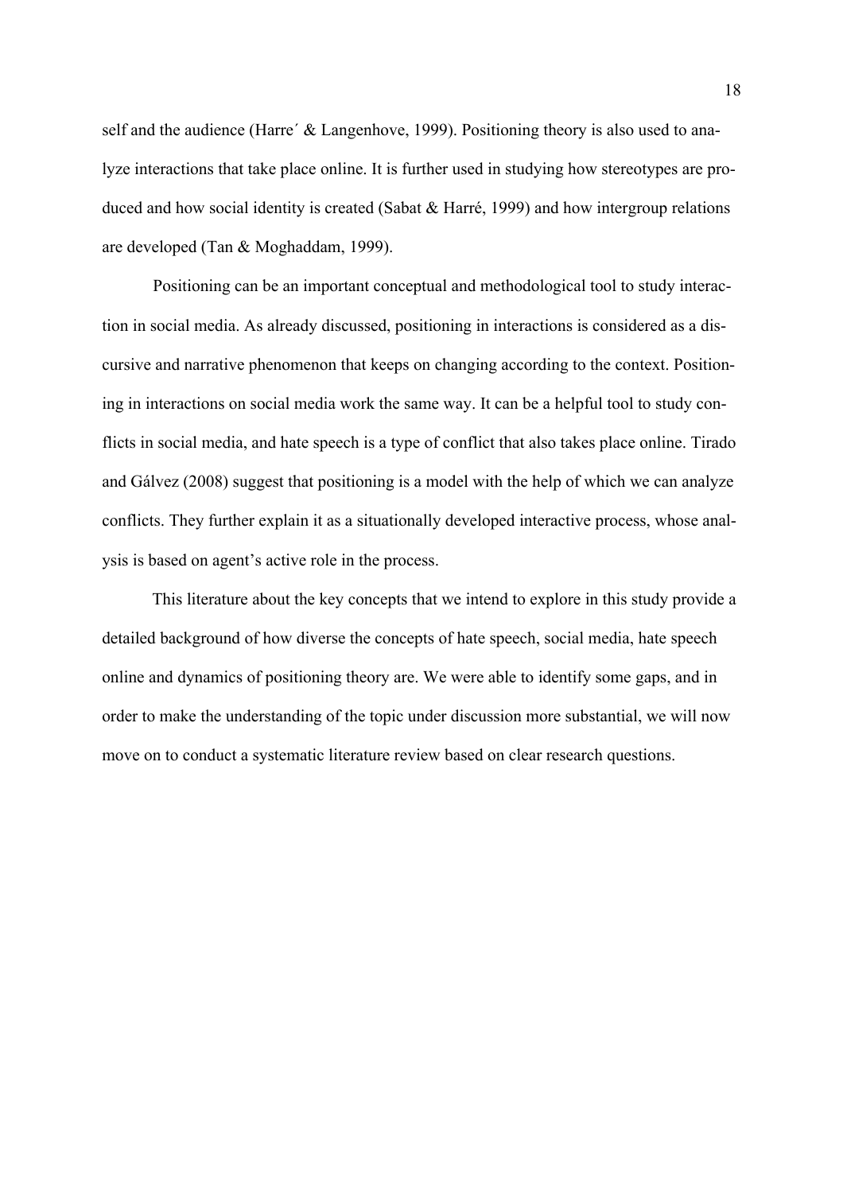self and the audience (Harre´ & Langenhove, 1999). Positioning theory is also used to analyze interactions that take place online. It is further used in studying how stereotypes are produced and how social identity is created (Sabat & Harré, 1999) and how intergroup relations are developed (Tan & Moghaddam, 1999).

Positioning can be an important conceptual and methodological tool to study interaction in social media. As already discussed, positioning in interactions is considered as a discursive and narrative phenomenon that keeps on changing according to the context. Positioning in interactions on social media work the same way. It can be a helpful tool to study conflicts in social media, and hate speech is a type of conflict that also takes place online. Tirado and Gálvez (2008) suggest that positioning is a model with the help of which we can analyze conflicts. They further explain it as a situationally developed interactive process, whose analysis is based on agent's active role in the process.

This literature about the key concepts that we intend to explore in this study provide a detailed background of how diverse the concepts of hate speech, social media, hate speech online and dynamics of positioning theory are. We were able to identify some gaps, and in order to make the understanding of the topic under discussion more substantial, we will now move on to conduct a systematic literature review based on clear research questions.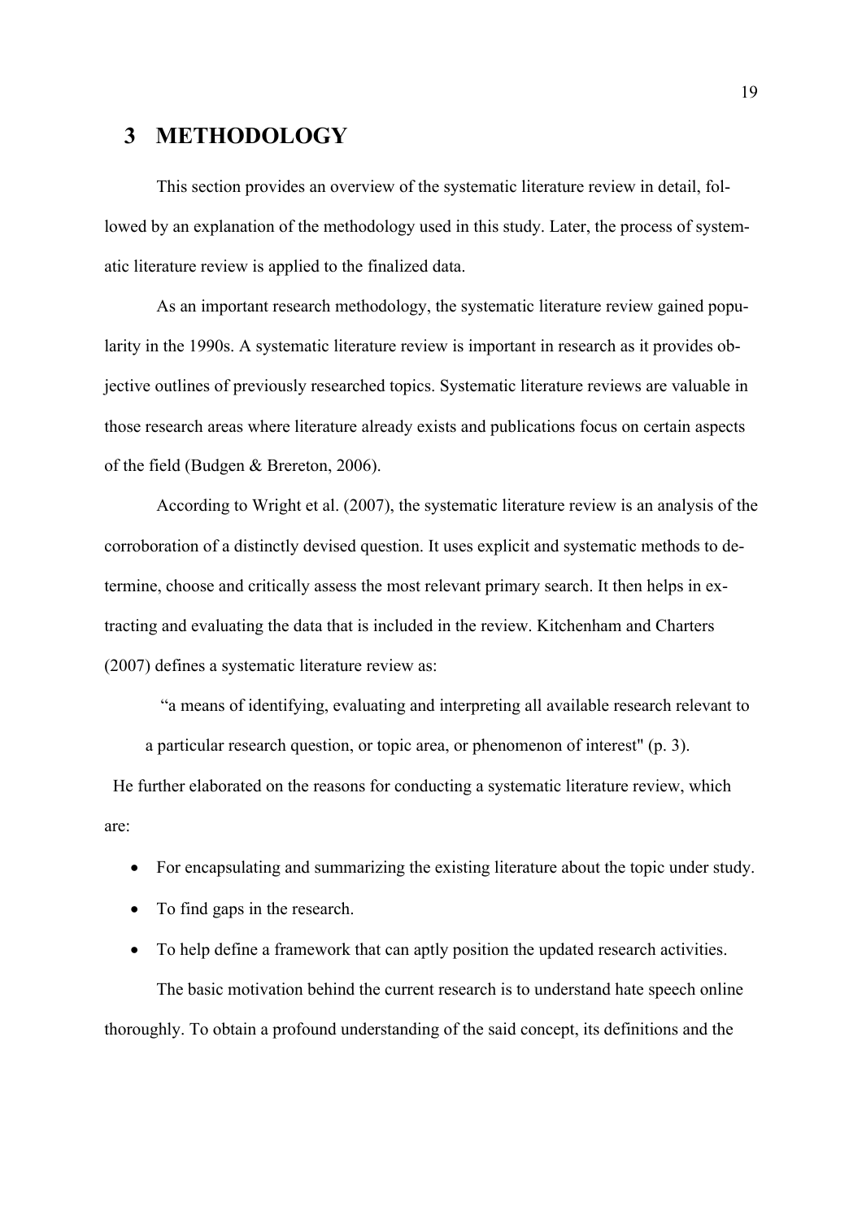# 3 METHODOLOGY

This section provides an overview of the systematic literature review in detail, followed by an explanation of the methodology used in this study. Later, the process of systematic literature review is applied to the finalized data.

As an important research methodology, the systematic literature review gained popularity in the 1990s. A systematic literature review is important in research as it provides objective outlines of previously researched topics. Systematic literature reviews are valuable in those research areas where literature already exists and publications focus on certain aspects of the field (Budgen & Brereton, 2006).

According to Wright et al. (2007), the systematic literature review is an analysis of the corroboration of a distinctly devised question. It uses explicit and systematic methods to determine, choose and critically assess the most relevant primary search. It then helps in extracting and evaluating the data that is included in the review. Kitchenham and Charters (2007) defines a systematic literature review as:

> "a means of identifying, evaluating and interpreting all available research relevant to a particular research question, or topic area, or phenomenon of interest" (p. 3).

He further elaborated on the reasons for conducting a systematic literature review, which are:

- For encapsulating and summarizing the existing literature about the topic under study.
- To find gaps in the research.
- To help define a framework that can aptly position the updated research activities.

The basic motivation behind the current research is to understand hate speech online thoroughly. To obtain a profound understanding of the said concept, its definitions and the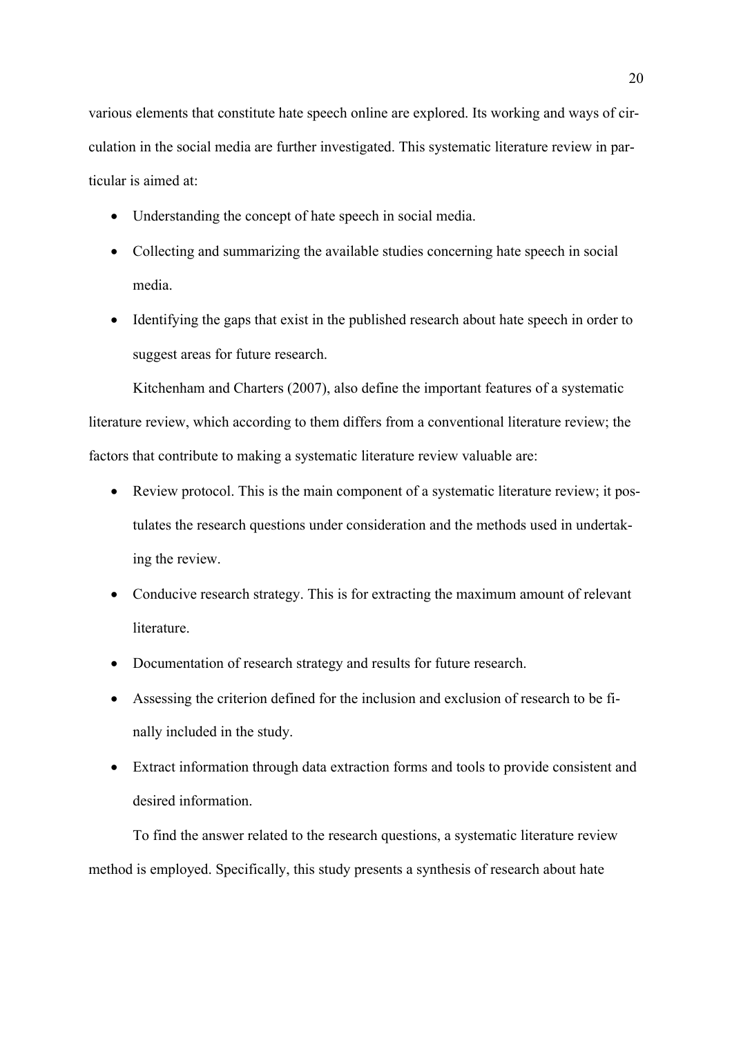various elements that constitute hate speech online are explored. Its working and ways of circulation in the social media are further investigated. This systematic literature review in particular is aimed at:

- Understanding the concept of hate speech in social media.
- Collecting and summarizing the available studies concerning hate speech in social media.
- Identifying the gaps that exist in the published research about hate speech in order to suggest areas for future research.

Kitchenham and Charters (2007), also define the important features of a systematic literature review, which according to them differs from a conventional literature review; the factors that contribute to making a systematic literature review valuable are:

- Review protocol. This is the main component of a systematic literature review; it postulates the research questions under consideration and the methods used in undertaking the review.
- Conducive research strategy. This is for extracting the maximum amount of relevant literature.
- Documentation of research strategy and results for future research.
- Assessing the criterion defined for the inclusion and exclusion of research to be finally included in the study.
- Extract information through data extraction forms and tools to provide consistent and desired information.

To find the answer related to the research questions, a systematic literature review method is employed. Specifically, this study presents a synthesis of research about hate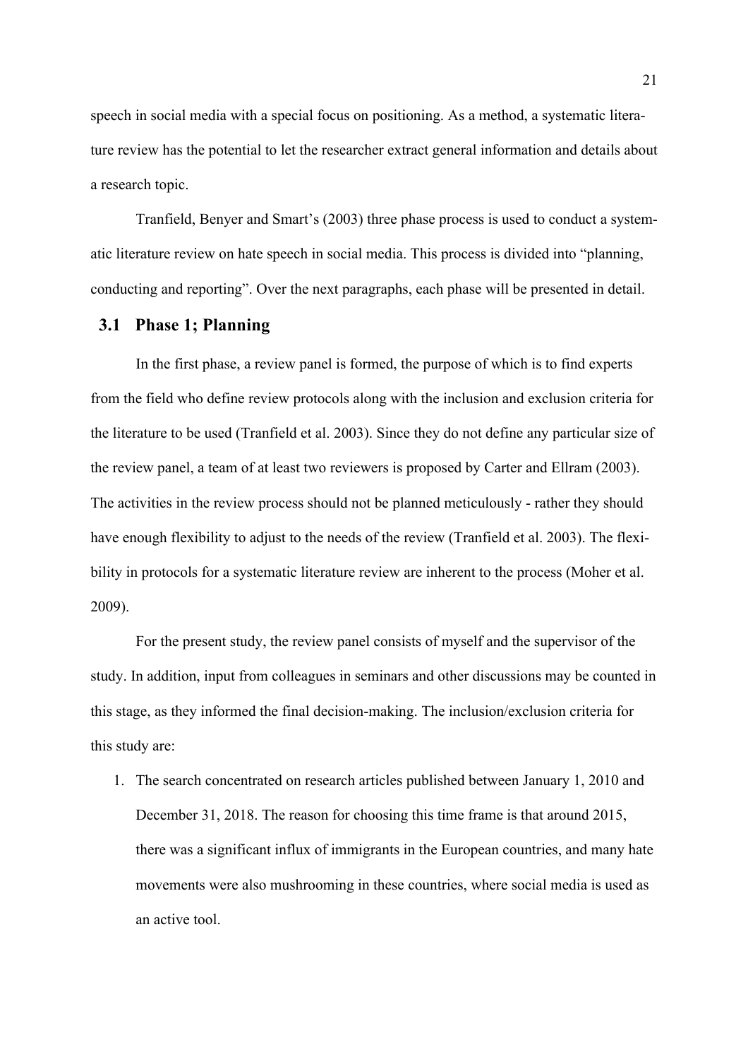speech in social media with a special focus on positioning. As a method, a systematic literature review has the potential to let the researcher extract general information and details about a research topic.

Tranfield, Benyer and Smart's (2003) three phase process is used to conduct a systematic literature review on hate speech in social media. This process is divided into "planning, conducting and reporting". Over the next paragraphs, each phase will be presented in detail.

## 3.1 Phase 1; Planning

In the first phase, a review panel is formed, the purpose of which is to find experts from the field who define review protocols along with the inclusion and exclusion criteria for the literature to be used (Tranfield et al. 2003). Since they do not define any particular size of the review panel, a team of at least two reviewers is proposed by Carter and Ellram (2003). The activities in the review process should not be planned meticulously - rather they should have enough flexibility to adjust to the needs of the review (Tranfield et al. 2003). The flexibility in protocols for a systematic literature review are inherent to the process (Moher et al. 2009).

For the present study, the review panel consists of myself and the supervisor of the study. In addition, input from colleagues in seminars and other discussions may be counted in this stage, as they informed the final decision-making. The inclusion/exclusion criteria for this study are:

1. The search concentrated on research articles published between January 1, 2010 and December 31, 2018. The reason for choosing this time frame is that around 2015, there was a significant influx of immigrants in the European countries, and many hate movements were also mushrooming in these countries, where social media is used as an active tool.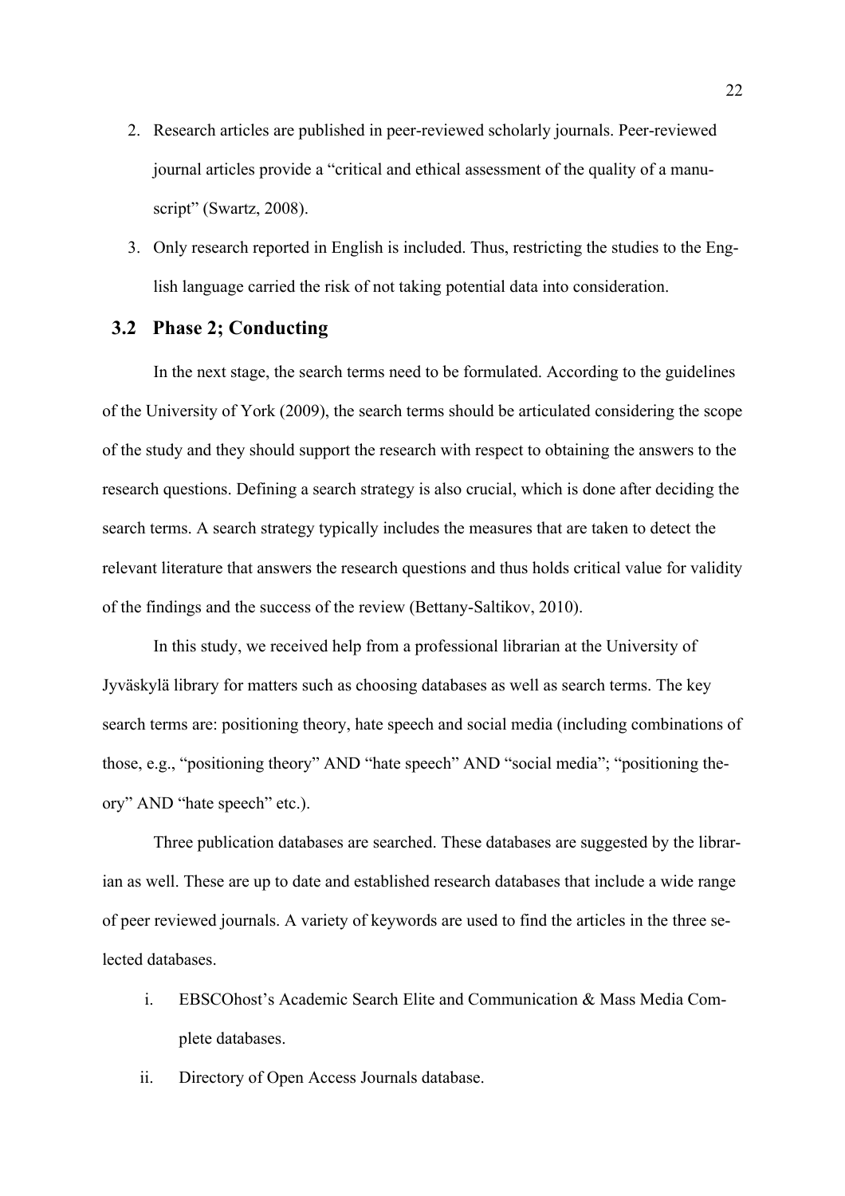2. Research articles are published in peer-reviewed scholarly journals. Peer-reviewed journal articles provide a "critical and ethical assessment of the quality of a manuscript" (Swartz, 2008).
3. Only research reported in English is included. Thus, restricting the studies to the English language carried the risk of not taking potential data into consideration.

## 3.2 Phase 2; Conducting

In the next stage, the search terms need to be formulated. According to the guidelines of the University of York (2009), the search terms should be articulated considering the scope of the study and they should support the research with respect to obtaining the answers to the research questions. Defining a search strategy is also crucial, which is done after deciding the search terms. A search strategy typically includes the measures that are taken to detect the relevant literature that answers the research questions and thus holds critical value for validity of the findings and the success of the review (Bettany-Saltikov, 2010).

In this study, we received help from a professional librarian at the University of Jyväskylä library for matters such as choosing databases as well as search terms. The key search terms are: positioning theory, hate speech and social media (including combinations of those, e.g., "positioning theory" AND "hate speech" AND "social media"; "positioning theory" AND "hate speech" etc.).

Three publication databases are searched. These databases are suggested by the librarian as well. These are up to date and established research databases that include a wide range of peer reviewed journals. A variety of keywords are used to find the articles in the three selected databases.

i. EBSCOhost's Academic Search Elite and Communication & Mass Media Complete databases.
ii. Directory of Open Access Journals database.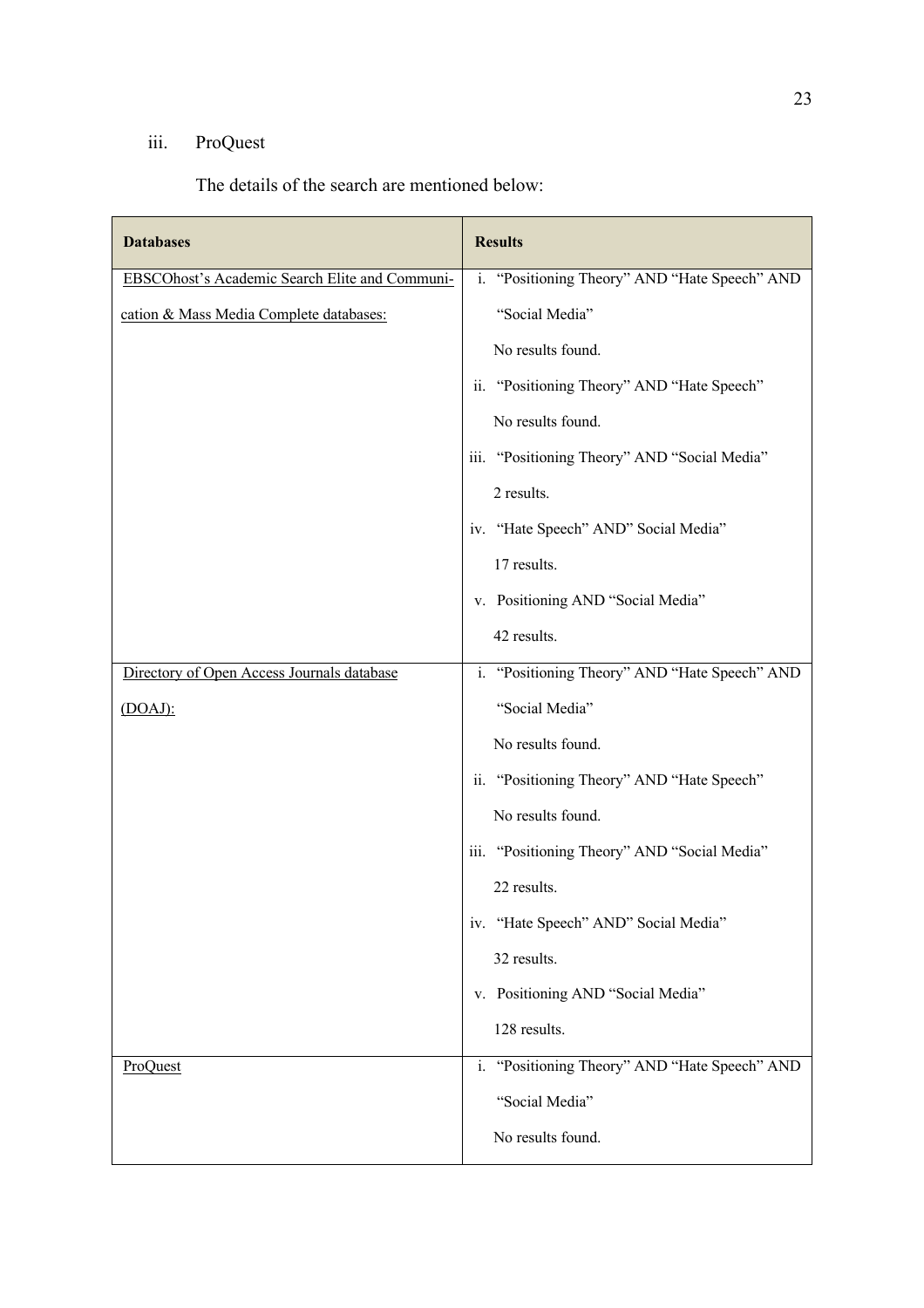iii. ProQuest

The details of the search are mentioned below:

| **Databases** | **Results** |
|---|---|
| <u>EBSCOhost's Academic Search Elite and Communication & Mass Media Complete databases:</u> | i. "Positioning Theory" AND "Hate Speech" AND "Social Media"<br>No results found.<br>ii. "Positioning Theory" AND "Hate Speech"<br>No results found.<br>iii. "Positioning Theory" AND "Social Media"<br>2 results.<br>iv. "Hate Speech" AND" Social Media"<br>17 results.<br>v. Positioning AND "Social Media"<br>42 results. |
| <u>Directory of Open Access Journals database (DOAJ):</u> | i. "Positioning Theory" AND "Hate Speech" AND "Social Media"<br>No results found.<br>ii. "Positioning Theory" AND "Hate Speech"<br>No results found.<br>iii. "Positioning Theory" AND "Social Media"<br>22 results.<br>iv. "Hate Speech" AND" Social Media"<br>32 results.<br>v. Positioning AND "Social Media"<br>128 results. |
| <u>ProQuest</u> | i. "Positioning Theory" AND "Hate Speech" AND "Social Media"<br>No results found. |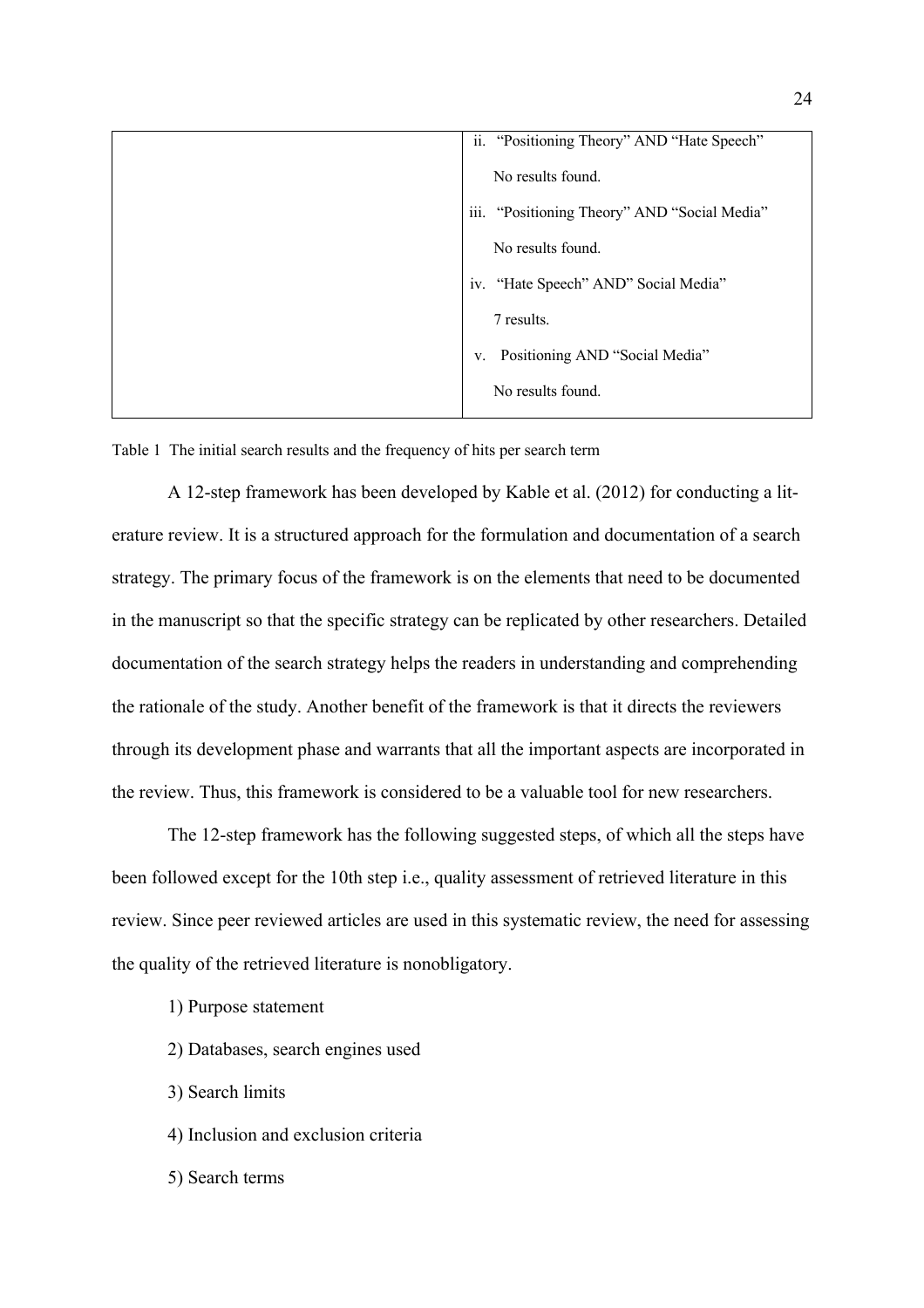|  | ii. "Positioning Theory" AND "Hate Speech"<br><br>No results found.<br><br>iii. "Positioning Theory" AND "Social Media"<br><br>No results found.<br><br>iv. "Hate Speech" AND" Social Media"<br><br>7 results.<br><br>v. Positioning AND "Social Media"<br><br>No results found. |
|---|---|

Table 1 The initial search results and the frequency of hits per search term

A 12-step framework has been developed by Kable et al. (2012) for conducting a literature review. It is a structured approach for the formulation and documentation of a search strategy. The primary focus of the framework is on the elements that need to be documented in the manuscript so that the specific strategy can be replicated by other researchers. Detailed documentation of the search strategy helps the readers in understanding and comprehending the rationale of the study. Another benefit of the framework is that it directs the reviewers through its development phase and warrants that all the important aspects are incorporated in the review. Thus, this framework is considered to be a valuable tool for new researchers.

The 12-step framework has the following suggested steps, of which all the steps have been followed except for the 10th step i.e., quality assessment of retrieved literature in this review. Since peer reviewed articles are used in this systematic review, the need for assessing the quality of the retrieved literature is nonobligatory.

1) Purpose statement

2) Databases, search engines used

3) Search limits

4) Inclusion and exclusion criteria

5) Search terms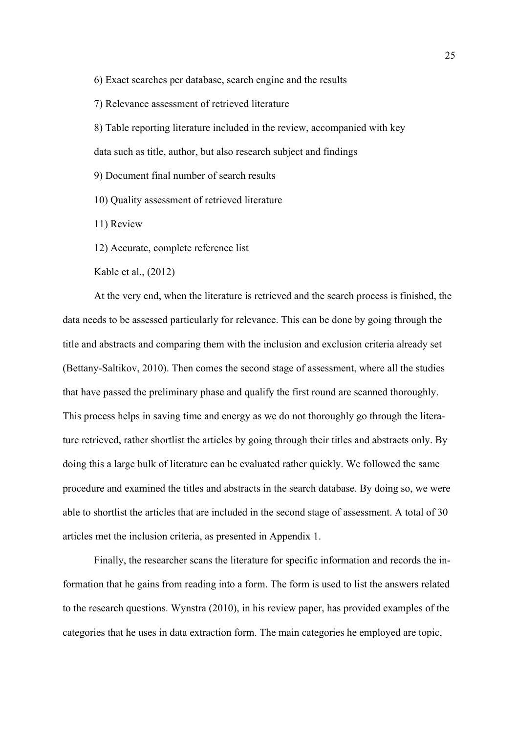6) Exact searches per database, search engine and the results

7) Relevance assessment of retrieved literature

8) Table reporting literature included in the review, accompanied with key data such as title, author, but also research subject and findings

9) Document final number of search results

10) Quality assessment of retrieved literature

11) Review

12) Accurate, complete reference list

Kable et al., (2012)

At the very end, when the literature is retrieved and the search process is finished, the data needs to be assessed particularly for relevance. This can be done by going through the title and abstracts and comparing them with the inclusion and exclusion criteria already set (Bettany-Saltikov, 2010). Then comes the second stage of assessment, where all the studies that have passed the preliminary phase and qualify the first round are scanned thoroughly. This process helps in saving time and energy as we do not thoroughly go through the literature retrieved, rather shortlist the articles by going through their titles and abstracts only. By doing this a large bulk of literature can be evaluated rather quickly. We followed the same procedure and examined the titles and abstracts in the search database. By doing so, we were able to shortlist the articles that are included in the second stage of assessment. A total of 30 articles met the inclusion criteria, as presented in Appendix 1.

Finally, the researcher scans the literature for specific information and records the information that he gains from reading into a form. The form is used to list the answers related to the research questions. Wynstra (2010), in his review paper, has provided examples of the categories that he uses in data extraction form. The main categories he employed are topic,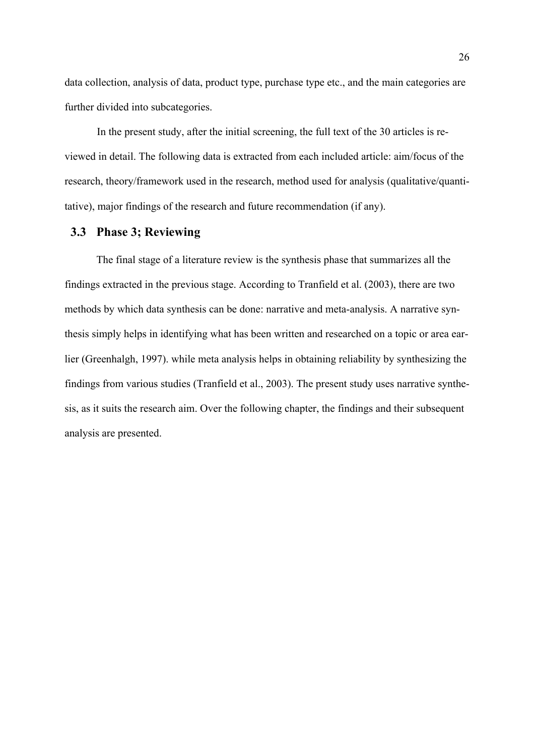data collection, analysis of data, product type, purchase type etc., and the main categories are further divided into subcategories.

In the present study, after the initial screening, the full text of the 30 articles is reviewed in detail. The following data is extracted from each included article: aim/focus of the research, theory/framework used in the research, method used for analysis (qualitative/quantitative), major findings of the research and future recommendation (if any).

## 3.3 Phase 3; Reviewing

The final stage of a literature review is the synthesis phase that summarizes all the findings extracted in the previous stage. According to Tranfield et al. (2003), there are two methods by which data synthesis can be done: narrative and meta-analysis. A narrative synthesis simply helps in identifying what has been written and researched on a topic or area earlier (Greenhalgh, 1997). while meta analysis helps in obtaining reliability by synthesizing the findings from various studies (Tranfield et al., 2003). The present study uses narrative synthesis, as it suits the research aim. Over the following chapter, the findings and their subsequent analysis are presented.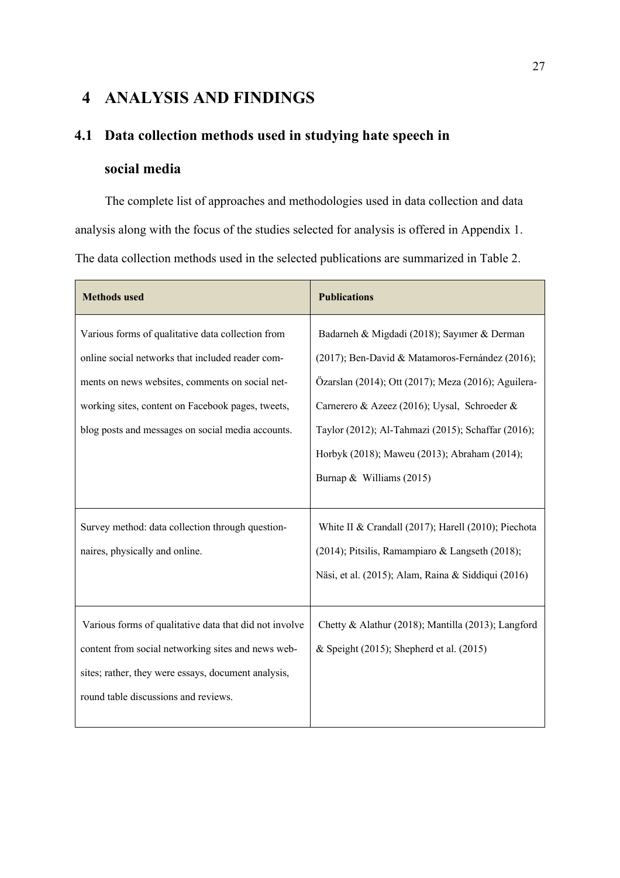# 4 ANALYSIS AND FINDINGS

## 4.1 Data collection methods used in studying hate speech in social media

The complete list of approaches and methodologies used in data collection and data analysis along with the focus of the studies selected for analysis is offered in Appendix 1. The data collection methods used in the selected publications are summarized in Table 2.

| Methods used | Publications |
| --- | --- |
| Various forms of qualitative data collection from online social networks that included reader comments on news websites, comments on social networking sites, content on Facebook pages, tweets, blog posts and messages on social media accounts. | Badarneh & Migdadi (2018); Sayımer & Derman (2017); Ben-David & Matamoros-Fernández (2016); Özarslan (2014); Ott (2017); Meza (2016); Aguilera-Carnerero & Azeez (2016); Uysal, Schroeder & Taylor (2012); Al-Tahmazi (2015); Schaffar (2016); Horbyk (2018); Maweu (2013); Abraham (2014); Burnap & Williams (2015) |
| Survey method: data collection through questionnaires, physically and online. | White II & Crandall (2017); Harell (2010); Piechota (2014); Pitsilis, Ramampiaro & Langseth (2018); Näsi, et al. (2015); Alam, Raina & Siddiqui (2016) |
| Various forms of qualitative data that did not involve content from social networking sites and news websites; rather, they were essays, document analysis, round table discussions and reviews. | Chetty & Alathur (2018); Mantilla (2013); Langford & Speight (2015); Shepherd et al. (2015) |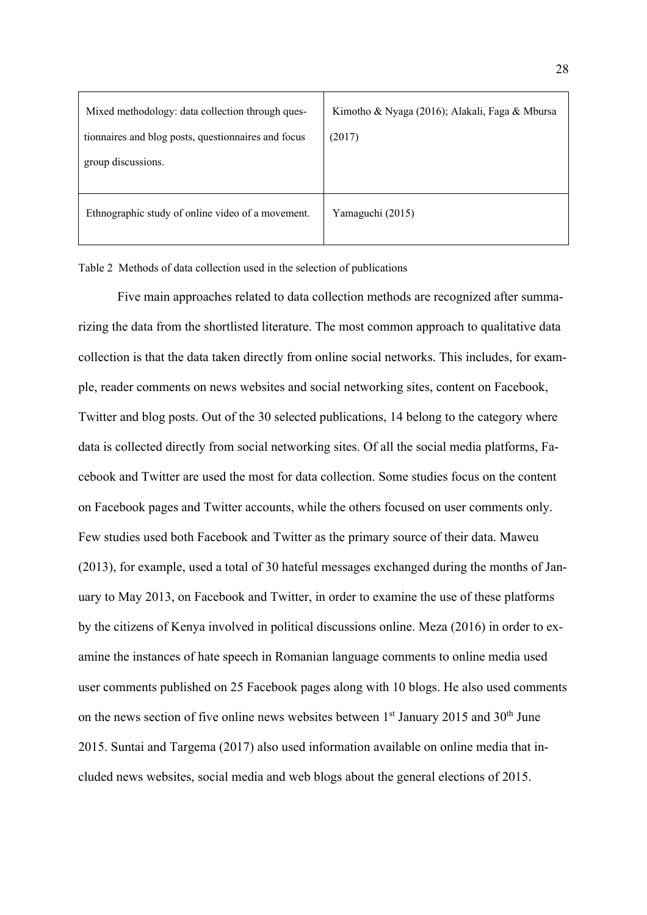| | |
|---|---|
| Mixed methodology: data collection through questionnaires and blog posts, questionnaires and focus group discussions. | Kimotho & Nyaga (2016); Alakali, Faga & Mbursa (2017) |
| Ethnographic study of online video of a movement. | Yamaguchi (2015) |

Table 2 Methods of data collection used in the selection of publications

Five main approaches related to data collection methods are recognized after summarizing the data from the shortlisted literature. The most common approach to qualitative data collection is that the data taken directly from online social networks. This includes, for example, reader comments on news websites and social networking sites, content on Facebook, Twitter and blog posts. Out of the 30 selected publications, 14 belong to the category where data is collected directly from social networking sites. Of all the social media platforms, Facebook and Twitter are used the most for data collection. Some studies focus on the content on Facebook pages and Twitter accounts, while the others focused on user comments only. Few studies used both Facebook and Twitter as the primary source of their data. Maweu (2013), for example, used a total of 30 hateful messages exchanged during the months of January to May 2013, on Facebook and Twitter, in order to examine the use of these platforms by the citizens of Kenya involved in political discussions online. Meza (2016) in order to examine the instances of hate speech in Romanian language comments to online media used user comments published on 25 Facebook pages along with 10 blogs. He also used comments on the news section of five online news websites between 1st January 2015 and 30th June 2015. Suntai and Targema (2017) also used information available on online media that included news websites, social media and web blogs about the general elections of 2015.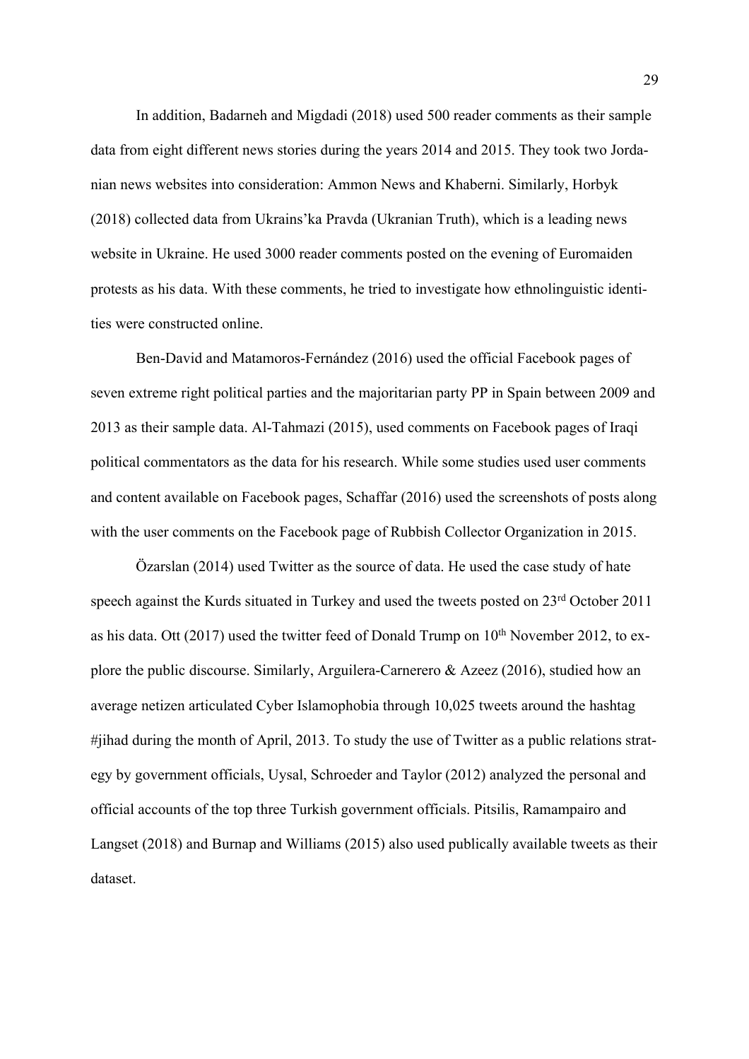In addition, Badarneh and Migdadi (2018) used 500 reader comments as their sample data from eight different news stories during the years 2014 and 2015. They took two Jordanian news websites into consideration: Ammon News and Khaberni. Similarly, Horbyk (2018) collected data from Ukrains'ka Pravda (Ukranian Truth), which is a leading news website in Ukraine. He used 3000 reader comments posted on the evening of Euromaiden protests as his data. With these comments, he tried to investigate how ethnolinguistic identities were constructed online.

Ben-David and Matamoros-Fernández (2016) used the official Facebook pages of seven extreme right political parties and the majoritarian party PP in Spain between 2009 and 2013 as their sample data. Al-Tahmazi (2015), used comments on Facebook pages of Iraqi political commentators as the data for his research. While some studies used user comments and content available on Facebook pages, Schaffar (2016) used the screenshots of posts along with the user comments on the Facebook page of Rubbish Collector Organization in 2015.

Özarslan (2014) used Twitter as the source of data. He used the case study of hate speech against the Kurds situated in Turkey and used the tweets posted on 23rd October 2011 as his data. Ott (2017) used the twitter feed of Donald Trump on 10th November 2012, to explore the public discourse. Similarly, Arguilera-Carnerero & Azeez (2016), studied how an average netizen articulated Cyber Islamophobia through 10,025 tweets around the hashtag #jihad during the month of April, 2013. To study the use of Twitter as a public relations strategy by government officials, Uysal, Schroeder and Taylor (2012) analyzed the personal and official accounts of the top three Turkish government officials. Pitsilis, Ramampairo and Langset (2018) and Burnap and Williams (2015) also used publically available tweets as their dataset.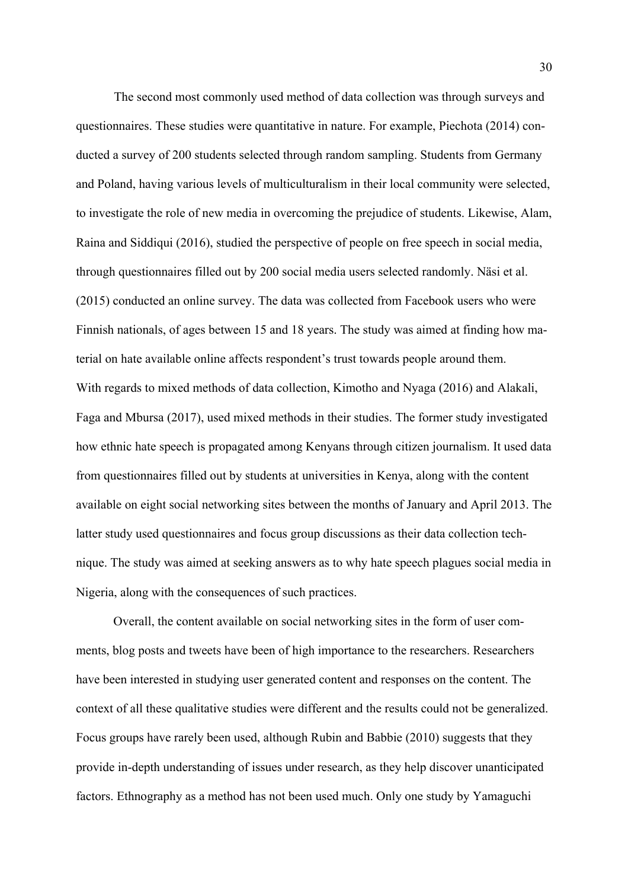The second most commonly used method of data collection was through surveys and questionnaires. These studies were quantitative in nature. For example, Piechota (2014) conducted a survey of 200 students selected through random sampling. Students from Germany and Poland, having various levels of multiculturalism in their local community were selected, to investigate the role of new media in overcoming the prejudice of students. Likewise, Alam, Raina and Siddiqui (2016), studied the perspective of people on free speech in social media, through questionnaires filled out by 200 social media users selected randomly. Näsi et al. (2015) conducted an online survey. The data was collected from Facebook users who were Finnish nationals, of ages between 15 and 18 years. The study was aimed at finding how material on hate available online affects respondent's trust towards people around them.
With regards to mixed methods of data collection, Kimotho and Nyaga (2016) and Alakali, Faga and Mbursa (2017), used mixed methods in their studies. The former study investigated how ethnic hate speech is propagated among Kenyans through citizen journalism. It used data from questionnaires filled out by students at universities in Kenya, along with the content available on eight social networking sites between the months of January and April 2013. The latter study used questionnaires and focus group discussions as their data collection technique. The study was aimed at seeking answers as to why hate speech plagues social media in Nigeria, along with the consequences of such practices.

Overall, the content available on social networking sites in the form of user comments, blog posts and tweets have been of high importance to the researchers. Researchers have been interested in studying user generated content and responses on the content. The context of all these qualitative studies were different and the results could not be generalized. Focus groups have rarely been used, although Rubin and Babbie (2010) suggests that they provide in-depth understanding of issues under research, as they help discover unanticipated factors. Ethnography as a method has not been used much. Only one study by Yamaguchi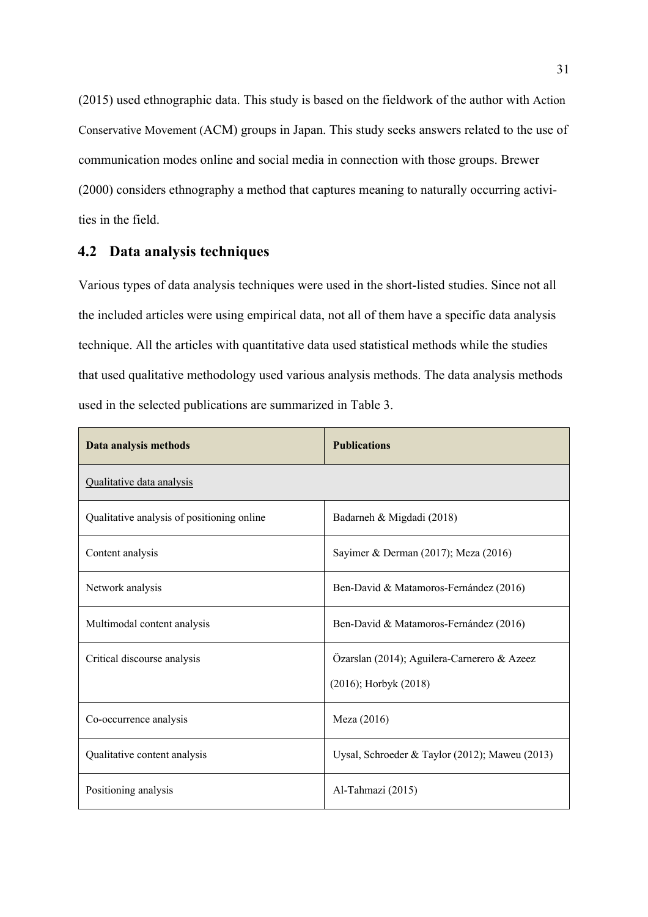(2015) used ethnographic data. This study is based on the fieldwork of the author with Action Conservative Movement (ACM) groups in Japan. This study seeks answers related to the use of communication modes online and social media in connection with those groups. Brewer (2000) considers ethnography a method that captures meaning to naturally occurring activities in the field.

## 4.2 Data analysis techniques

Various types of data analysis techniques were used in the short-listed studies. Since not all the included articles were using empirical data, not all of them have a specific data analysis technique. All the articles with quantitative data used statistical methods while the studies that used qualitative methodology used various analysis methods. The data analysis methods used in the selected publications are summarized in Table 3.

| Data analysis methods | Publications |
|---|---|
| Qualitative data analysis | |
| Qualitative analysis of positioning online | Badarneh & Migdadi (2018) |
| Content analysis | Sayimer & Derman (2017); Meza (2016) |
| Network analysis | Ben-David & Matamoros-Fernández (2016) |
| Multimodal content analysis | Ben-David & Matamoros-Fernández (2016) |
| Critical discourse analysis | Özarslan (2014); Aguilera-Carnerero & Azeez (2016); Horbyk (2018) |
| Co-occurrence analysis | Meza (2016) |
| Qualitative content analysis | Uysal, Schroeder & Taylor (2012); Maweu (2013) |
| Positioning analysis | Al-Tahmazi (2015) |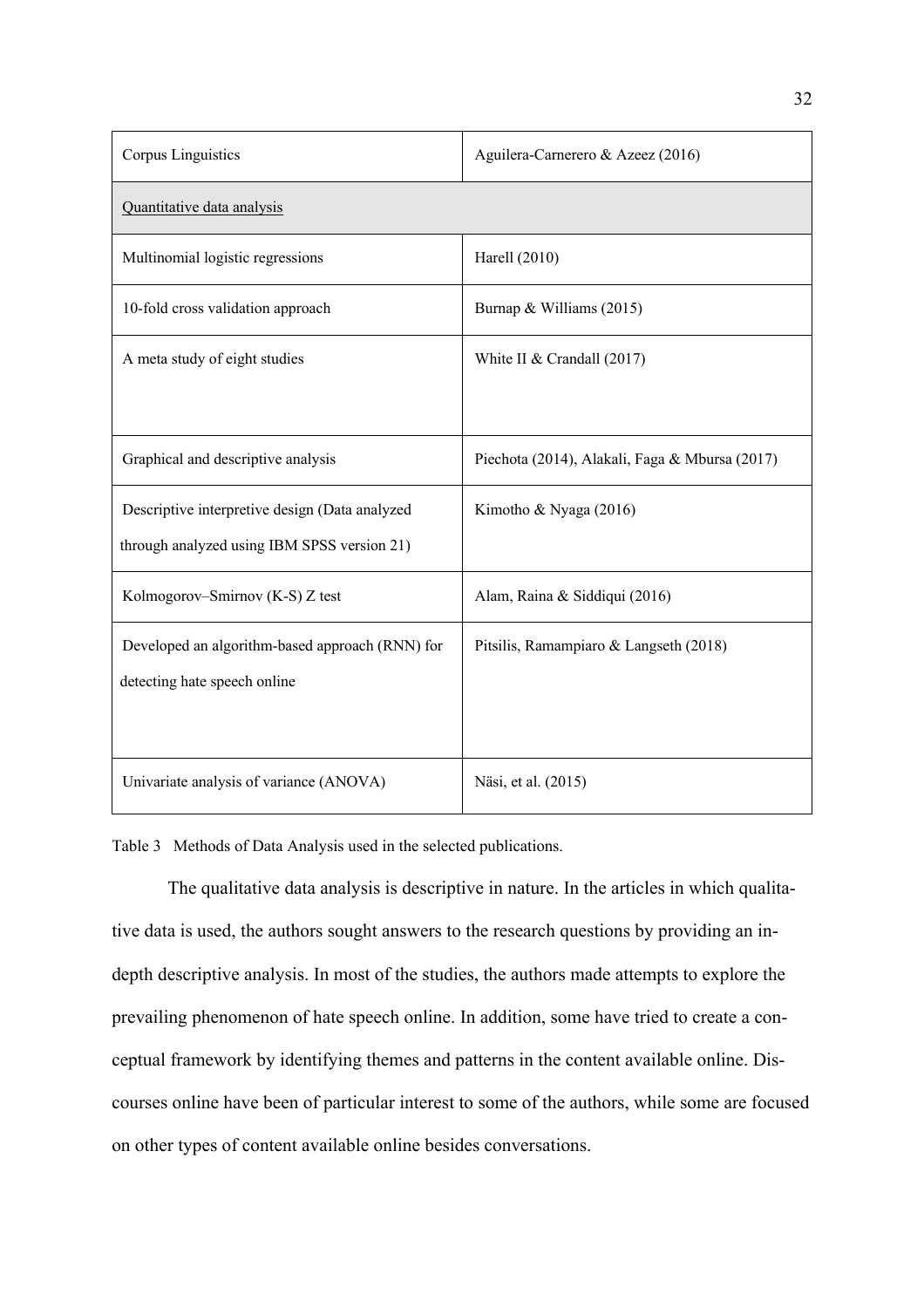| Corpus Linguistics | Aguilera-Carnerero & Azeez (2016) |
|---|---|
| Quantitative data analysis | |
| Multinomial logistic regressions | Harell (2010) |
| 10-fold cross validation approach | Burnap & Williams (2015) |
| A meta study of eight studies | White II & Crandall (2017) |
| Graphical and descriptive analysis | Piechota (2014), Alakali, Faga & Mbursa (2017) |
| Descriptive interpretive design (Data analyzed through analyzed using IBM SPSS version 21) | Kimotho & Nyaga (2016) |
| Kolmogorov–Smirnov (K-S) Z test | Alam, Raina & Siddiqui (2016) |
| Developed an algorithm-based approach (RNN) for detecting hate speech online | Pitsilis, Ramampiaro & Langseth (2018) |
| Univariate analysis of variance (ANOVA) | Näsi, et al. (2015) |

Table 3 Methods of Data Analysis used in the selected publications.

The qualitative data analysis is descriptive in nature. In the articles in which qualitative data is used, the authors sought answers to the research questions by providing an in-depth descriptive analysis. In most of the studies, the authors made attempts to explore the prevailing phenomenon of hate speech online. In addition, some have tried to create a conceptual framework by identifying themes and patterns in the content available online. Discourses online have been of particular interest to some of the authors, while some are focused on other types of content available online besides conversations.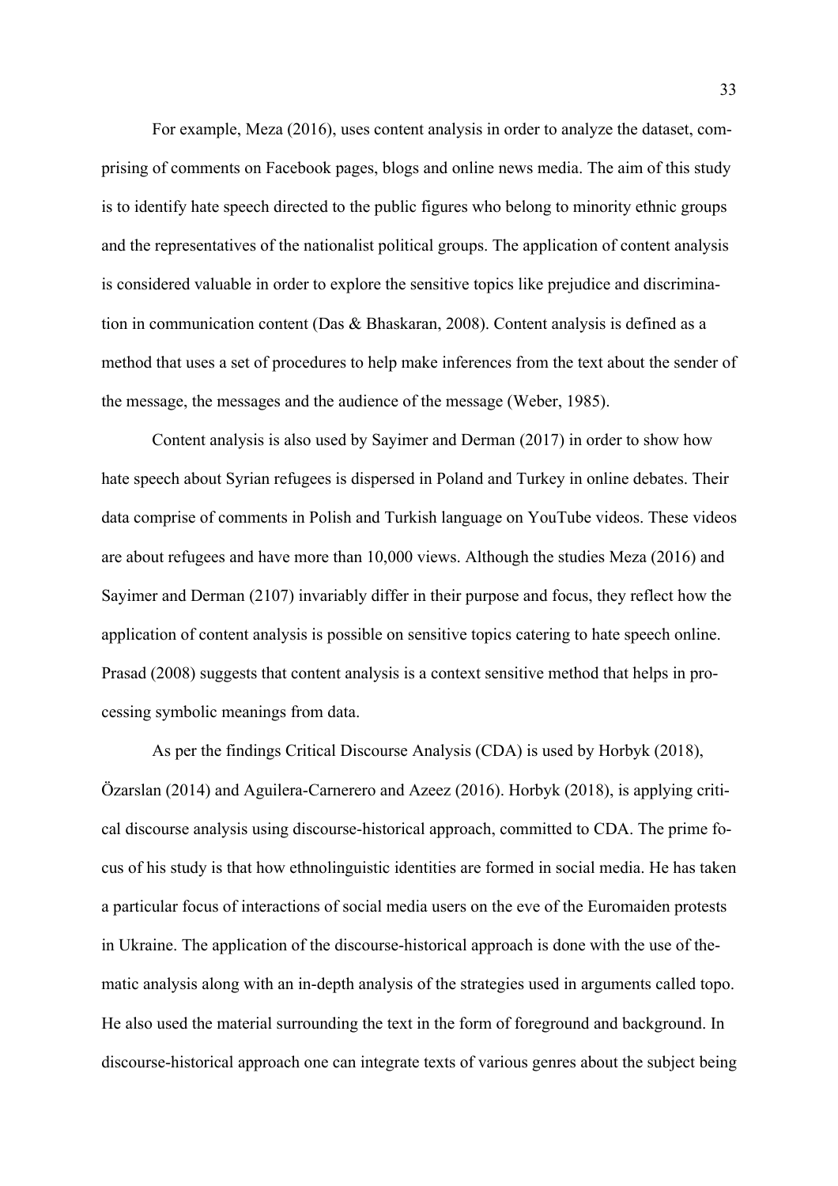For example, Meza (2016), uses content analysis in order to analyze the dataset, comprising of comments on Facebook pages, blogs and online news media. The aim of this study is to identify hate speech directed to the public figures who belong to minority ethnic groups and the representatives of the nationalist political groups. The application of content analysis is considered valuable in order to explore the sensitive topics like prejudice and discrimination in communication content (Das & Bhaskaran, 2008). Content analysis is defined as a method that uses a set of procedures to help make inferences from the text about the sender of the message, the messages and the audience of the message (Weber, 1985).

Content analysis is also used by Sayimer and Derman (2017) in order to show how hate speech about Syrian refugees is dispersed in Poland and Turkey in online debates. Their data comprise of comments in Polish and Turkish language on YouTube videos. These videos are about refugees and have more than 10,000 views. Although the studies Meza (2016) and Sayimer and Derman (2107) invariably differ in their purpose and focus, they reflect how the application of content analysis is possible on sensitive topics catering to hate speech online. Prasad (2008) suggests that content analysis is a context sensitive method that helps in processing symbolic meanings from data.

As per the findings Critical Discourse Analysis (CDA) is used by Horbyk (2018), Özarslan (2014) and Aguilera-Carnerero and Azeez (2016). Horbyk (2018), is applying critical discourse analysis using discourse-historical approach, committed to CDA. The prime focus of his study is that how ethnolinguistic identities are formed in social media. He has taken a particular focus of interactions of social media users on the eve of the Euromaiden protests in Ukraine. The application of the discourse-historical approach is done with the use of thematic analysis along with an in-depth analysis of the strategies used in arguments called topo. He also used the material surrounding the text in the form of foreground and background. In discourse-historical approach one can integrate texts of various genres about the subject being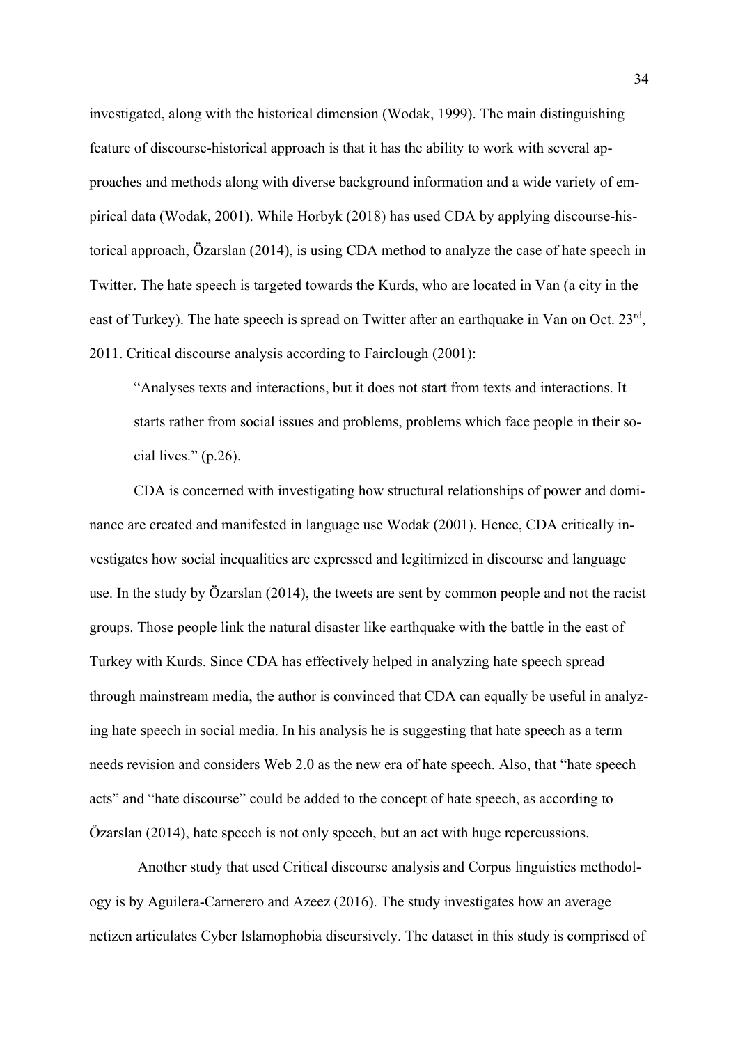investigated, along with the historical dimension (Wodak, 1999). The main distinguishing feature of discourse-historical approach is that it has the ability to work with several approaches and methods along with diverse background information and a wide variety of empirical data (Wodak, 2001). While Horbyk (2018) has used CDA by applying discourse-historical approach, Özarslan (2014), is using CDA method to analyze the case of hate speech in Twitter. The hate speech is targeted towards the Kurds, who are located in Van (a city in the east of Turkey). The hate speech is spread on Twitter after an earthquake in Van on Oct. 23rd, 2011. Critical discourse analysis according to Fairclough (2001):

> "Analyses texts and interactions, but it does not start from texts and interactions. It starts rather from social issues and problems, problems which face people in their social lives." (p.26).

CDA is concerned with investigating how structural relationships of power and dominance are created and manifested in language use Wodak (2001). Hence, CDA critically investigates how social inequalities are expressed and legitimized in discourse and language use. In the study by Özarslan (2014), the tweets are sent by common people and not the racist groups. Those people link the natural disaster like earthquake with the battle in the east of Turkey with Kurds. Since CDA has effectively helped in analyzing hate speech spread through mainstream media, the author is convinced that CDA can equally be useful in analyzing hate speech in social media. In his analysis he is suggesting that hate speech as a term needs revision and considers Web 2.0 as the new era of hate speech. Also, that "hate speech acts" and "hate discourse" could be added to the concept of hate speech, as according to Özarslan (2014), hate speech is not only speech, but an act with huge repercussions.

Another study that used Critical discourse analysis and Corpus linguistics methodology is by Aguilera-Carnerero and Azeez (2016). The study investigates how an average netizen articulates Cyber Islamophobia discursively. The dataset in this study is comprised of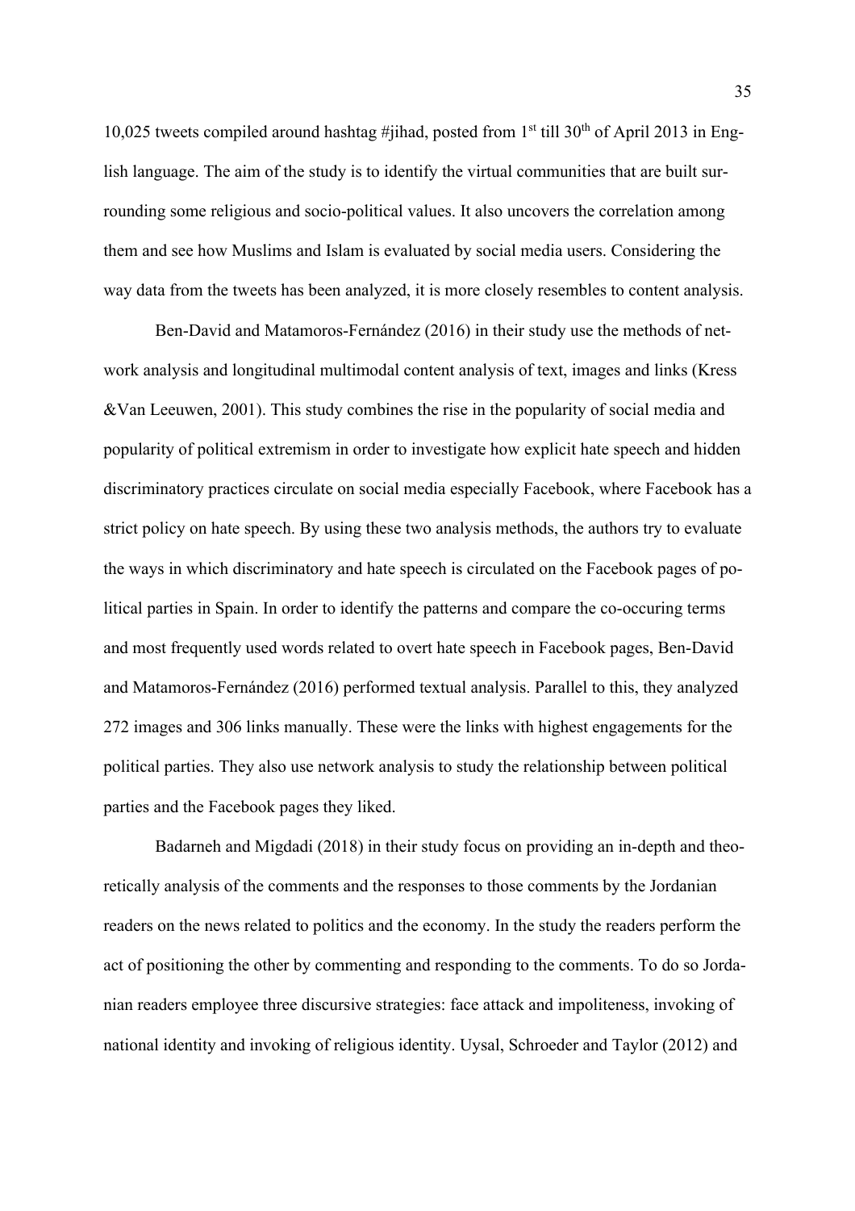10,025 tweets compiled around hashtag #jihad, posted from 1st till 30th of April 2013 in English language. The aim of the study is to identify the virtual communities that are built surrounding some religious and socio-political values. It also uncovers the correlation among them and see how Muslims and Islam is evaluated by social media users. Considering the way data from the tweets has been analyzed, it is more closely resembles to content analysis.

Ben-David and Matamoros-Fernández (2016) in their study use the methods of network analysis and longitudinal multimodal content analysis of text, images and links (Kress &Van Leeuwen, 2001). This study combines the rise in the popularity of social media and popularity of political extremism in order to investigate how explicit hate speech and hidden discriminatory practices circulate on social media especially Facebook, where Facebook has a strict policy on hate speech. By using these two analysis methods, the authors try to evaluate the ways in which discriminatory and hate speech is circulated on the Facebook pages of political parties in Spain. In order to identify the patterns and compare the co-occuring terms and most frequently used words related to overt hate speech in Facebook pages, Ben-David and Matamoros-Fernández (2016) performed textual analysis. Parallel to this, they analyzed 272 images and 306 links manually. These were the links with highest engagements for the political parties. They also use network analysis to study the relationship between political parties and the Facebook pages they liked.

Badarneh and Migdadi (2018) in their study focus on providing an in-depth and theoretically analysis of the comments and the responses to those comments by the Jordanian readers on the news related to politics and the economy. In the study the readers perform the act of positioning the other by commenting and responding to the comments. To do so Jordanian readers employee three discursive strategies: face attack and impoliteness, invoking of national identity and invoking of religious identity. Uysal, Schroeder and Taylor (2012) and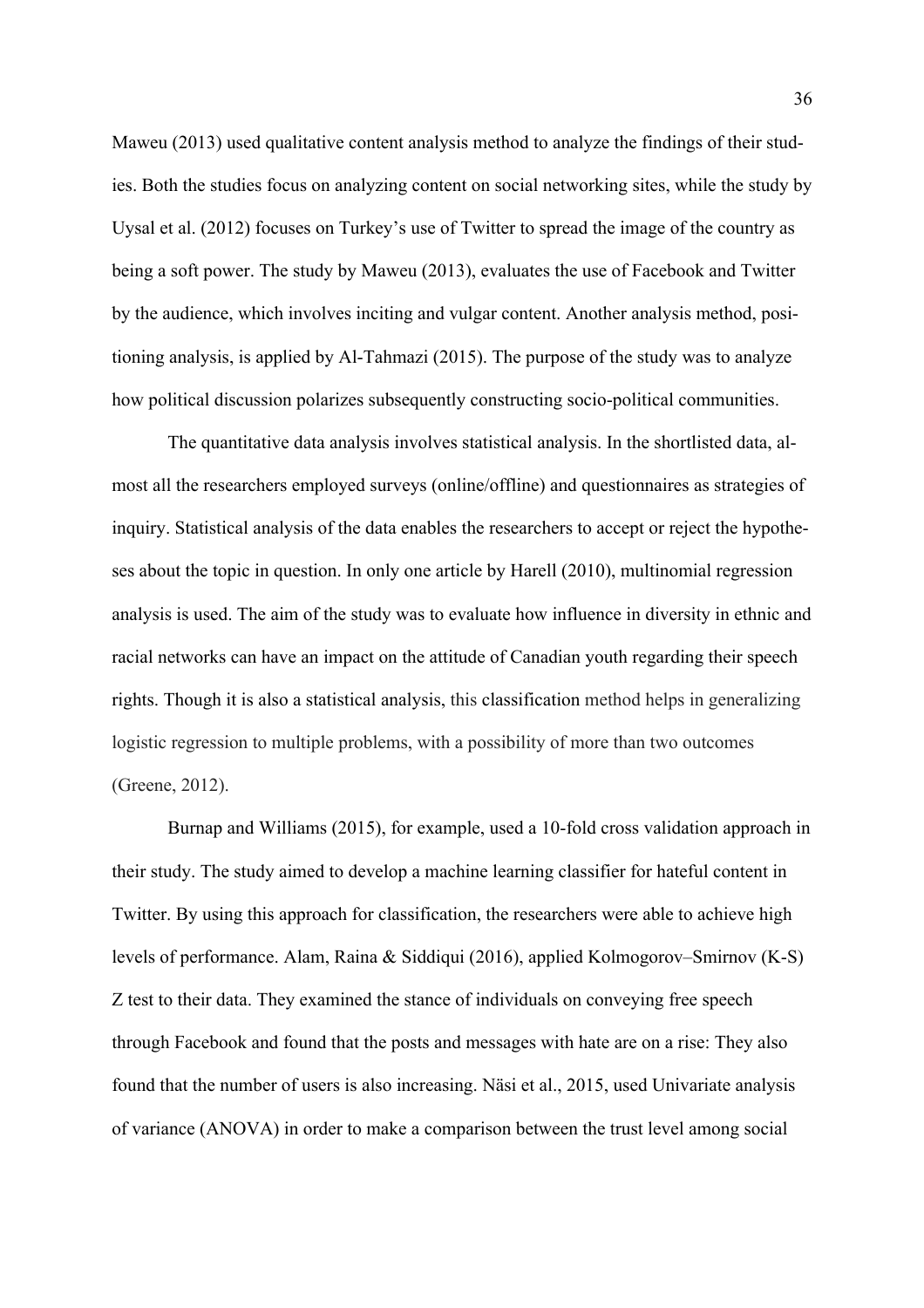Maweu (2013) used qualitative content analysis method to analyze the findings of their studies. Both the studies focus on analyzing content on social networking sites, while the study by Uysal et al. (2012) focuses on Turkey's use of Twitter to spread the image of the country as being a soft power. The study by Maweu (2013), evaluates the use of Facebook and Twitter by the audience, which involves inciting and vulgar content. Another analysis method, positioning analysis, is applied by Al-Tahmazi (2015). The purpose of the study was to analyze how political discussion polarizes subsequently constructing socio-political communities.

The quantitative data analysis involves statistical analysis. In the shortlisted data, almost all the researchers employed surveys (online/offline) and questionnaires as strategies of inquiry. Statistical analysis of the data enables the researchers to accept or reject the hypotheses about the topic in question. In only one article by Harell (2010), multinomial regression analysis is used. The aim of the study was to evaluate how influence in diversity in ethnic and racial networks can have an impact on the attitude of Canadian youth regarding their speech rights. Though it is also a statistical analysis, this classification method helps in generalizing logistic regression to multiple problems, with a possibility of more than two outcomes (Greene, 2012).

Burnap and Williams (2015), for example, used a 10-fold cross validation approach in their study. The study aimed to develop a machine learning classifier for hateful content in Twitter. By using this approach for classification, the researchers were able to achieve high levels of performance. Alam, Raina & Siddiqui (2016), applied Kolmogorov–Smirnov (K-S) Z test to their data. They examined the stance of individuals on conveying free speech through Facebook and found that the posts and messages with hate are on a rise: They also found that the number of users is also increasing. Näsi et al., 2015, used Univariate analysis of variance (ANOVA) in order to make a comparison between the trust level among social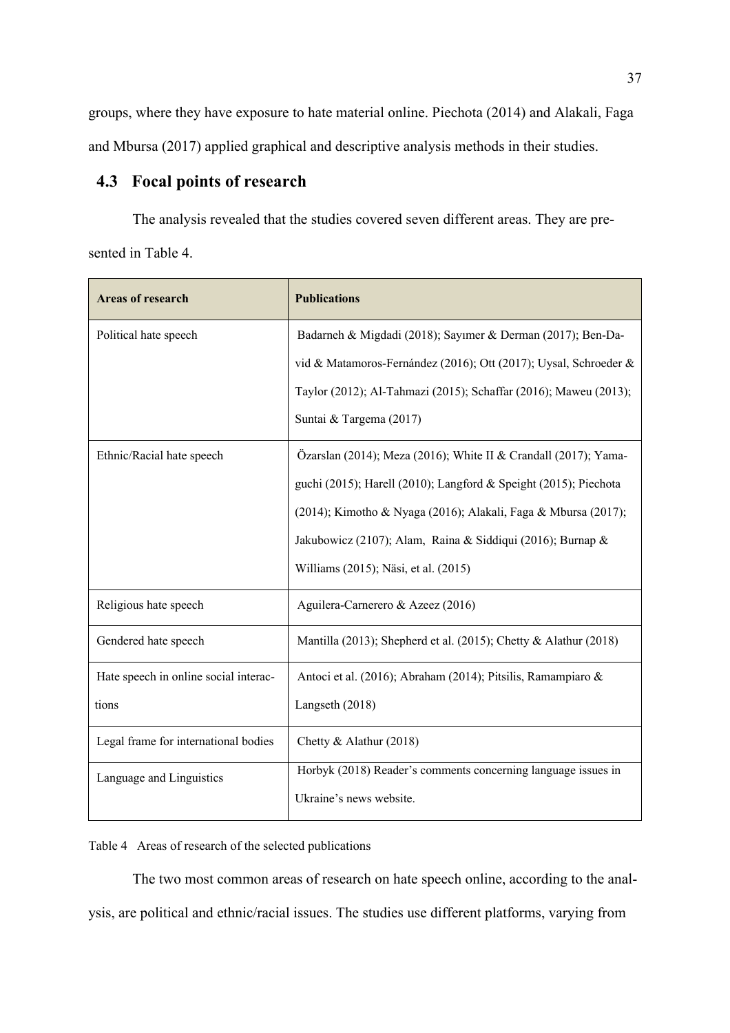groups, where they have exposure to hate material online. Piechota (2014) and Alakali, Faga and Mbursa (2017) applied graphical and descriptive analysis methods in their studies.

## 4.3 Focal points of research

The analysis revealed that the studies covered seven different areas. They are presented in Table 4.

| Areas of research | Publications |
|---|---|
| Political hate speech | Badarneh & Migdadi (2018); Sayımer & Derman (2017); Ben-David & Matamoros-Fernández (2016); Ott (2017); Uysal, Schroeder & Taylor (2012); Al-Tahmazi (2015); Schaffar (2016); Maweu (2013); Suntai & Targema (2017) |
| Ethnic/Racial hate speech | Özarslan (2014); Meza (2016); White II & Crandall (2017); Yamaguchi (2015); Harell (2010); Langford & Speight (2015); Piechota (2014); Kimotho & Nyaga (2016); Alakali, Faga & Mbursa (2017); Jakubowicz (2107); Alam, Raina & Siddiqui (2016); Burnap & Williams (2015); Näsi, et al. (2015) |
| Religious hate speech | Aguilera-Carnerero & Azeez (2016) |
| Gendered hate speech | Mantilla (2013); Shepherd et al. (2015); Chetty & Alathur (2018) |
| Hate speech in online social interactions | Antoci et al. (2016); Abraham (2014); Pitsilis, Ramampiaro & Langseth (2018) |
| Legal frame for international bodies | Chetty & Alathur (2018) |
| Language and Linguistics | Horbyk (2018) Reader's comments concerning language issues in Ukraine's news website. |

Table 4 Areas of research of the selected publications

The two most common areas of research on hate speech online, according to the analysis, are political and ethnic/racial issues. The studies use different platforms, varying from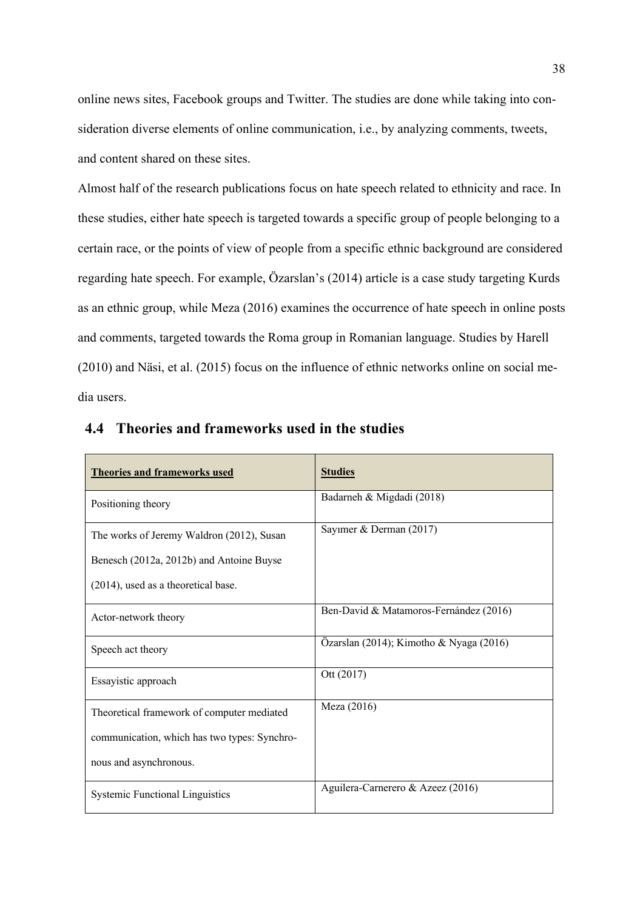online news sites, Facebook groups and Twitter. The studies are done while taking into consideration diverse elements of online communication, i.e., by analyzing comments, tweets, and content shared on these sites.

Almost half of the research publications focus on hate speech related to ethnicity and race. In these studies, either hate speech is targeted towards a specific group of people belonging to a certain race, or the points of view of people from a specific ethnic background are considered regarding hate speech. For example, Özarslan's (2014) article is a case study targeting Kurds as an ethnic group, while Meza (2016) examines the occurrence of hate speech in online posts and comments, targeted towards the Roma group in Romanian language. Studies by Harell (2010) and Näsi, et al. (2015) focus on the influence of ethnic networks online on social media users.

## 4.4 Theories and frameworks used in the studies

| Theories and frameworks used | Studies |
|---|---|
| Positioning theory | Badarneh & Migdadi (2018) |
| The works of Jeremy Waldron (2012), Susan Benesch (2012a, 2012b) and Antoine Buyse (2014), used as a theoretical base. | Sayımer & Derman (2017) |
| Actor-network theory | Ben-David & Matamoros-Fernández (2016) |
| Speech act theory | Özarslan (2014); Kimotho & Nyaga (2016) |
| Essayistic approach | Ott (2017) |
| Theoretical framework of computer mediated communication, which has two types: Synchronous and asynchronous. | Meza (2016) |
| Systemic Functional Linguistics | Aguilera-Carnerero & Azeez (2016) |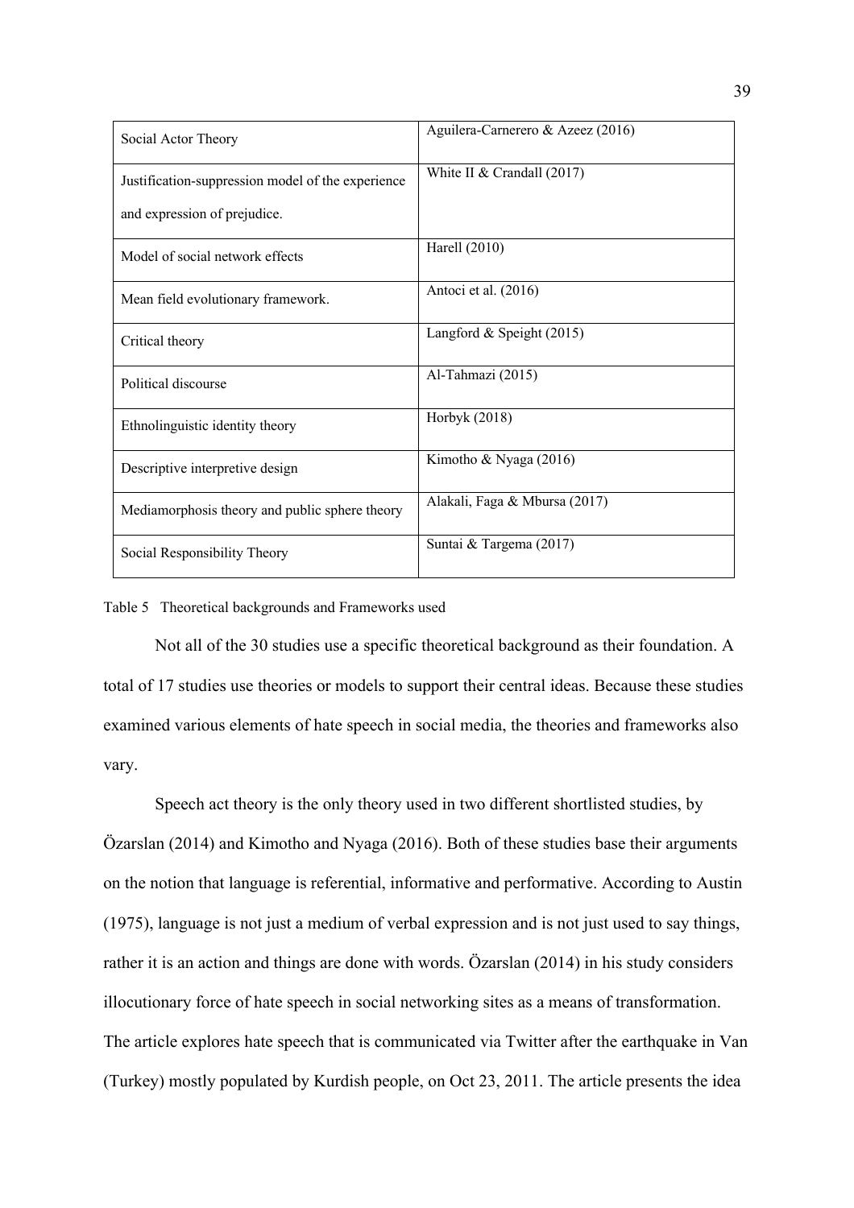| Social Actor Theory | Aguilera-Carnerero & Azeez (2016) |
|---|---|
| Justification-suppression model of the experience and expression of prejudice. | White II & Crandall (2017) |
| Model of social network effects | Harell (2010) |
| Mean field evolutionary framework. | Antoci et al. (2016) |
| Critical theory | Langford & Speight (2015) |
| Political discourse | Al-Tahmazi (2015) |
| Ethnolinguistic identity theory | Horbyk (2018) |
| Descriptive interpretive design | Kimotho & Nyaga (2016) |
| Mediamorphosis theory and public sphere theory | Alakali, Faga & Mbursa (2017) |
| Social Responsibility Theory | Suntai & Targema (2017) |

Table 5 Theoretical backgrounds and Frameworks used

Not all of the 30 studies use a specific theoretical background as their foundation. A total of 17 studies use theories or models to support their central ideas. Because these studies examined various elements of hate speech in social media, the theories and frameworks also vary.

Speech act theory is the only theory used in two different shortlisted studies, by Özarslan (2014) and Kimotho and Nyaga (2016). Both of these studies base their arguments on the notion that language is referential, informative and performative. According to Austin (1975), language is not just a medium of verbal expression and is not just used to say things, rather it is an action and things are done with words. Özarslan (2014) in his study considers illocutionary force of hate speech in social networking sites as a means of transformation. The article explores hate speech that is communicated via Twitter after the earthquake in Van (Turkey) mostly populated by Kurdish people, on Oct 23, 2011. The article presents the idea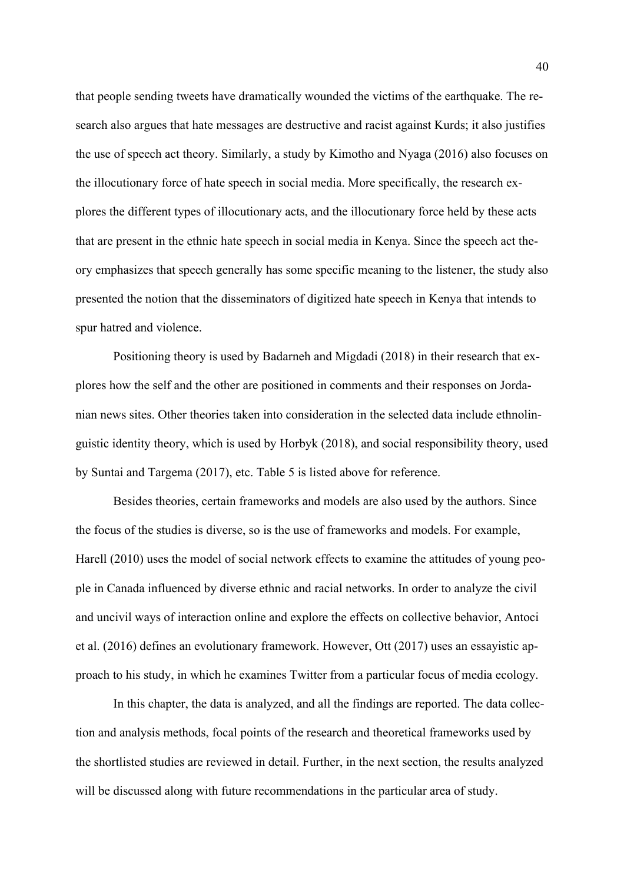that people sending tweets have dramatically wounded the victims of the earthquake. The research also argues that hate messages are destructive and racist against Kurds; it also justifies the use of speech act theory. Similarly, a study by Kimotho and Nyaga (2016) also focuses on the illocutionary force of hate speech in social media. More specifically, the research explores the different types of illocutionary acts, and the illocutionary force held by these acts that are present in the ethnic hate speech in social media in Kenya. Since the speech act theory emphasizes that speech generally has some specific meaning to the listener, the study also presented the notion that the disseminators of digitized hate speech in Kenya that intends to spur hatred and violence.

Positioning theory is used by Badarneh and Migdadi (2018) in their research that explores how the self and the other are positioned in comments and their responses on Jordanian news sites. Other theories taken into consideration in the selected data include ethnolinguistic identity theory, which is used by Horbyk (2018), and social responsibility theory, used by Suntai and Targema (2017), etc. Table 5 is listed above for reference.

Besides theories, certain frameworks and models are also used by the authors. Since the focus of the studies is diverse, so is the use of frameworks and models. For example, Harell (2010) uses the model of social network effects to examine the attitudes of young people in Canada influenced by diverse ethnic and racial networks. In order to analyze the civil and uncivil ways of interaction online and explore the effects on collective behavior, Antoci et al. (2016) defines an evolutionary framework. However, Ott (2017) uses an essayistic approach to his study, in which he examines Twitter from a particular focus of media ecology.

In this chapter, the data is analyzed, and all the findings are reported. The data collection and analysis methods, focal points of the research and theoretical frameworks used by the shortlisted studies are reviewed in detail. Further, in the next section, the results analyzed will be discussed along with future recommendations in the particular area of study.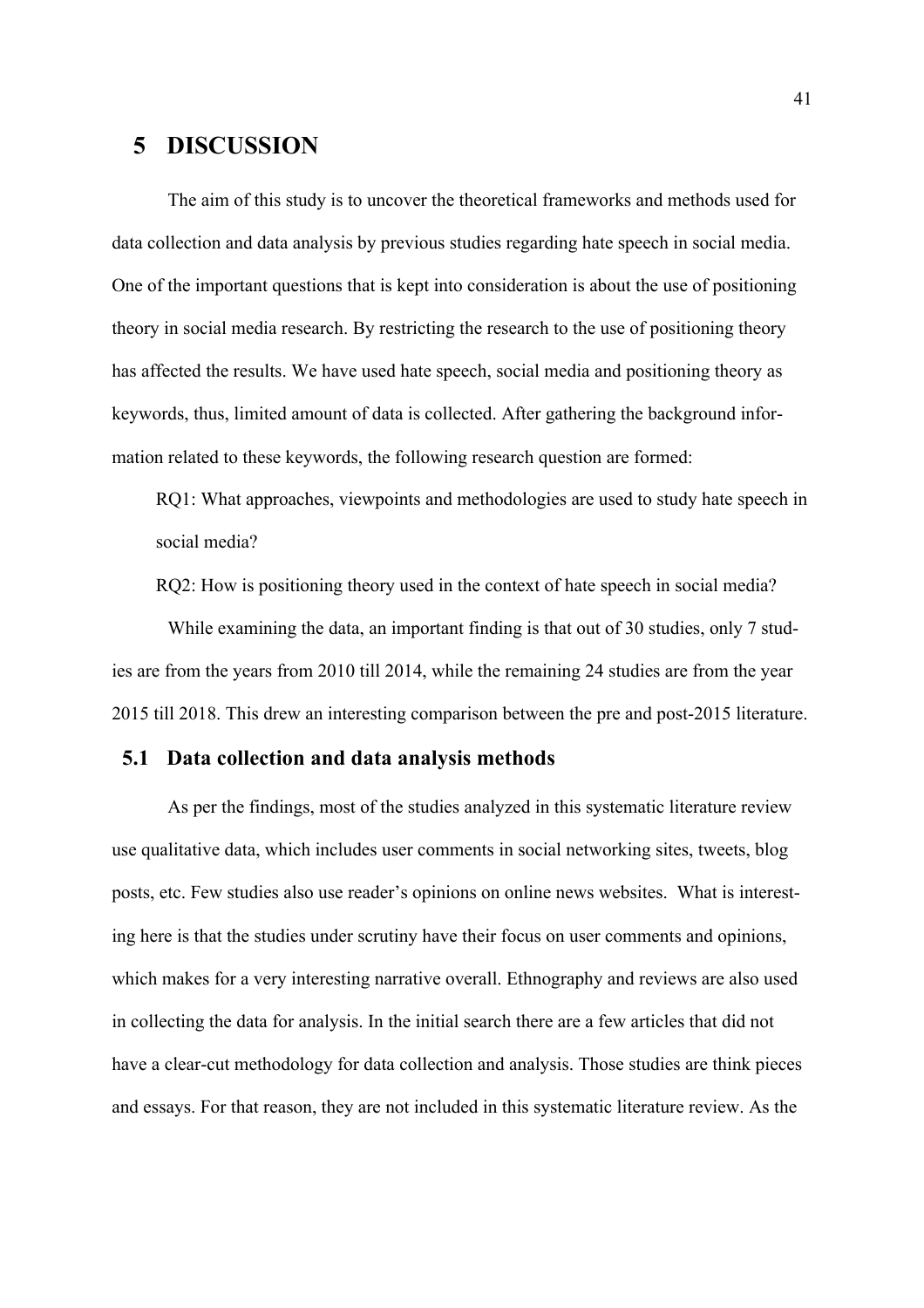# 5 DISCUSSION

The aim of this study is to uncover the theoretical frameworks and methods used for data collection and data analysis by previous studies regarding hate speech in social media. One of the important questions that is kept into consideration is about the use of positioning theory in social media research. By restricting the research to the use of positioning theory has affected the results. We have used hate speech, social media and positioning theory as keywords, thus, limited amount of data is collected. After gathering the background information related to these keywords, the following research question are formed:

RQ1: What approaches, viewpoints and methodologies are used to study hate speech in social media?

RQ2: How is positioning theory used in the context of hate speech in social media?

While examining the data, an important finding is that out of 30 studies, only 7 studies are from the years from 2010 till 2014, while the remaining 24 studies are from the year 2015 till 2018. This drew an interesting comparison between the pre and post-2015 literature.

## 5.1 Data collection and data analysis methods

As per the findings, most of the studies analyzed in this systematic literature review use qualitative data, which includes user comments in social networking sites, tweets, blog posts, etc. Few studies also use reader's opinions on online news websites. What is interesting here is that the studies under scrutiny have their focus on user comments and opinions, which makes for a very interesting narrative overall. Ethnography and reviews are also used in collecting the data for analysis. In the initial search there are a few articles that did not have a clear-cut methodology for data collection and analysis. Those studies are think pieces and essays. For that reason, they are not included in this systematic literature review. As the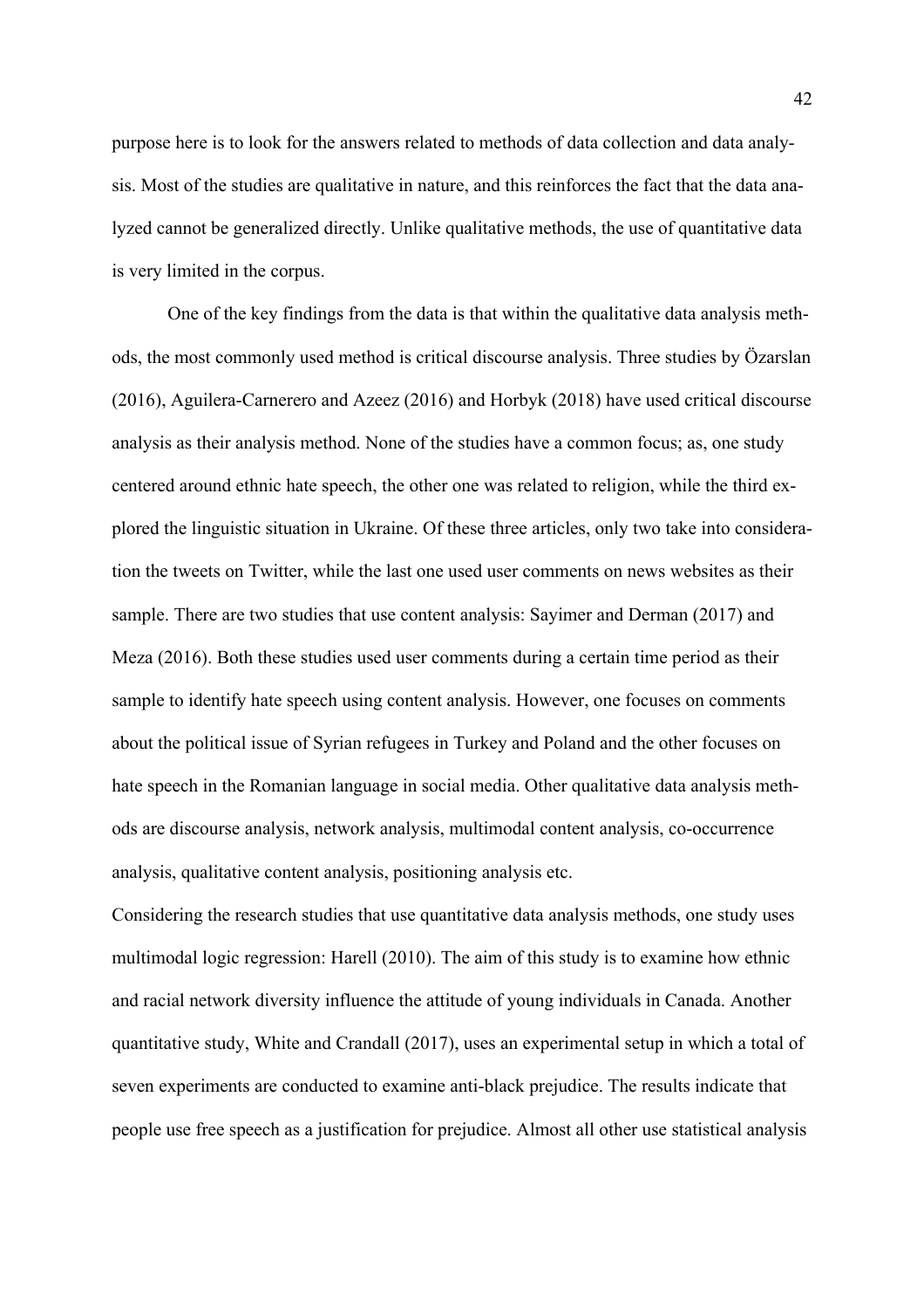purpose here is to look for the answers related to methods of data collection and data analysis. Most of the studies are qualitative in nature, and this reinforces the fact that the data analyzed cannot be generalized directly. Unlike qualitative methods, the use of quantitative data is very limited in the corpus.

One of the key findings from the data is that within the qualitative data analysis methods, the most commonly used method is critical discourse analysis. Three studies by Özarslan (2016), Aguilera-Carnerero and Azeez (2016) and Horbyk (2018) have used critical discourse analysis as their analysis method. None of the studies have a common focus; as, one study centered around ethnic hate speech, the other one was related to religion, while the third explored the linguistic situation in Ukraine. Of these three articles, only two take into consideration the tweets on Twitter, while the last one used user comments on news websites as their sample. There are two studies that use content analysis: Sayimer and Derman (2017) and Meza (2016). Both these studies used user comments during a certain time period as their sample to identify hate speech using content analysis. However, one focuses on comments about the political issue of Syrian refugees in Turkey and Poland and the other focuses on hate speech in the Romanian language in social media. Other qualitative data analysis methods are discourse analysis, network analysis, multimodal content analysis, co-occurrence analysis, qualitative content analysis, positioning analysis etc.

Considering the research studies that use quantitative data analysis methods, one study uses multimodal logic regression: Harell (2010). The aim of this study is to examine how ethnic and racial network diversity influence the attitude of young individuals in Canada. Another quantitative study, White and Crandall (2017), uses an experimental setup in which a total of seven experiments are conducted to examine anti-black prejudice. The results indicate that people use free speech as a justification for prejudice. Almost all other use statistical analysis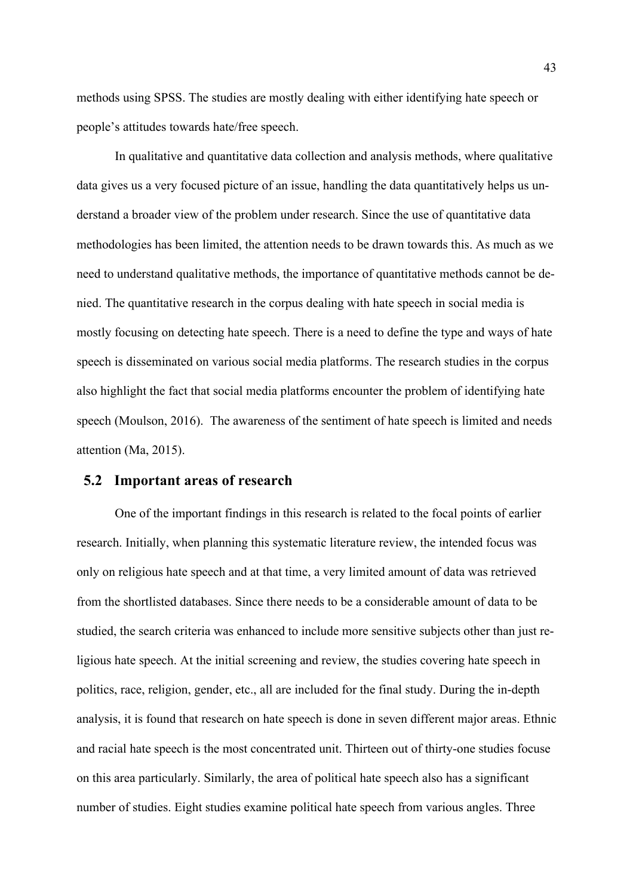methods using SPSS. The studies are mostly dealing with either identifying hate speech or people's attitudes towards hate/free speech.

In qualitative and quantitative data collection and analysis methods, where qualitative data gives us a very focused picture of an issue, handling the data quantitatively helps us understand a broader view of the problem under research. Since the use of quantitative data methodologies has been limited, the attention needs to be drawn towards this. As much as we need to understand qualitative methods, the importance of quantitative methods cannot be denied. The quantitative research in the corpus dealing with hate speech in social media is mostly focusing on detecting hate speech. There is a need to define the type and ways of hate speech is disseminated on various social media platforms. The research studies in the corpus also highlight the fact that social media platforms encounter the problem of identifying hate speech (Moulson, 2016). The awareness of the sentiment of hate speech is limited and needs attention (Ma, 2015).

## 5.2 Important areas of research

One of the important findings in this research is related to the focal points of earlier research. Initially, when planning this systematic literature review, the intended focus was only on religious hate speech and at that time, a very limited amount of data was retrieved from the shortlisted databases. Since there needs to be a considerable amount of data to be studied, the search criteria was enhanced to include more sensitive subjects other than just religious hate speech. At the initial screening and review, the studies covering hate speech in politics, race, religion, gender, etc., all are included for the final study. During the in-depth analysis, it is found that research on hate speech is done in seven different major areas. Ethnic and racial hate speech is the most concentrated unit. Thirteen out of thirty-one studies focuse on this area particularly. Similarly, the area of political hate speech also has a significant number of studies. Eight studies examine political hate speech from various angles. Three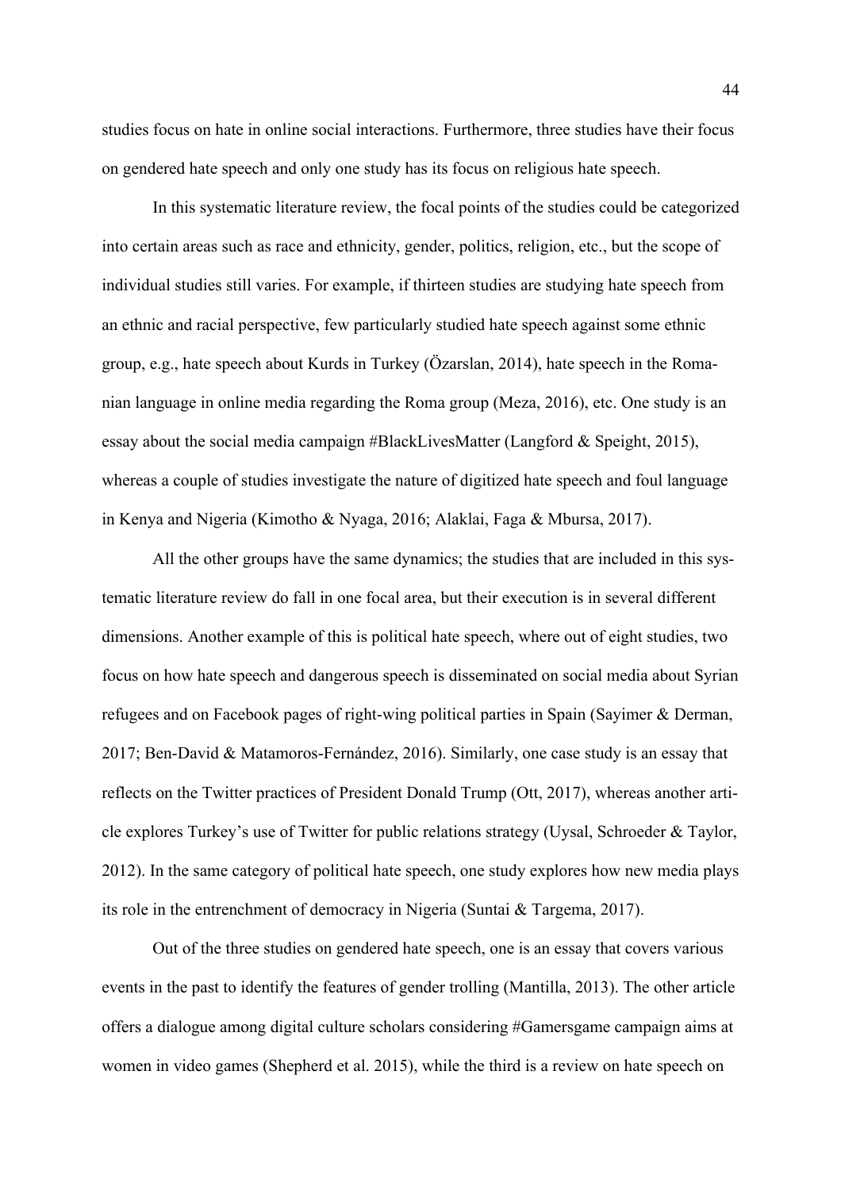studies focus on hate in online social interactions. Furthermore, three studies have their focus on gendered hate speech and only one study has its focus on religious hate speech.

In this systematic literature review, the focal points of the studies could be categorized into certain areas such as race and ethnicity, gender, politics, religion, etc., but the scope of individual studies still varies. For example, if thirteen studies are studying hate speech from an ethnic and racial perspective, few particularly studied hate speech against some ethnic group, e.g., hate speech about Kurds in Turkey (Özarslan, 2014), hate speech in the Romanian language in online media regarding the Roma group (Meza, 2016), etc. One study is an essay about the social media campaign #BlackLivesMatter (Langford & Speight, 2015), whereas a couple of studies investigate the nature of digitized hate speech and foul language in Kenya and Nigeria (Kimotho & Nyaga, 2016; Alaklai, Faga & Mbursa, 2017).

All the other groups have the same dynamics; the studies that are included in this systematic literature review do fall in one focal area, but their execution is in several different dimensions. Another example of this is political hate speech, where out of eight studies, two focus on how hate speech and dangerous speech is disseminated on social media about Syrian refugees and on Facebook pages of right-wing political parties in Spain (Sayimer & Derman, 2017; Ben-David & Matamoros-Fernández, 2016). Similarly, one case study is an essay that reflects on the Twitter practices of President Donald Trump (Ott, 2017), whereas another article explores Turkey's use of Twitter for public relations strategy (Uysal, Schroeder & Taylor, 2012). In the same category of political hate speech, one study explores how new media plays its role in the entrenchment of democracy in Nigeria (Suntai & Targema, 2017).

Out of the three studies on gendered hate speech, one is an essay that covers various events in the past to identify the features of gender trolling (Mantilla, 2013). The other article offers a dialogue among digital culture scholars considering #Gamersgame campaign aims at women in video games (Shepherd et al. 2015), while the third is a review on hate speech on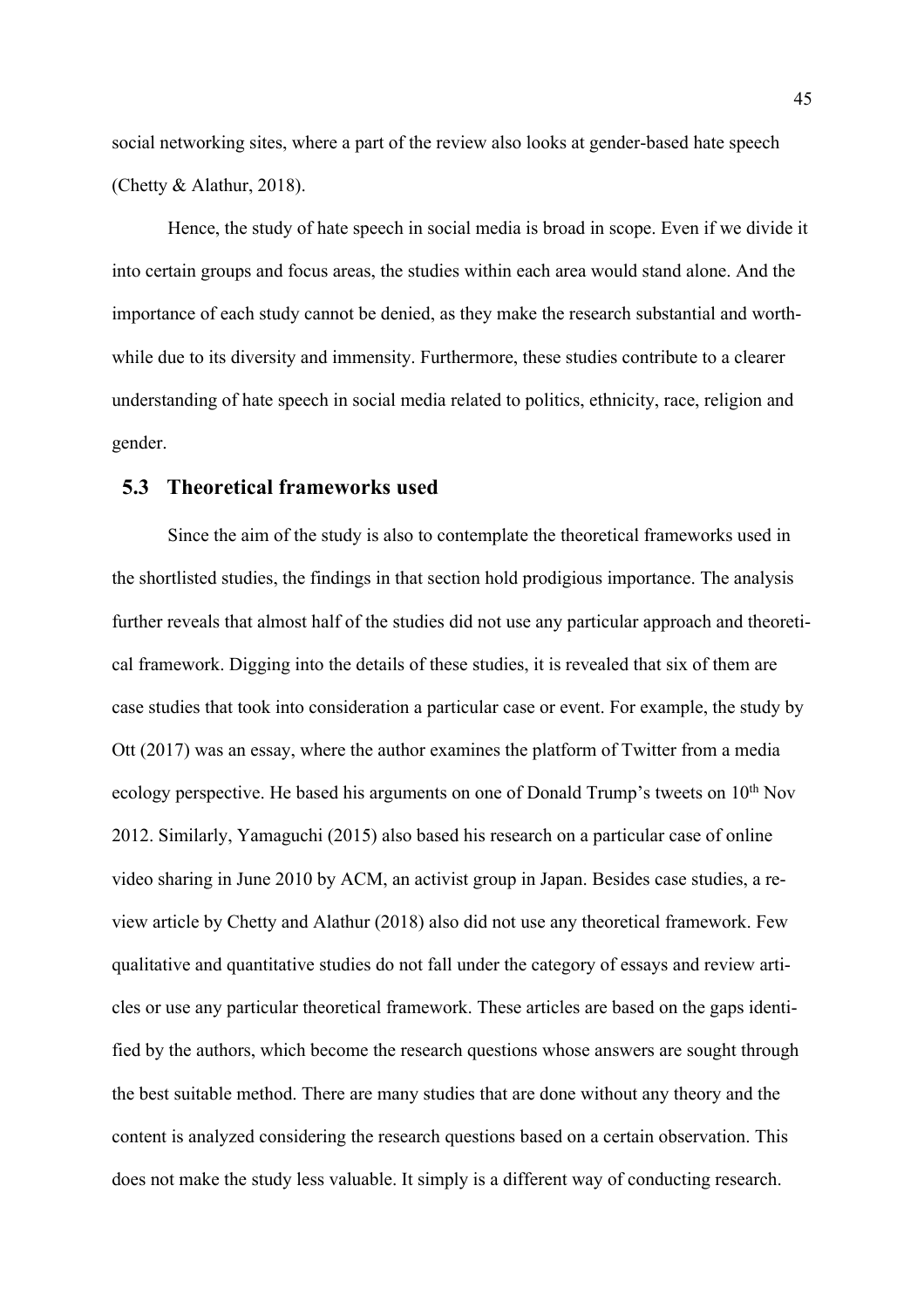social networking sites, where a part of the review also looks at gender-based hate speech (Chetty & Alathur, 2018).

Hence, the study of hate speech in social media is broad in scope. Even if we divide it into certain groups and focus areas, the studies within each area would stand alone. And the importance of each study cannot be denied, as they make the research substantial and worthwhile due to its diversity and immensity. Furthermore, these studies contribute to a clearer understanding of hate speech in social media related to politics, ethnicity, race, religion and gender.

## 5.3 Theoretical frameworks used

Since the aim of the study is also to contemplate the theoretical frameworks used in the shortlisted studies, the findings in that section hold prodigious importance. The analysis further reveals that almost half of the studies did not use any particular approach and theoretical framework. Digging into the details of these studies, it is revealed that six of them are case studies that took into consideration a particular case or event. For example, the study by Ott (2017) was an essay, where the author examines the platform of Twitter from a media ecology perspective. He based his arguments on one of Donald Trump's tweets on 10th Nov 2012. Similarly, Yamaguchi (2015) also based his research on a particular case of online video sharing in June 2010 by ACM, an activist group in Japan. Besides case studies, a review article by Chetty and Alathur (2018) also did not use any theoretical framework. Few qualitative and quantitative studies do not fall under the category of essays and review articles or use any particular theoretical framework. These articles are based on the gaps identified by the authors, which become the research questions whose answers are sought through the best suitable method. There are many studies that are done without any theory and the content is analyzed considering the research questions based on a certain observation. This does not make the study less valuable. It simply is a different way of conducting research.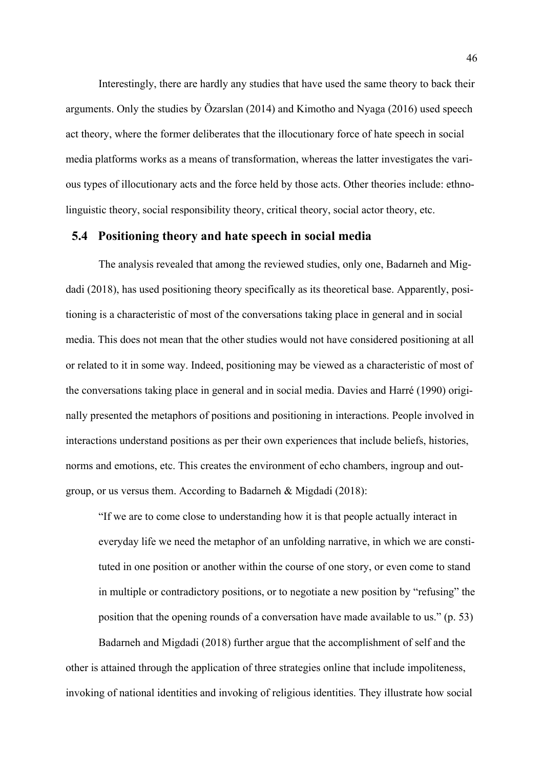Interestingly, there are hardly any studies that have used the same theory to back their arguments. Only the studies by Özarslan (2014) and Kimotho and Nyaga (2016) used speech act theory, where the former deliberates that the illocutionary force of hate speech in social media platforms works as a means of transformation, whereas the latter investigates the various types of illocutionary acts and the force held by those acts. Other theories include: ethnolinguistic theory, social responsibility theory, critical theory, social actor theory, etc.

## 5.4 Positioning theory and hate speech in social media

The analysis revealed that among the reviewed studies, only one, Badarneh and Migdadi (2018), has used positioning theory specifically as its theoretical base. Apparently, positioning is a characteristic of most of the conversations taking place in general and in social media. This does not mean that the other studies would not have considered positioning at all or related to it in some way. Indeed, positioning may be viewed as a characteristic of most of the conversations taking place in general and in social media. Davies and Harré (1990) originally presented the metaphors of positions and positioning in interactions. People involved in interactions understand positions as per their own experiences that include beliefs, histories, norms and emotions, etc. This creates the environment of echo chambers, ingroup and outgroup, or us versus them. According to Badarneh & Migdadi (2018):

> "If we are to come close to understanding how it is that people actually interact in everyday life we need the metaphor of an unfolding narrative, in which we are constituted in one position or another within the course of one story, or even come to stand in multiple or contradictory positions, or to negotiate a new position by "refusing" the position that the opening rounds of a conversation have made available to us." (p. 53)

Badarneh and Migdadi (2018) further argue that the accomplishment of self and the other is attained through the application of three strategies online that include impoliteness, invoking of national identities and invoking of religious identities. They illustrate how social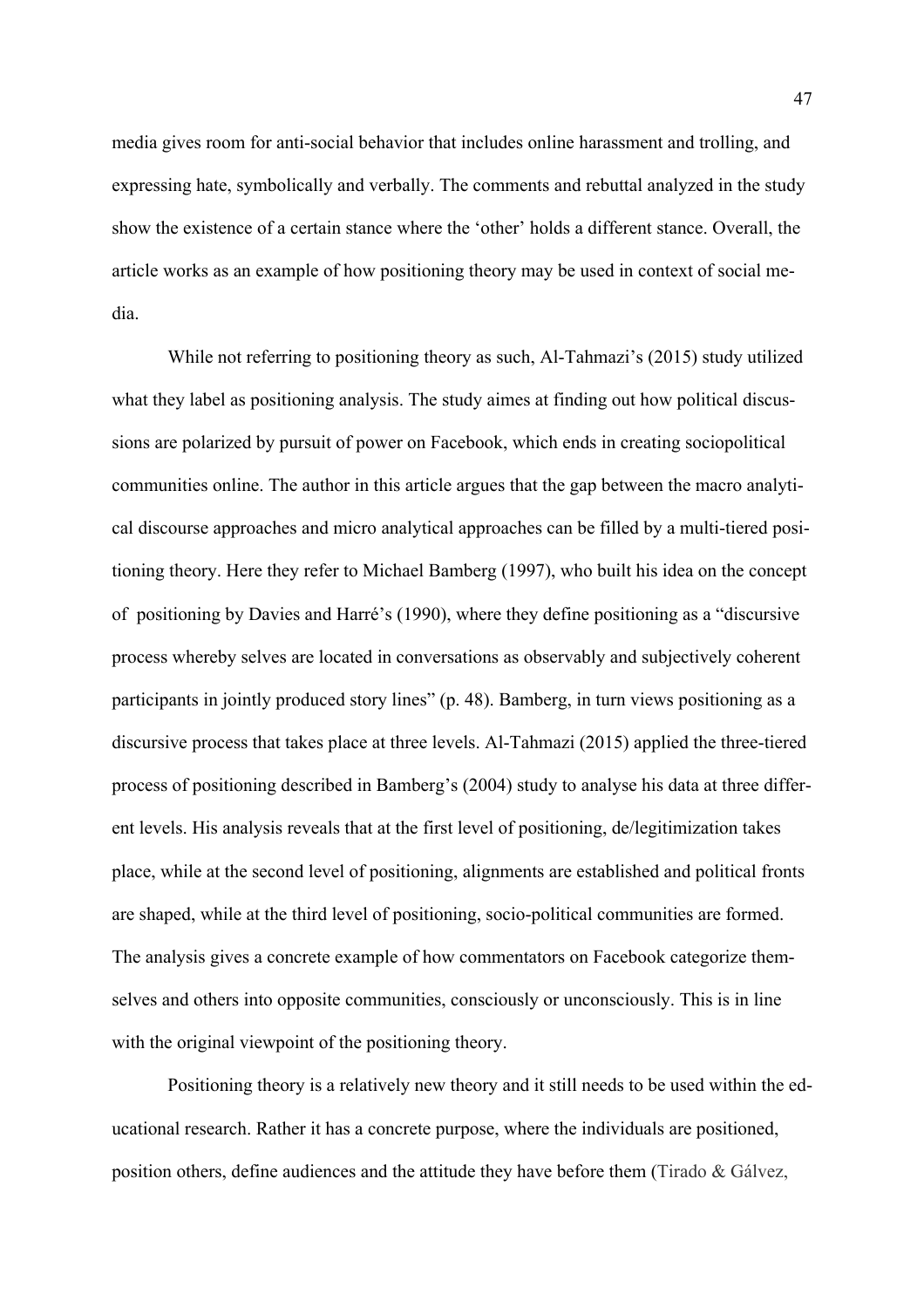media gives room for anti-social behavior that includes online harassment and trolling, and expressing hate, symbolically and verbally. The comments and rebuttal analyzed in the study show the existence of a certain stance where the 'other' holds a different stance. Overall, the article works as an example of how positioning theory may be used in context of social media.

While not referring to positioning theory as such, Al-Tahmazi's (2015) study utilized what they label as positioning analysis. The study aimes at finding out how political discussions are polarized by pursuit of power on Facebook, which ends in creating sociopolitical communities online. The author in this article argues that the gap between the macro analytical discourse approaches and micro analytical approaches can be filled by a multi-tiered positioning theory. Here they refer to Michael Bamberg (1997), who built his idea on the concept of positioning by Davies and Harré's (1990), where they define positioning as a "discursive process whereby selves are located in conversations as observably and subjectively coherent participants in jointly produced story lines" (p. 48). Bamberg, in turn views positioning as a discursive process that takes place at three levels. Al-Tahmazi (2015) applied the three-tiered process of positioning described in Bamberg's (2004) study to analyse his data at three different levels. His analysis reveals that at the first level of positioning, de/legitimization takes place, while at the second level of positioning, alignments are established and political fronts are shaped, while at the third level of positioning, socio-political communities are formed. The analysis gives a concrete example of how commentators on Facebook categorize themselves and others into opposite communities, consciously or unconsciously. This is in line with the original viewpoint of the positioning theory.

Positioning theory is a relatively new theory and it still needs to be used within the educational research. Rather it has a concrete purpose, where the individuals are positioned, position others, define audiences and the attitude they have before them (Tirado & Gálvez,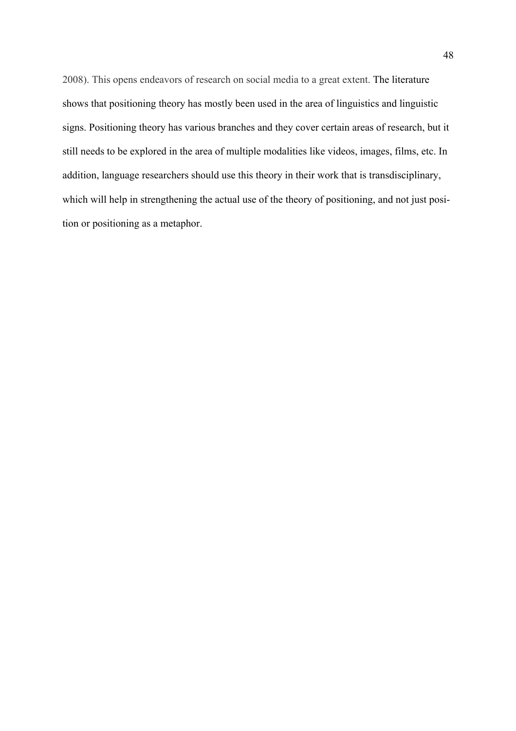2008). This opens endeavors of research on social media to a great extent. The literature shows that positioning theory has mostly been used in the area of linguistics and linguistic signs. Positioning theory has various branches and they cover certain areas of research, but it still needs to be explored in the area of multiple modalities like videos, images, films, etc. In addition, language researchers should use this theory in their work that is transdisciplinary, which will help in strengthening the actual use of the theory of positioning, and not just position or positioning as a metaphor.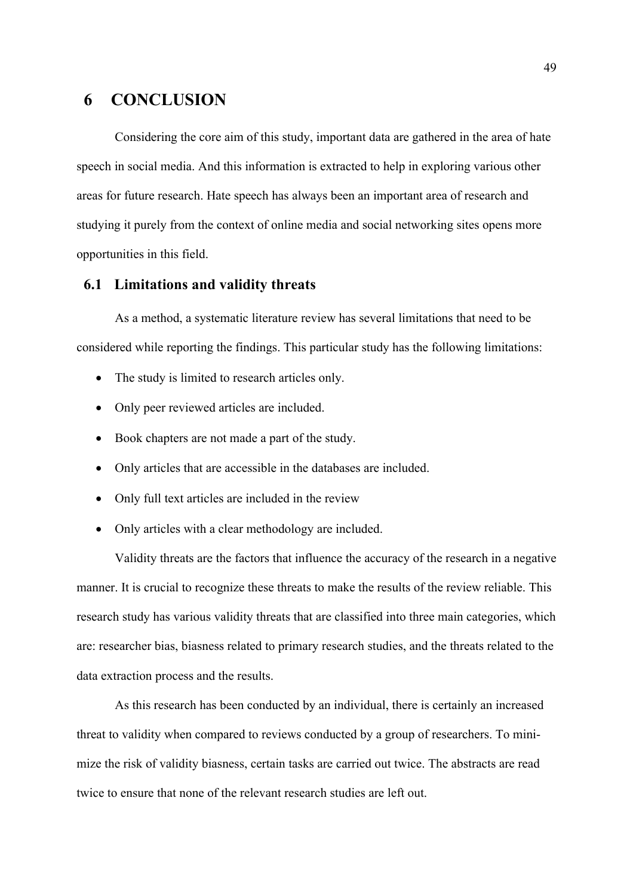# 6 CONCLUSION

Considering the core aim of this study, important data are gathered in the area of hate speech in social media. And this information is extracted to help in exploring various other areas for future research. Hate speech has always been an important area of research and studying it purely from the context of online media and social networking sites opens more opportunities in this field.

## 6.1 Limitations and validity threats

As a method, a systematic literature review has several limitations that need to be considered while reporting the findings. This particular study has the following limitations:

- The study is limited to research articles only.
- Only peer reviewed articles are included.
- Book chapters are not made a part of the study.
- Only articles that are accessible in the databases are included.
- Only full text articles are included in the review
- Only articles with a clear methodology are included.

Validity threats are the factors that influence the accuracy of the research in a negative manner. It is crucial to recognize these threats to make the results of the review reliable. This research study has various validity threats that are classified into three main categories, which are: researcher bias, biasness related to primary research studies, and the threats related to the data extraction process and the results.

As this research has been conducted by an individual, there is certainly an increased threat to validity when compared to reviews conducted by a group of researchers. To minimize the risk of validity biasness, certain tasks are carried out twice. The abstracts are read twice to ensure that none of the relevant research studies are left out.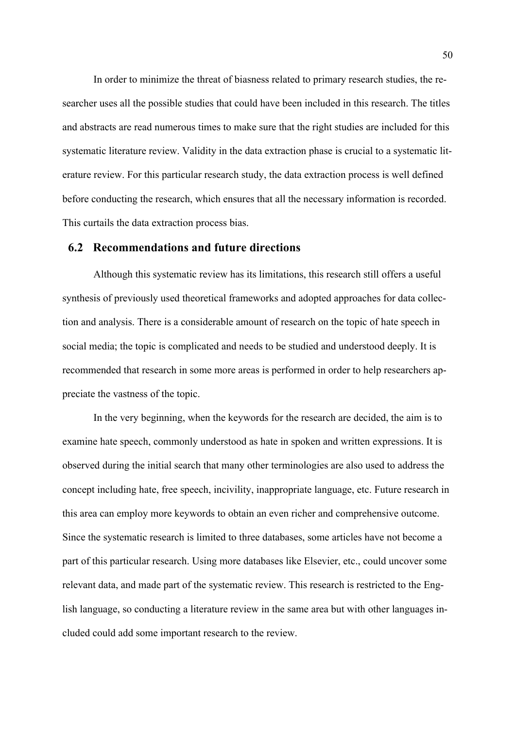In order to minimize the threat of biasness related to primary research studies, the researcher uses all the possible studies that could have been included in this research. The titles and abstracts are read numerous times to make sure that the right studies are included for this systematic literature review. Validity in the data extraction phase is crucial to a systematic literature review. For this particular research study, the data extraction process is well defined before conducting the research, which ensures that all the necessary information is recorded. This curtails the data extraction process bias.

## 6.2 Recommendations and future directions

Although this systematic review has its limitations, this research still offers a useful synthesis of previously used theoretical frameworks and adopted approaches for data collection and analysis. There is a considerable amount of research on the topic of hate speech in social media; the topic is complicated and needs to be studied and understood deeply. It is recommended that research in some more areas is performed in order to help researchers appreciate the vastness of the topic.

In the very beginning, when the keywords for the research are decided, the aim is to examine hate speech, commonly understood as hate in spoken and written expressions. It is observed during the initial search that many other terminologies are also used to address the concept including hate, free speech, incivility, inappropriate language, etc. Future research in this area can employ more keywords to obtain an even richer and comprehensive outcome. Since the systematic research is limited to three databases, some articles have not become a part of this particular research. Using more databases like Elsevier, etc., could uncover some relevant data, and made part of the systematic review. This research is restricted to the English language, so conducting a literature review in the same area but with other languages included could add some important research to the review.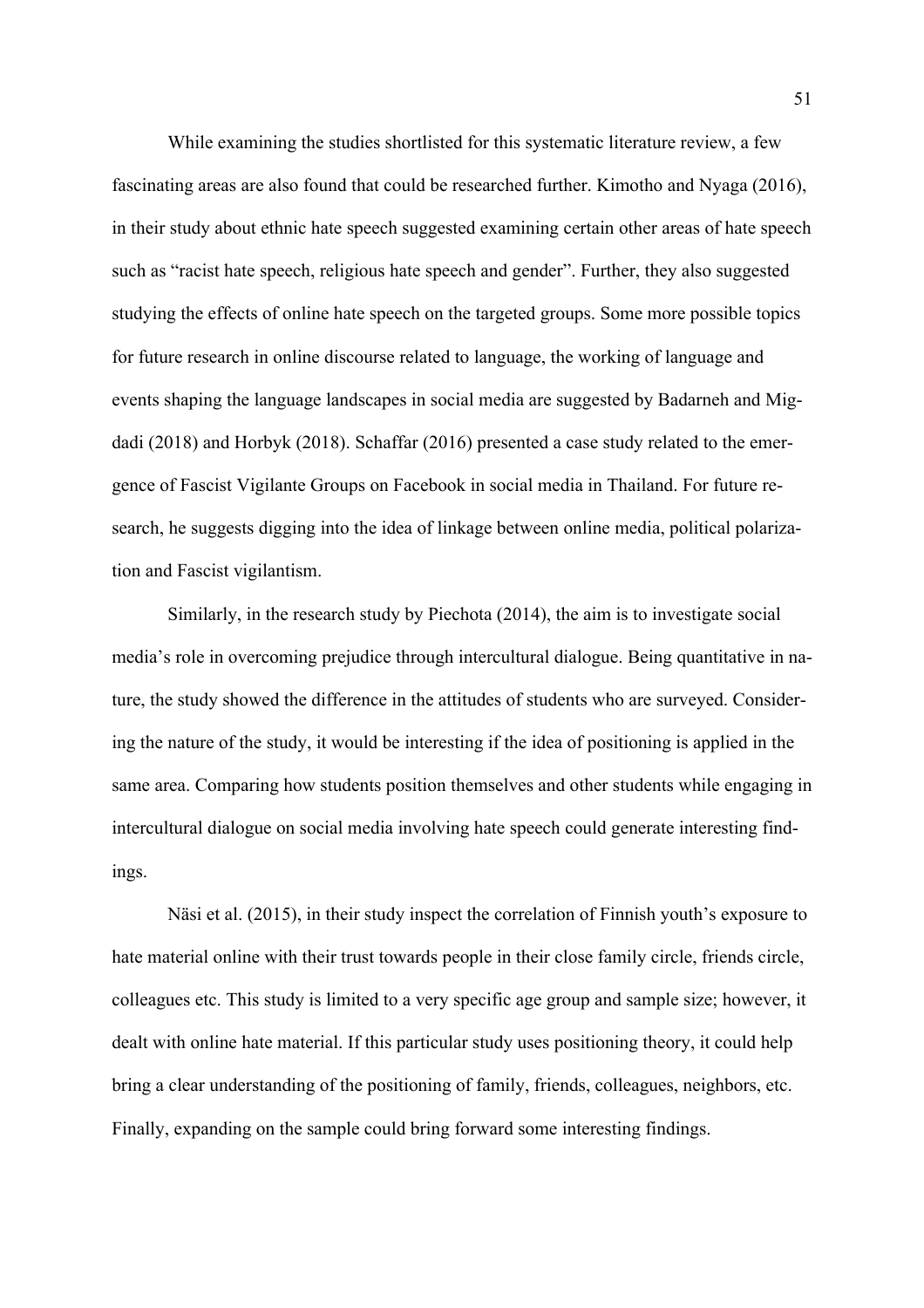While examining the studies shortlisted for this systematic literature review, a few fascinating areas are also found that could be researched further. Kimotho and Nyaga (2016), in their study about ethnic hate speech suggested examining certain other areas of hate speech such as "racist hate speech, religious hate speech and gender". Further, they also suggested studying the effects of online hate speech on the targeted groups. Some more possible topics for future research in online discourse related to language, the working of language and events shaping the language landscapes in social media are suggested by Badarneh and Migdadi (2018) and Horbyk (2018). Schaffar (2016) presented a case study related to the emergence of Fascist Vigilante Groups on Facebook in social media in Thailand. For future research, he suggests digging into the idea of linkage between online media, political polarization and Fascist vigilantism.

Similarly, in the research study by Piechota (2014), the aim is to investigate social media's role in overcoming prejudice through intercultural dialogue. Being quantitative in nature, the study showed the difference in the attitudes of students who are surveyed. Considering the nature of the study, it would be interesting if the idea of positioning is applied in the same area. Comparing how students position themselves and other students while engaging in intercultural dialogue on social media involving hate speech could generate interesting findings.

Näsi et al. (2015), in their study inspect the correlation of Finnish youth's exposure to hate material online with their trust towards people in their close family circle, friends circle, colleagues etc. This study is limited to a very specific age group and sample size; however, it dealt with online hate material. If this particular study uses positioning theory, it could help bring a clear understanding of the positioning of family, friends, colleagues, neighbors, etc. Finally, expanding on the sample could bring forward some interesting findings.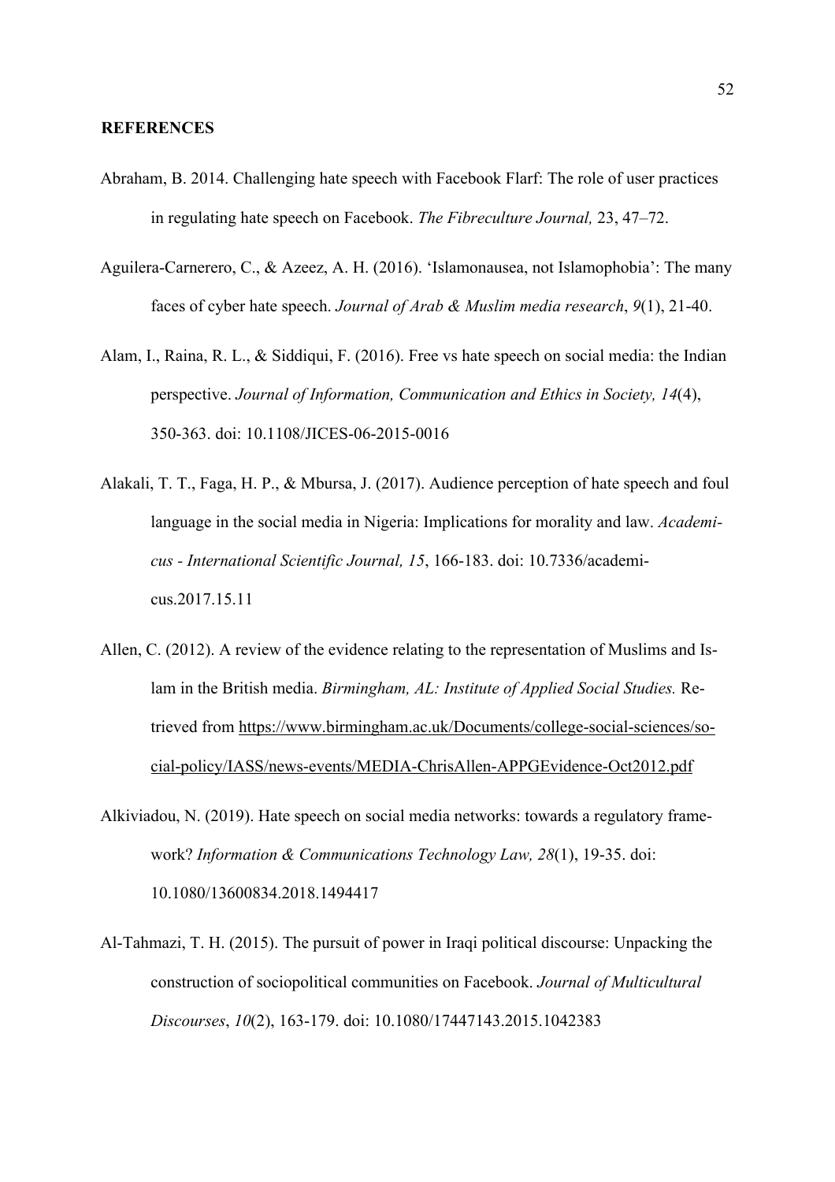**REFERENCES**

Abraham, B. 2014. Challenging hate speech with Facebook Flarf: The role of user practices in regulating hate speech on Facebook. *The Fibreculture Journal,* 23, 47–72.

Aguilera-Carnerero, C., & Azeez, A. H. (2016). 'Islamonausea, not Islamophobia': The many faces of cyber hate speech. *Journal of Arab & Muslim media research*, *9*(1), 21-40.

Alam, I., Raina, R. L., & Siddiqui, F. (2016). Free vs hate speech on social media: the Indian perspective. *Journal of Information, Communication and Ethics in Society, 14*(4), 350-363. doi: 10.1108/JICES-06-2015-0016

Alakali, T. T., Faga, H. P., & Mbursa, J. (2017). Audience perception of hate speech and foul language in the social media in Nigeria: Implications for morality and law. *Academicus - International Scientific Journal, 15*, 166-183. doi: 10.7336/academicus.2017.15.11

Allen, C. (2012). A review of the evidence relating to the representation of Muslims and Islam in the British media. *Birmingham, AL: Institute of Applied Social Studies.* Retrieved from https://www.birmingham.ac.uk/Documents/college-social-sciences/social-policy/IASS/news-events/MEDIA-ChrisAllen-APPGEvidence-Oct2012.pdf

Alkiviadou, N. (2019). Hate speech on social media networks: towards a regulatory framework? *Information & Communications Technology Law, 28*(1), 19-35. doi: 10.1080/13600834.2018.1494417

Al-Tahmazi, T. H. (2015). The pursuit of power in Iraqi political discourse: Unpacking the construction of sociopolitical communities on Facebook. *Journal of Multicultural Discourses*, *10*(2), 163-179. doi: 10.1080/17447143.2015.1042383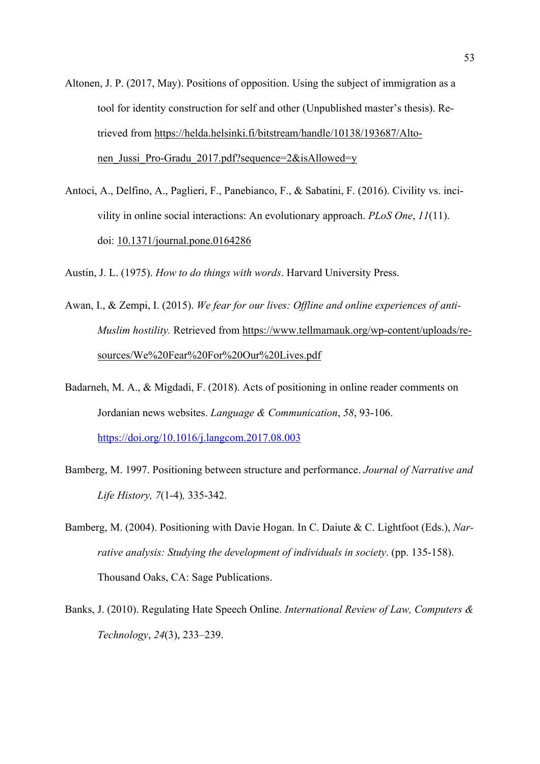Altonen, J. P. (2017, May). Positions of opposition. Using the subject of immigration as a tool for identity construction for self and other (Unpublished master's thesis). Retrieved from https://helda.helsinki.fi/bitstream/handle/10138/193687/Altonen_Jussi_Pro-Gradu_2017.pdf?sequence=2&isAllowed=y

Antoci, A., Delfino, A., Paglieri, F., Panebianco, F., & Sabatini, F. (2016). Civility vs. incivility in online social interactions: An evolutionary approach. *PLoS One*, *11*(11). doi: 10.1371/journal.pone.0164286

Austin, J. L. (1975). *How to do things with words*. Harvard University Press.

Awan, I., & Zempi, I. (2015). *We fear for our lives: Offline and online experiences of anti-Muslim hostility.* Retrieved from https://www.tellmamauk.org/wp-content/uploads/resources/We%20Fear%20For%20Our%20Lives.pdf

Badarneh, M. A., & Migdadi, F. (2018). Acts of positioning in online reader comments on Jordanian news websites. *Language & Communication*, *58*, 93-106. https://doi.org/10.1016/j.langcom.2017.08.003

Bamberg, M. 1997. Positioning between structure and performance. *Journal of Narrative and Life History, 7*(1-4)*,* 335-342.

Bamberg, M. (2004). Positioning with Davie Hogan. In C. Daiute & C. Lightfoot (Eds.), *Narrative analysis: Studying the development of individuals in society*. (pp. 135-158). Thousand Oaks, CA: Sage Publications.

Banks, J. (2010). Regulating Hate Speech Online. *International Review of Law, Computers & Technology*, *24*(3), 233–239.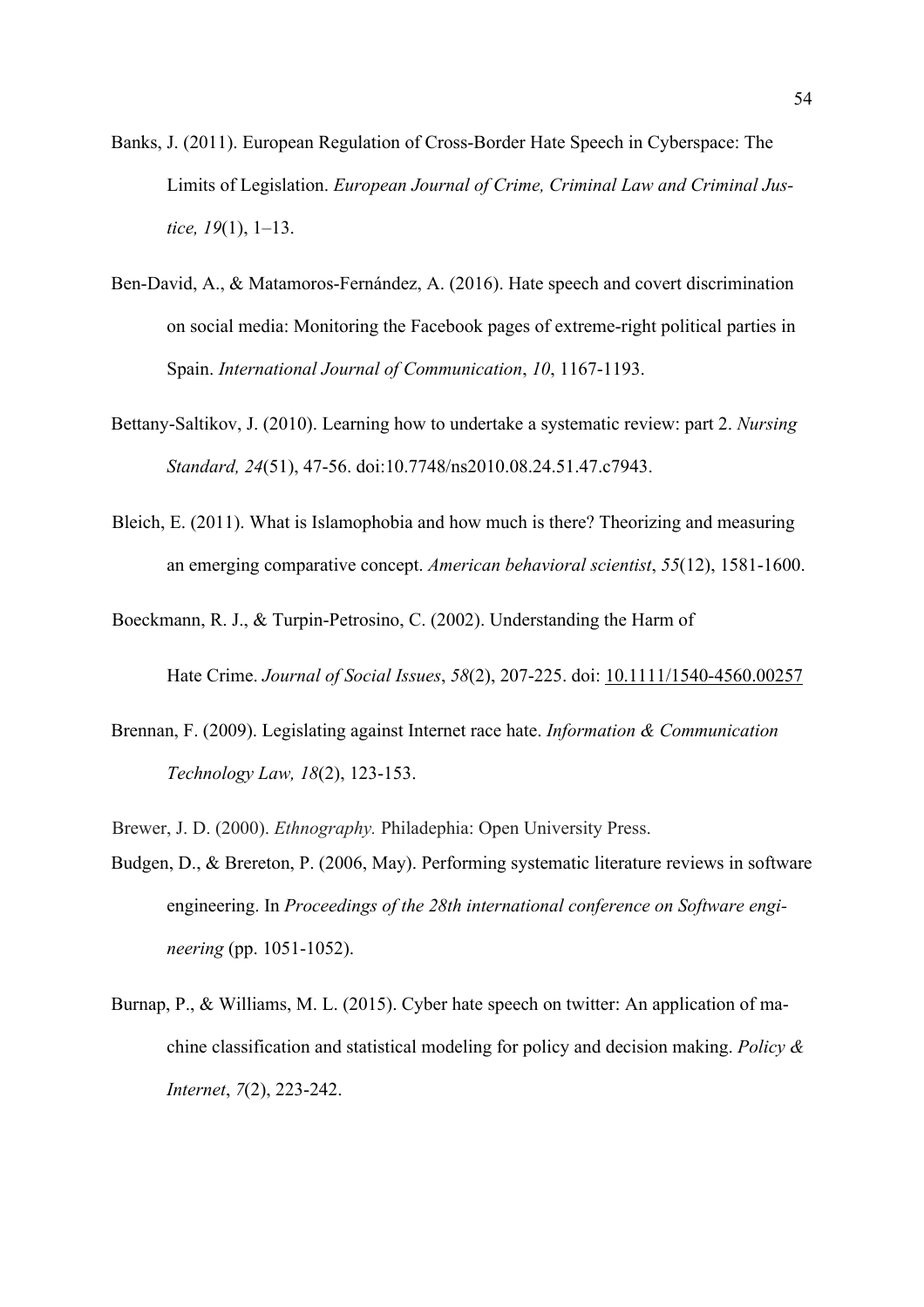Banks, J. (2011). European Regulation of Cross-Border Hate Speech in Cyberspace: The Limits of Legislation. *European Journal of Crime, Criminal Law and Criminal Justice, 19*(1), 1–13.

Ben-David, A., & Matamoros-Fernández, A. (2016). Hate speech and covert discrimination on social media: Monitoring the Facebook pages of extreme-right political parties in Spain. *International Journal of Communication*, *10*, 1167-1193.

Bettany-Saltikov, J. (2010). Learning how to undertake a systematic review: part 2. *Nursing Standard, 24*(51), 47-56. doi:10.7748/ns2010.08.24.51.47.c7943.

Bleich, E. (2011). What is Islamophobia and how much is there? Theorizing and measuring an emerging comparative concept. *American behavioral scientist*, *55*(12), 1581-1600.

Boeckmann, R. J., & Turpin-Petrosino, C. (2002). Understanding the Harm of Hate Crime. *Journal of Social Issues*, *58*(2), 207-225. doi: 10.1111/1540-4560.00257

Brennan, F. (2009). Legislating against Internet race hate. *Information & Communication Technology Law, 18*(2), 123-153.

Brewer, J. D. (2000). *Ethnography.* Philadephia: Open University Press.

Budgen, D., & Brereton, P. (2006, May). Performing systematic literature reviews in software engineering. In *Proceedings of the 28th international conference on Software engineering* (pp. 1051-1052).

Burnap, P., & Williams, M. L. (2015). Cyber hate speech on twitter: An application of machine classification and statistical modeling for policy and decision making. *Policy & Internet*, *7*(2), 223-242.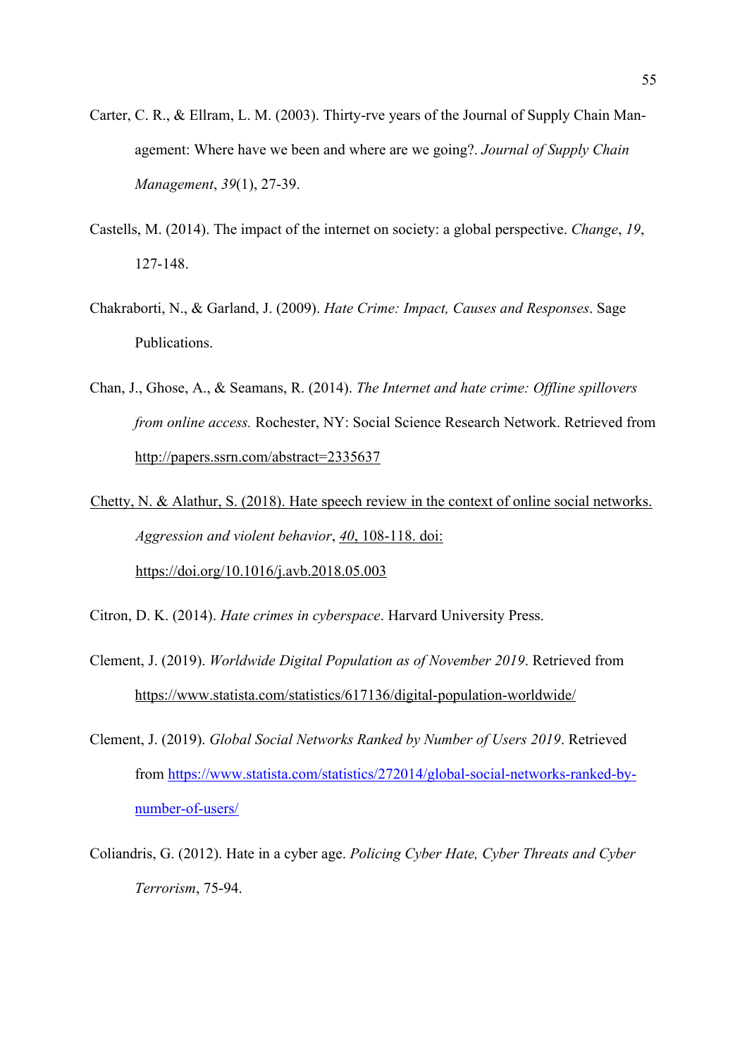Carter, C. R., & Ellram, L. M. (2003). Thirty-rve years of the Journal of Supply Chain Management: Where have we been and where are we going?. *Journal of Supply Chain Management*, *39*(1), 27-39.

Castells, M. (2014). The impact of the internet on society: a global perspective. *Change*, *19*, 127-148.

Chakraborti, N., & Garland, J. (2009). *Hate Crime: Impact, Causes and Responses*. Sage Publications.

Chan, J., Ghose, A., & Seamans, R. (2014). *The Internet and hate crime: Offline spillovers from online access.* Rochester, NY: Social Science Research Network. Retrieved from http://papers.ssrn.com/abstract=2335637

Chetty, N. & Alathur, S. (2018). Hate speech review in the context of online social networks. *Aggression and violent behavior*, *40*, 108-118. doi: https://doi.org/10.1016/j.avb.2018.05.003

Citron, D. K. (2014). *Hate crimes in cyberspace*. Harvard University Press.

Clement, J. (2019). *Worldwide Digital Population as of November 2019*. Retrieved from https://www.statista.com/statistics/617136/digital-population-worldwide/

Clement, J. (2019). *Global Social Networks Ranked by Number of Users 2019*. Retrieved from https://www.statista.com/statistics/272014/global-social-networks-ranked-by-number-of-users/

Coliandris, G. (2012). Hate in a cyber age. *Policing Cyber Hate, Cyber Threats and Cyber Terrorism*, 75-94.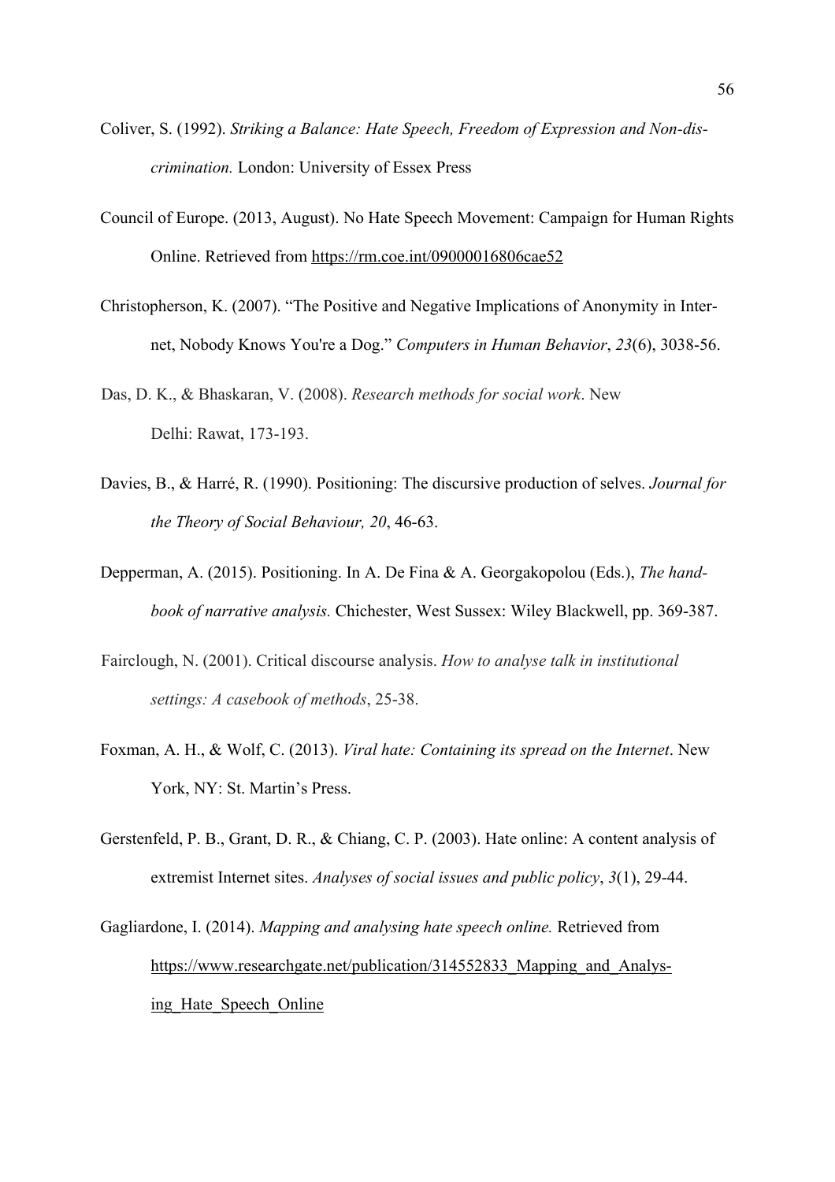Coliver, S. (1992). *Striking a Balance: Hate Speech, Freedom of Expression and Non-discrimination.* London: University of Essex Press

Council of Europe. (2013, August). No Hate Speech Movement: Campaign for Human Rights Online. Retrieved from https://rm.coe.int/09000016806cae52

Christopherson, K. (2007). "The Positive and Negative Implications of Anonymity in Internet, Nobody Knows You're a Dog." *Computers in Human Behavior*, *23*(6), 3038-56.

Das, D. K., & Bhaskaran, V. (2008). *Research methods for social work*. New Delhi: Rawat, 173-193.

Davies, B., & Harré, R. (1990). Positioning: The discursive production of selves. *Journal for the Theory of Social Behaviour, 20*, 46-63.

Depperman, A. (2015). Positioning. In A. De Fina & A. Georgakopolou (Eds.), *The handbook of narrative analysis.* Chichester, West Sussex: Wiley Blackwell, pp. 369-387.

Fairclough, N. (2001). Critical discourse analysis. *How to analyse talk in institutional settings: A casebook of methods*, 25-38.

Foxman, A. H., & Wolf, C. (2013). *Viral hate: Containing its spread on the Internet*. New York, NY: St. Martin's Press.

Gerstenfeld, P. B., Grant, D. R., & Chiang, C. P. (2003). Hate online: A content analysis of extremist Internet sites. *Analyses of social issues and public policy*, *3*(1), 29-44.

Gagliardone, I. (2014). *Mapping and analysing hate speech online.* Retrieved from https://www.researchgate.net/publication/314552833_Mapping_and_Analysing_Hate_Speech_Online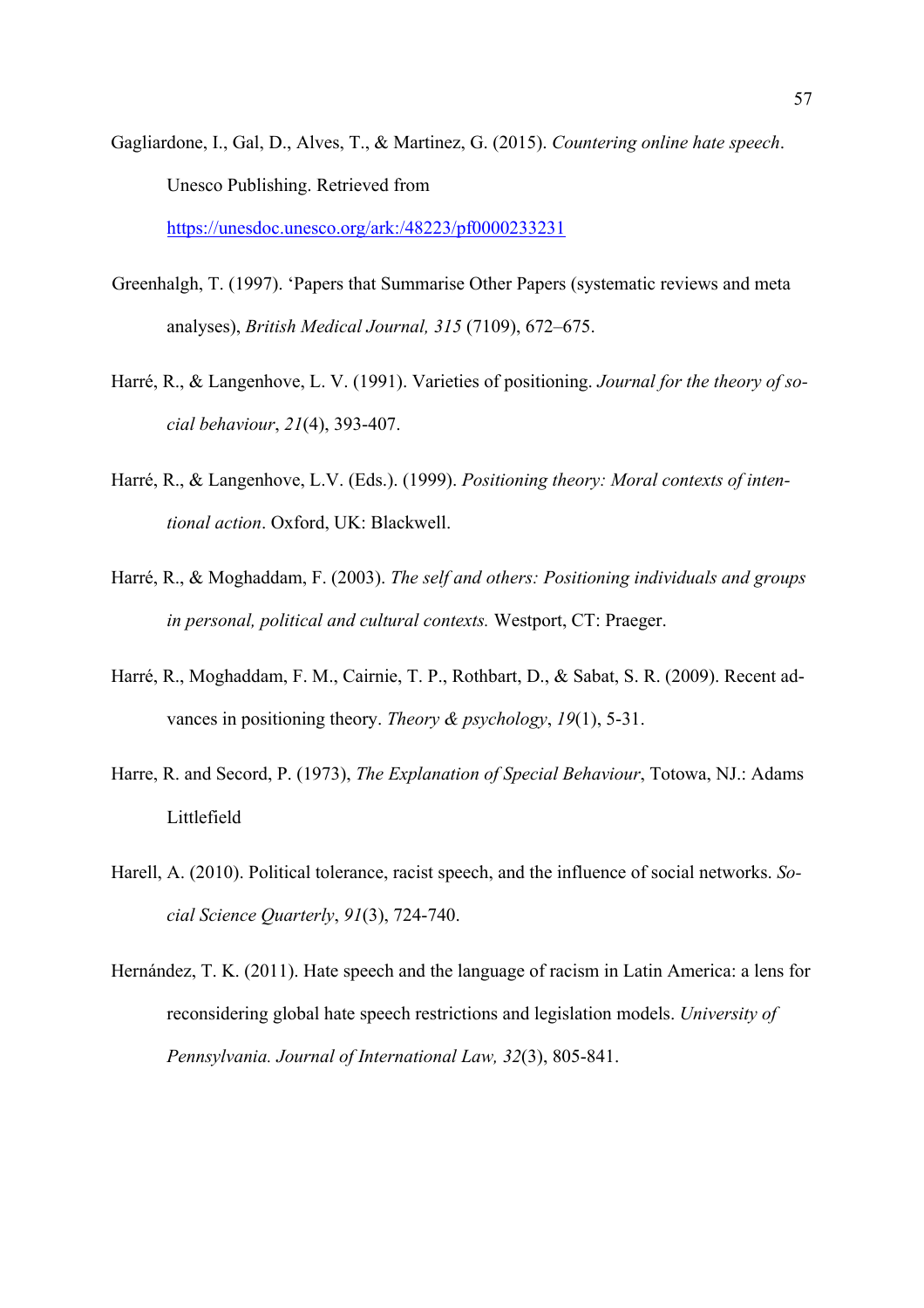Gagliardone, I., Gal, D., Alves, T., & Martinez, G. (2015). *Countering online hate speech*. Unesco Publishing. Retrieved from https://unesdoc.unesco.org/ark:/48223/pf0000233231

Greenhalgh, T. (1997). 'Papers that Summarise Other Papers (systematic reviews and meta analyses), *British Medical Journal, 315* (7109), 672–675.

Harré, R., & Langenhove, L. V. (1991). Varieties of positioning. *Journal for the theory of social behaviour*, *21*(4), 393-407.

Harré, R., & Langenhove, L.V. (Eds.). (1999). *Positioning theory: Moral contexts of intentional action*. Oxford, UK: Blackwell.

Harré, R., & Moghaddam, F. (2003). *The self and others: Positioning individuals and groups in personal, political and cultural contexts.* Westport, CT: Praeger.

Harré, R., Moghaddam, F. M., Cairnie, T. P., Rothbart, D., & Sabat, S. R. (2009). Recent advances in positioning theory. *Theory & psychology*, *19*(1), 5-31.

Harre, R. and Secord, P. (1973), *The Explanation of Special Behaviour*, Totowa, NJ.: Adams Littlefield

Harell, A. (2010). Political tolerance, racist speech, and the influence of social networks. *Social Science Quarterly*, *91*(3), 724-740.

Hernández, T. K. (2011). Hate speech and the language of racism in Latin America: a lens for reconsidering global hate speech restrictions and legislation models. *University of Pennsylvania. Journal of International Law, 32*(3), 805-841.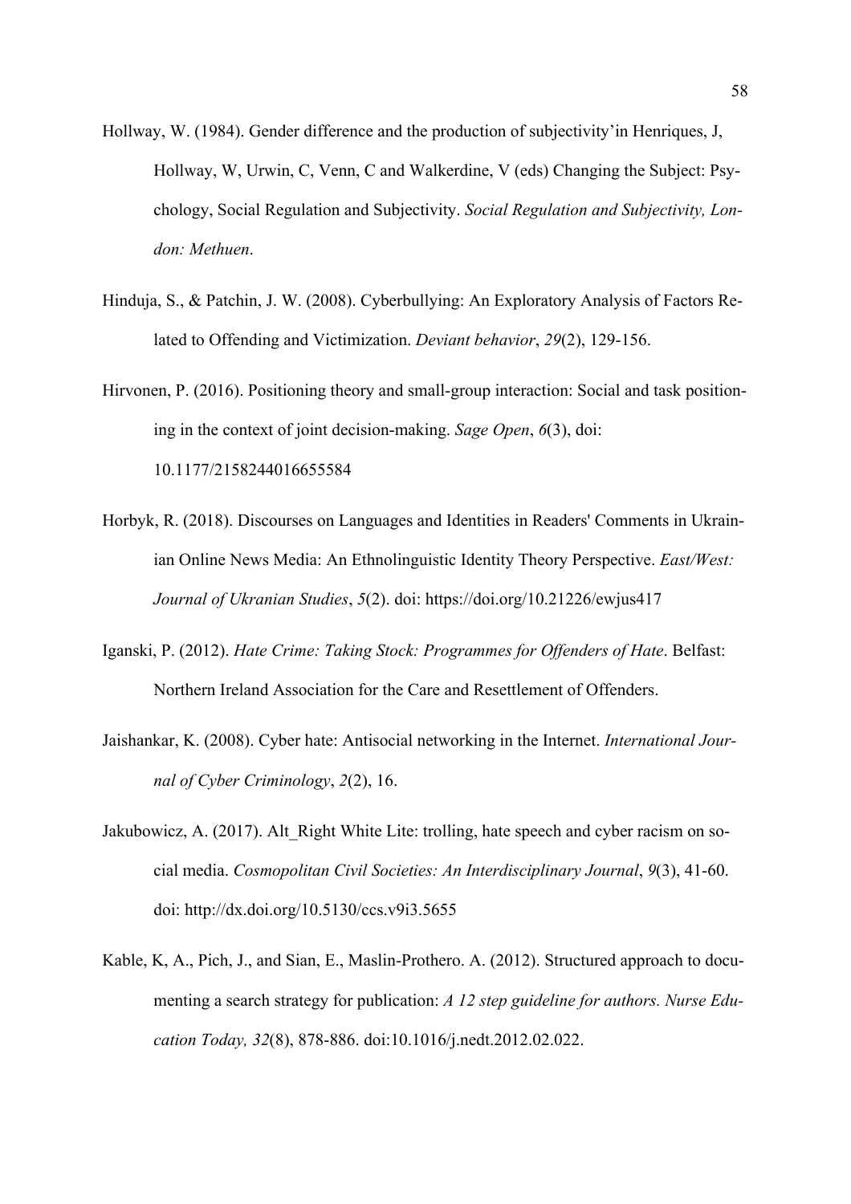Hollway, W. (1984). Gender difference and the production of subjectivity'in Henriques, J, Hollway, W, Urwin, C, Venn, C and Walkerdine, V (eds) Changing the Subject: Psychology, Social Regulation and Subjectivity. *Social Regulation and Subjectivity, London: Methuen*.

Hinduja, S., & Patchin, J. W. (2008). Cyberbullying: An Exploratory Analysis of Factors Related to Offending and Victimization. *Deviant behavior*, *29*(2), 129-156.

Hirvonen, P. (2016). Positioning theory and small-group interaction: Social and task positioning in the context of joint decision-making. *Sage Open*, *6*(3), doi: 10.1177/2158244016655584

Horbyk, R. (2018). Discourses on Languages and Identities in Readers' Comments in Ukrainian Online News Media: An Ethnolinguistic Identity Theory Perspective. *East/West: Journal of Ukranian Studies*, *5*(2). doi: https://doi.org/10.21226/ewjus417

Iganski, P. (2012). *Hate Crime: Taking Stock: Programmes for Offenders of Hate*. Belfast: Northern Ireland Association for the Care and Resettlement of Offenders.

Jaishankar, K. (2008). Cyber hate: Antisocial networking in the Internet. *International Journal of Cyber Criminology*, *2*(2), 16.

Jakubowicz, A. (2017). Alt_Right White Lite: trolling, hate speech and cyber racism on social media. *Cosmopolitan Civil Societies: An Interdisciplinary Journal*, *9*(3), 41-60. doi: http://dx.doi.org/10.5130/ccs.v9i3.5655

Kable, K, A., Pich, J., and Sian, E., Maslin-Prothero. A. (2012). Structured approach to documenting a search strategy for publication: *A 12 step guideline for authors. Nurse Education Today, 32*(8), 878-886. doi:10.1016/j.nedt.2012.02.022.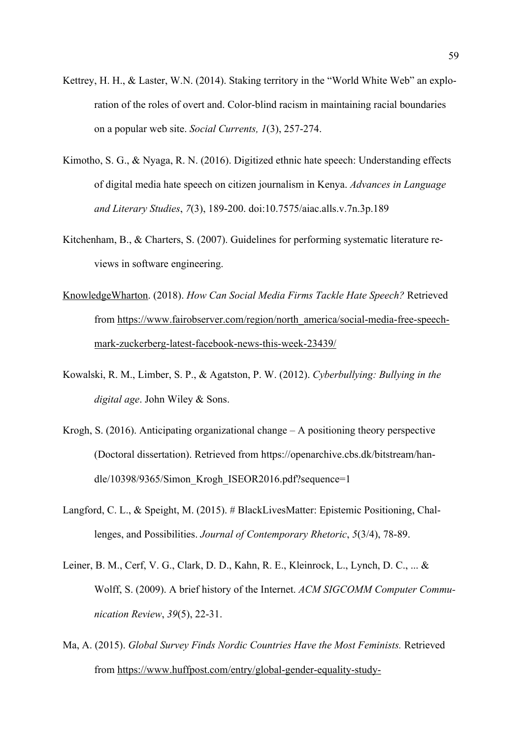Kettrey, H. H., & Laster, W.N. (2014). Staking territory in the "World White Web" an exploration of the roles of overt and. Color-blind racism in maintaining racial boundaries on a popular web site. *Social Currents, 1*(3), 257-274.

Kimotho, S. G., & Nyaga, R. N. (2016). Digitized ethnic hate speech: Understanding effects of digital media hate speech on citizen journalism in Kenya. *Advances in Language and Literary Studies*, *7*(3), 189-200. doi:10.7575/aiac.alls.v.7n.3p.189

Kitchenham, B., & Charters, S. (2007). Guidelines for performing systematic literature reviews in software engineering.

KnowledgeWharton. (2018). *How Can Social Media Firms Tackle Hate Speech?* Retrieved from https://www.fairobserver.com/region/north_america/social-media-free-speech-mark-zuckerberg-latest-facebook-news-this-week-23439/

Kowalski, R. M., Limber, S. P., & Agatston, P. W. (2012). *Cyberbullying: Bullying in the digital age*. John Wiley & Sons.

Krogh, S. (2016). Anticipating organizational change – A positioning theory perspective (Doctoral dissertation). Retrieved from https://openarchive.cbs.dk/bitstream/handle/10398/9365/Simon_Krogh_ISEOR2016.pdf?sequence=1

Langford, C. L., & Speight, M. (2015). # BlackLivesMatter: Epistemic Positioning, Challenges, and Possibilities. *Journal of Contemporary Rhetoric*, *5*(3/4), 78-89.

Leiner, B. M., Cerf, V. G., Clark, D. D., Kahn, R. E., Kleinrock, L., Lynch, D. C., ... & Wolff, S. (2009). A brief history of the Internet. *ACM SIGCOMM Computer Communication Review*, *39*(5), 22-31.

Ma, A. (2015). *Global Survey Finds Nordic Countries Have the Most Feminists.* Retrieved from https://www.huffpost.com/entry/global-gender-equality-study-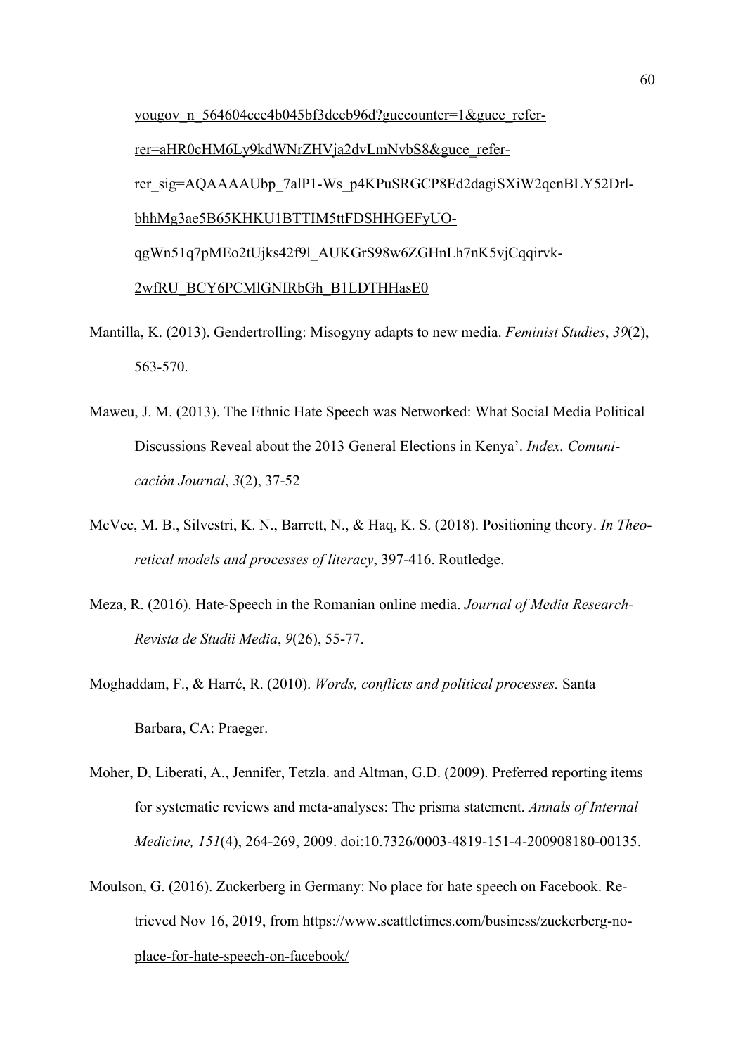yougov_n_564604cce4b045bf3deeb96d?guccounter=1&guce_referrer=aHR0cHM6Ly9kdWNrZHVja2dvLmNvbS8&guce_referrer_sig=AQAAAAUbp_7alP1-Ws_p4KPuSRGCP8Ed2dagiSXiW2qenBLY52Drl-bhhMg3ae5B65KHKU1BTTIM5ttFDSHHGEFyUO-qgWn51q7pMEo2tUjks42f9l_AUKGrS98w6ZGHnLh7nK5vjCqqirvk-2wfRU_BCY6PCMlGNIRbGh_B1LDTHHasE0

Mantilla, K. (2013). Gendertrolling: Misogyny adapts to new media. *Feminist Studies*, *39*(2), 563-570.

Maweu, J. M. (2013). The Ethnic Hate Speech was Networked: What Social Media Political Discussions Reveal about the 2013 General Elections in Kenya'. *Index. Comunicación Journal*, *3*(2), 37-52

McVee, M. B., Silvestri, K. N., Barrett, N., & Haq, K. S. (2018). Positioning theory. *In Theoretical models and processes of literacy*, 397-416. Routledge.

Meza, R. (2016). Hate-Speech in the Romanian online media. *Journal of Media Research-Revista de Studii Media*, *9*(26), 55-77.

Moghaddam, F., & Harré, R. (2010). *Words, conflicts and political processes.* Santa Barbara, CA: Praeger.

Moher, D, Liberati, A., Jennifer, Tetzla. and Altman, G.D. (2009). Preferred reporting items for systematic reviews and meta-analyses: The prisma statement. *Annals of Internal Medicine, 151*(4), 264-269, 2009. doi:10.7326/0003-4819-151-4-200908180-00135.

Moulson, G. (2016). Zuckerberg in Germany: No place for hate speech on Facebook. Retrieved Nov 16, 2019, from https://www.seattletimes.com/business/zuckerberg-no-place-for-hate-speech-on-facebook/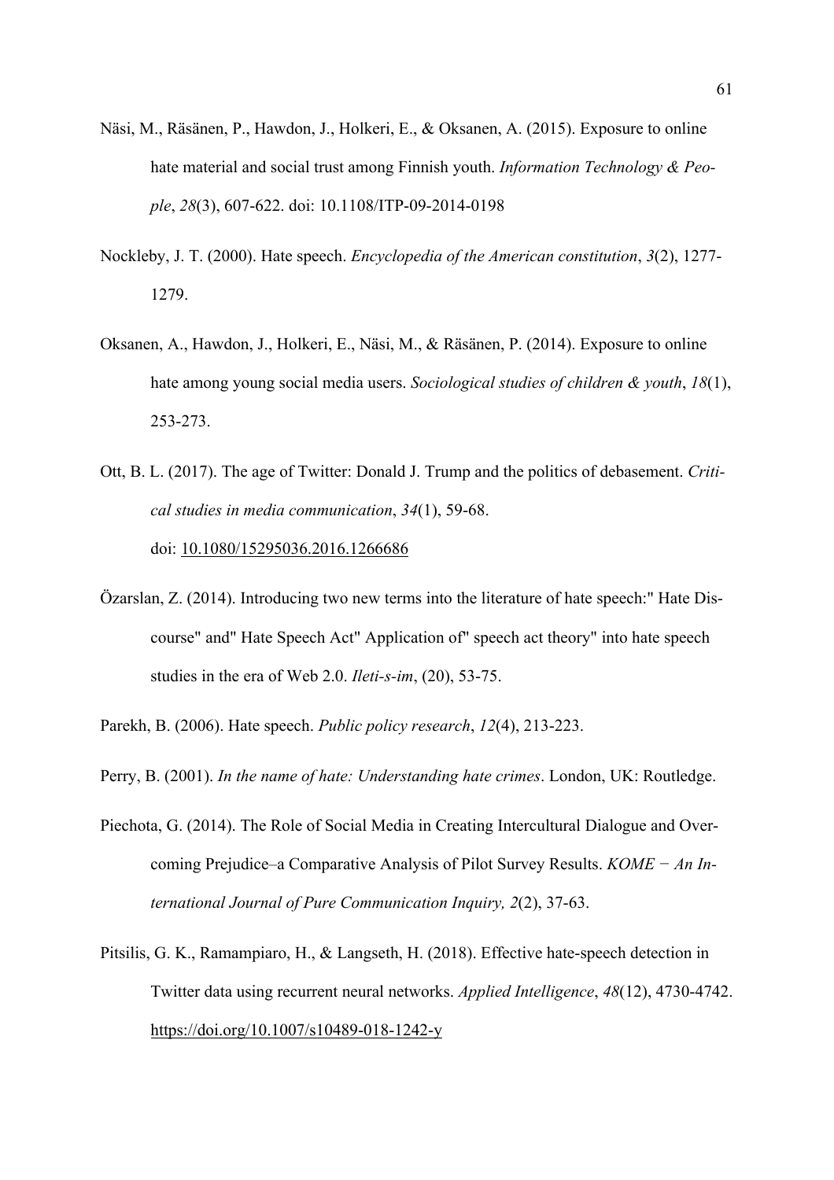Näsi, M., Räsänen, P., Hawdon, J., Holkeri, E., & Oksanen, A. (2015). Exposure to online hate material and social trust among Finnish youth. *Information Technology & People*, *28*(3), 607-622. doi: 10.1108/ITP-09-2014-0198

Nockleby, J. T. (2000). Hate speech. *Encyclopedia of the American constitution*, *3*(2), 1277-1279.

Oksanen, A., Hawdon, J., Holkeri, E., Näsi, M., & Räsänen, P. (2014). Exposure to online hate among young social media users. *Sociological studies of children & youth*, *18*(1), 253-273.

Ott, B. L. (2017). The age of Twitter: Donald J. Trump and the politics of debasement. *Critical studies in media communication*, *34*(1), 59-68. doi: 10.1080/15295036.2016.1266686

Özarslan, Z. (2014). Introducing two new terms into the literature of hate speech:" Hate Discourse" and" Hate Speech Act" Application of" speech act theory" into hate speech studies in the era of Web 2.0. *Ileti-s-im*, (20), 53-75.

Parekh, B. (2006). Hate speech. *Public policy research*, *12*(4), 213-223.

Perry, B. (2001). *In the name of hate: Understanding hate crimes*. London, UK: Routledge.

Piechota, G. (2014). The Role of Social Media in Creating Intercultural Dialogue and Overcoming Prejudice–a Comparative Analysis of Pilot Survey Results. *KOME − An International Journal of Pure Communication Inquiry, 2*(2), 37-63.

Pitsilis, G. K., Ramampiaro, H., & Langseth, H. (2018). Effective hate-speech detection in Twitter data using recurrent neural networks. *Applied Intelligence*, *48*(12), 4730-4742. https://doi.org/10.1007/s10489-018-1242-y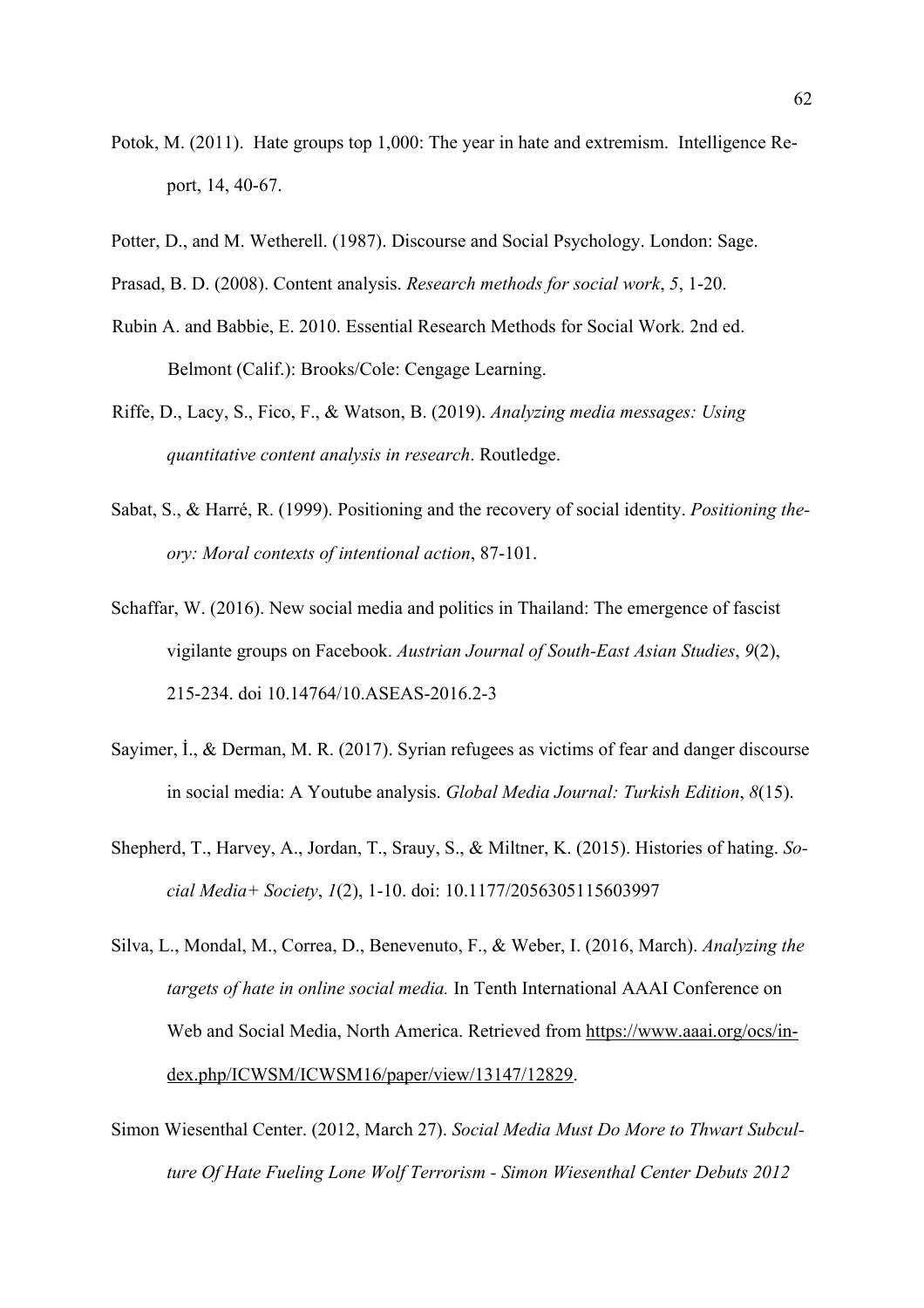Potok, M. (2011). Hate groups top 1,000: The year in hate and extremism. Intelligence Report, 14, 40-67.

Potter, D., and M. Wetherell. (1987). Discourse and Social Psychology. London: Sage.

Prasad, B. D. (2008). Content analysis. *Research methods for social work*, *5*, 1-20.

Rubin A. and Babbie, E. 2010. Essential Research Methods for Social Work. 2nd ed. Belmont (Calif.): Brooks/Cole: Cengage Learning.

Riffe, D., Lacy, S., Fico, F., & Watson, B. (2019). *Analyzing media messages: Using quantitative content analysis in research*. Routledge.

Sabat, S., & Harré, R. (1999). Positioning and the recovery of social identity. *Positioning theory: Moral contexts of intentional action*, 87-101.

Schaffar, W. (2016). New social media and politics in Thailand: The emergence of fascist vigilante groups on Facebook. *Austrian Journal of South-East Asian Studies*, *9*(2), 215-234. doi 10.14764/10.ASEAS-2016.2-3

Sayimer, İ., & Derman, M. R. (2017). Syrian refugees as victims of fear and danger discourse in social media: A Youtube analysis. *Global Media Journal: Turkish Edition*, *8*(15).

Shepherd, T., Harvey, A., Jordan, T., Srauy, S., & Miltner, K. (2015). Histories of hating. *Social Media+ Society*, *1*(2), 1-10. doi: 10.1177/2056305115603997

Silva, L., Mondal, M., Correa, D., Benevenuto, F., & Weber, I. (2016, March). *Analyzing the targets of hate in online social media.* In Tenth International AAAI Conference on Web and Social Media, North America. Retrieved from https://www.aaai.org/ocs/index.php/ICWSM/ICWSM16/paper/view/13147/12829.

Simon Wiesenthal Center. (2012, March 27). *Social Media Must Do More to Thwart Subculture Of Hate Fueling Lone Wolf Terrorism - Simon Wiesenthal Center Debuts 2012*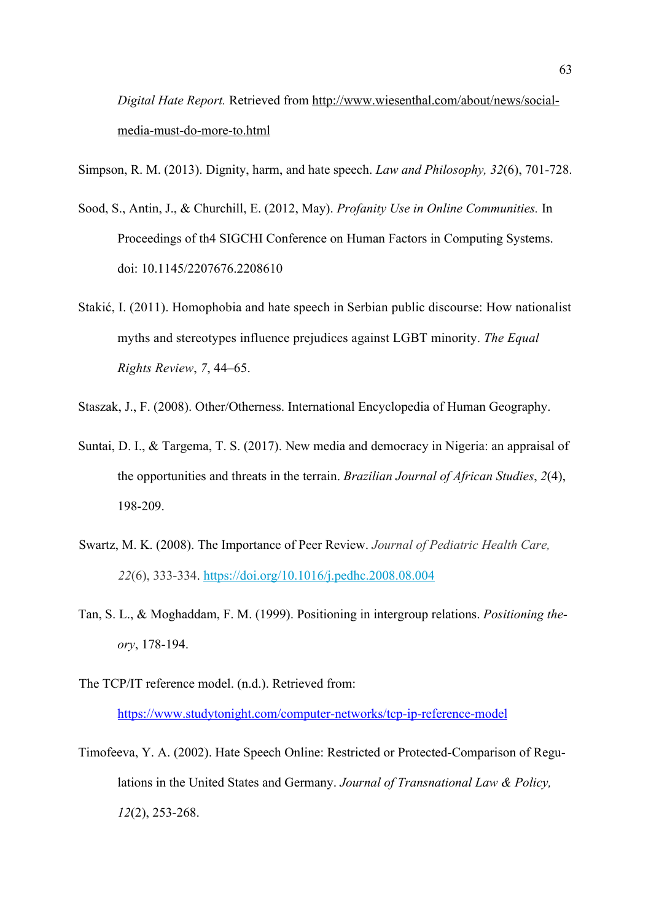*Digital Hate Report.* Retrieved from http://www.wiesenthal.com/about/news/social-media-must-do-more-to.html

Simpson, R. M. (2013). Dignity, harm, and hate speech. *Law and Philosophy, 32*(6), 701-728.

Sood, S., Antin, J., & Churchill, E. (2012, May). *Profanity Use in Online Communities.* In Proceedings of th4 SIGCHI Conference on Human Factors in Computing Systems. doi: 10.1145/2207676.2208610

Stakić, I. (2011). Homophobia and hate speech in Serbian public discourse: How nationalist myths and stereotypes influence prejudices against LGBT minority. *The Equal Rights Review*, *7*, 44–65.

Staszak, J., F. (2008). Other/Otherness. International Encyclopedia of Human Geography.

Suntai, D. I., & Targema, T. S. (2017). New media and democracy in Nigeria: an appraisal of the opportunities and threats in the terrain. *Brazilian Journal of African Studies*, *2*(4), 198-209.

Swartz, M. K. (2008). The Importance of Peer Review. *Journal of Pediatric Health Care, 22*(6), 333-334. https://doi.org/10.1016/j.pedhc.2008.08.004

Tan, S. L., & Moghaddam, F. M. (1999). Positioning in intergroup relations. *Positioning theory*, 178-194.

The TCP/IT reference model. (n.d.). Retrieved from: https://www.studytonight.com/computer-networks/tcp-ip-reference-model

Timofeeva, Y. A. (2002). Hate Speech Online: Restricted or Protected-Comparison of Regulations in the United States and Germany. *Journal of Transnational Law & Policy, 12*(2), 253-268.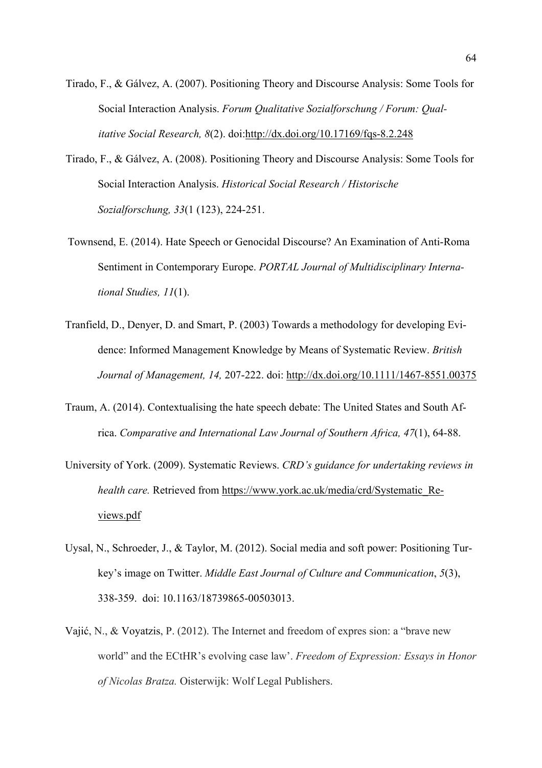Tirado, F., & Gálvez, A. (2007). Positioning Theory and Discourse Analysis: Some Tools for Social Interaction Analysis. *Forum Qualitative Sozialforschung / Forum: Qualitative Social Research, 8*(2). doi:http://dx.doi.org/10.17169/fqs-8.2.248

Tirado, F., & Gálvez, A. (2008). Positioning Theory and Discourse Analysis: Some Tools for Social Interaction Analysis. *Historical Social Research / Historische Sozialforschung, 33*(1 (123), 224-251.

Townsend, E. (2014). Hate Speech or Genocidal Discourse? An Examination of Anti-Roma Sentiment in Contemporary Europe. *PORTAL Journal of Multidisciplinary International Studies, 11*(1).

Tranfield, D., Denyer, D. and Smart, P. (2003) Towards a methodology for developing Evidence: Informed Management Knowledge by Means of Systematic Review. *British Journal of Management, 14,* 207-222. doi: http://dx.doi.org/10.1111/1467-8551.00375

Traum, A. (2014). Contextualising the hate speech debate: The United States and South Africa. *Comparative and International Law Journal of Southern Africa, 47*(1), 64-88.

University of York. (2009). Systematic Reviews. *CRD's guidance for undertaking reviews in health care.* Retrieved from https://www.york.ac.uk/media/crd/Systematic_Reviews.pdf

Uysal, N., Schroeder, J., & Taylor, M. (2012). Social media and soft power: Positioning Turkey's image on Twitter. *Middle East Journal of Culture and Communication*, *5*(3), 338-359. doi: 10.1163/18739865-00503013.

Vajić, N., & Voyatzis, P. (2012). The Internet and freedom of expres sion: a "brave new world" and the ECtHR's evolving case law'. *Freedom of Expression: Essays in Honor of Nicolas Bratza.* Oisterwijk: Wolf Legal Publishers.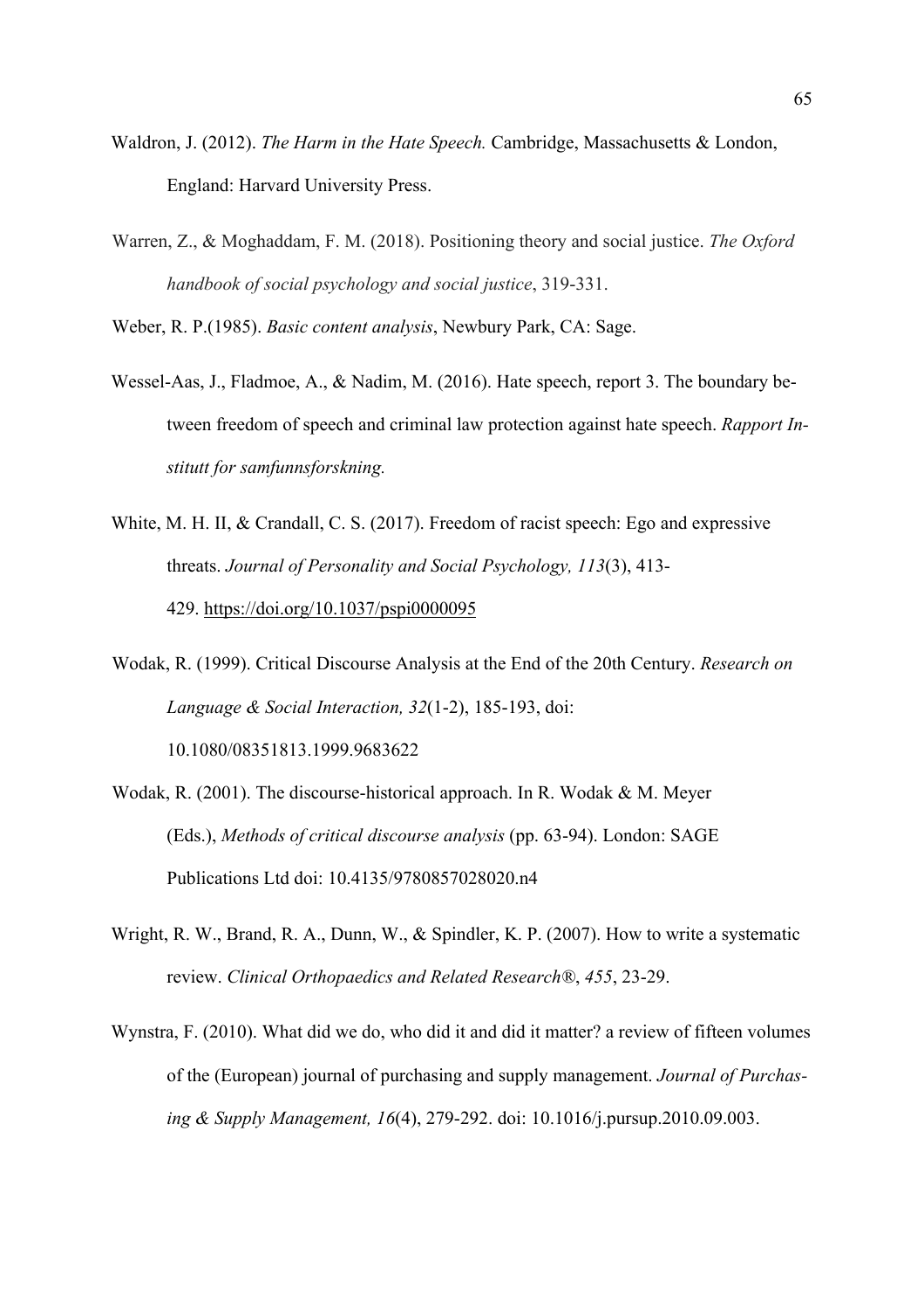Waldron, J. (2012). *The Harm in the Hate Speech.* Cambridge, Massachusetts & London, England: Harvard University Press.

Warren, Z., & Moghaddam, F. M. (2018). Positioning theory and social justice. *The Oxford handbook of social psychology and social justice*, 319-331.

Weber, R. P.(1985). *Basic content analysis*, Newbury Park, CA: Sage.

Wessel-Aas, J., Fladmoe, A., & Nadim, M. (2016). Hate speech, report 3. The boundary between freedom of speech and criminal law protection against hate speech. *Rapport Institutt for samfunnsforskning.*

White, M. H. II, & Crandall, C. S. (2017). Freedom of racist speech: Ego and expressive threats. *Journal of Personality and Social Psychology, 113*(3), 413-429. https://doi.org/10.1037/pspi0000095

Wodak, R. (1999). Critical Discourse Analysis at the End of the 20th Century. *Research on Language & Social Interaction, 32*(1-2), 185-193, doi: 10.1080/08351813.1999.9683622

Wodak, R. (2001). The discourse-historical approach. In R. Wodak & M. Meyer (Eds.), *Methods of critical discourse analysis* (pp. 63-94). London: SAGE Publications Ltd doi: 10.4135/9780857028020.n4

Wright, R. W., Brand, R. A., Dunn, W., & Spindler, K. P. (2007). How to write a systematic review. *Clinical Orthopaedics and Related Research®*, *455*, 23-29.

Wynstra, F. (2010). What did we do, who did it and did it matter? a review of fifteen volumes of the (European) journal of purchasing and supply management. *Journal of Purchasing & Supply Management, 16*(4), 279-292. doi: 10.1016/j.pursup.2010.09.003.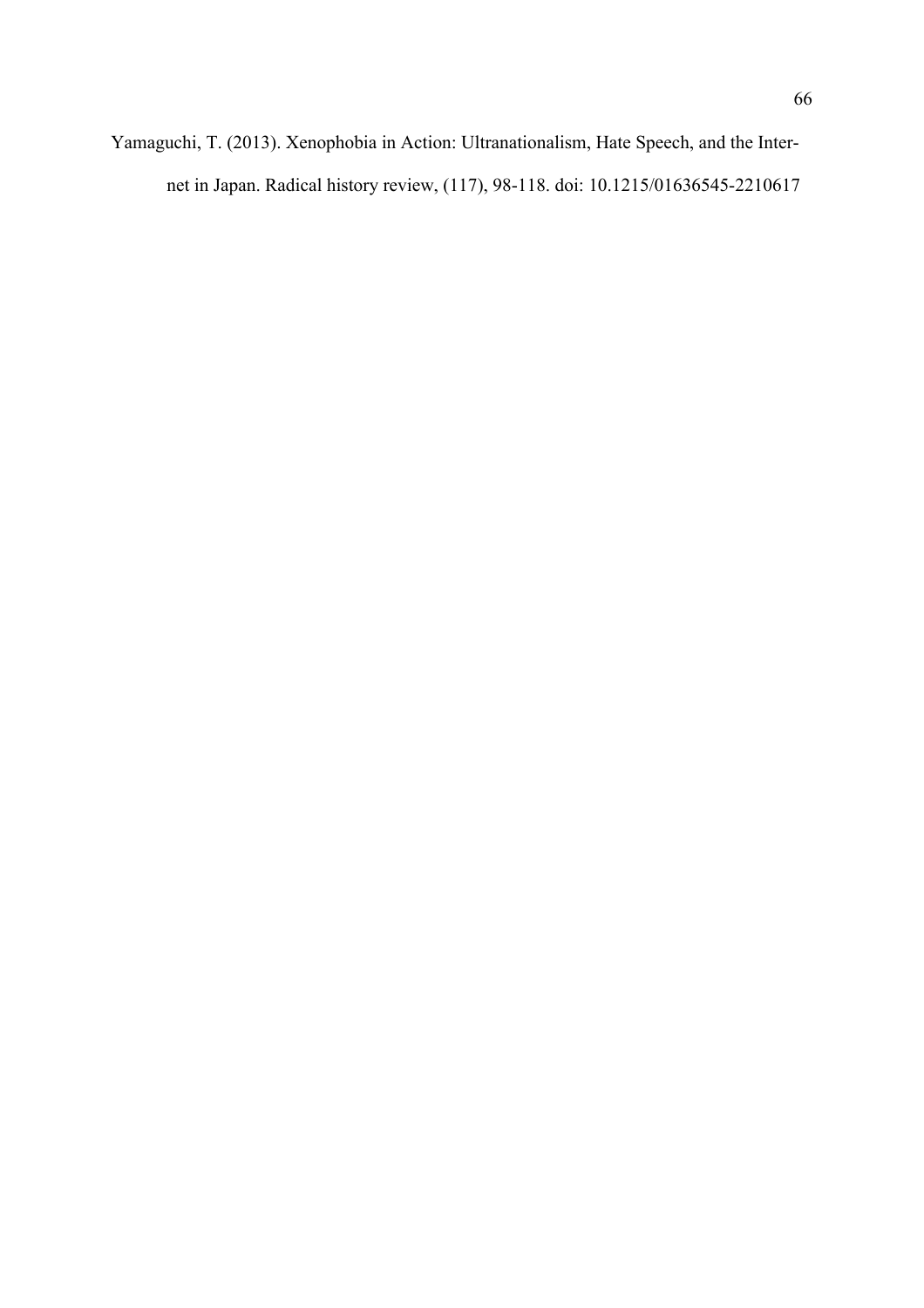Yamaguchi, T. (2013). Xenophobia in Action: Ultranationalism, Hate Speech, and the Internet in Japan. Radical history review, (117), 98-118. doi: 10.1215/01636545-2210617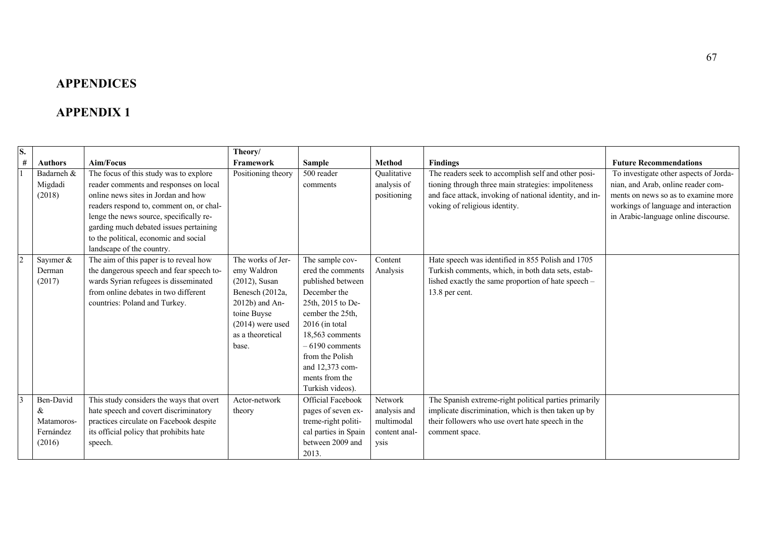# APPENDICES

# APPENDIX 1

| S. # | Authors | Aim/Focus | Theory/ Framework | Sample | Method | Findings | Future Recommendations |
|---|---|---|---|---|---|---|---|
| 1 | Badarneh & Migdadi (2018) | The focus of this study was to explore reader comments and responses on local online news sites in Jordan and how readers respond to, comment on, or challenge the news source, specifically regarding much debated issues pertaining to the political, economic and social landscape of the country. | Positioning theory | 500 reader comments | Qualitative analysis of positioning | The readers seek to accomplish self and other positioning through three main strategies: impoliteness and face attack, invoking of national identity, and invoking of religious identity. | To investigate other aspects of Jordanian, and Arab, online reader comments on news so as to examine more workings of language and interaction in Arabic-language online discourse. |
| 2 | Sayımer & Derman (2017) | The aim of this paper is to reveal how the dangerous speech and fear speech towards Syrian refugees is disseminated from online debates in two different countries: Poland and Turkey. | The works of Jeremy Waldron (2012), Susan Benesch (2012a, 2012b) and Antoine Buyse (2014) were used as a theoretical base. | The sample covered the comments published between December the 25th, 2015 to December the 25th, 2016 (in total 18,563 comments – 6190 comments from the Polish and 12,373 comments from the Turkish videos). | Content Analysis | Hate speech was identified in 855 Polish and 1705 Turkish comments, which, in both data sets, established exactly the same proportion of hate speech – 13.8 per cent. | |
| 3 | Ben-David & Matamoros-Fernández (2016) | This study considers the ways that overt hate speech and covert discriminatory practices circulate on Facebook despite its official policy that prohibits hate speech. | Actor-network theory | Official Facebook pages of seven extreme-right political parties in Spain between 2009 and 2013. | Network analysis and multimodal content analysis | The Spanish extreme-right political parties primarily implicate discrimination, which is then taken up by their followers who use overt hate speech in the comment space. | |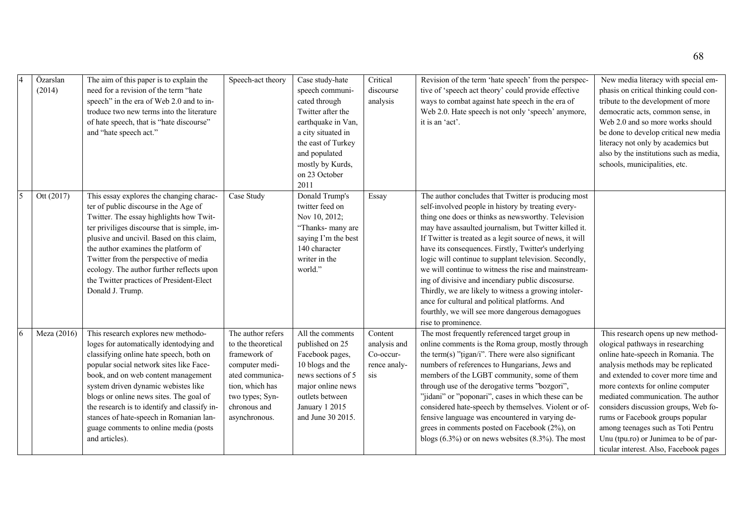| 4 | Özarslan (2014) | The aim of this paper is to explain the need for a revision of the term "hate speech" in the era of Web 2.0 and to introduce two new terms into the literature of hate speech, that is "hate discourse" and "hate speech act." | Speech-act theory | Case study-hate speech communicated through Twitter after the earthquake in Van, a city situated in the east of Turkey and populated mostly by Kurds, on 23 October 2011 | Critical discourse analysis | Revision of the term 'hate speech' from the perspective of 'speech act theory' could provide effective ways to combat against hate speech in the era of Web 2.0. Hate speech is not only 'speech' anymore, it is an 'act'. | New media literacy with special emphasis on critical thinking could contribute to the development of more democratic acts, common sense, in Web 2.0 and so more works should be done to develop critical new media literacy not only by academics but also by the institutions such as media, schools, municipalities, etc. |
|---|---|---|---|---|---|---|---|
| 5 | Ott (2017) | This essay explores the changing character of public discourse in the Age of Twitter. The essay highlights how Twitter priviliges discourse that is simple, impulsive and uncivil. Based on this claim, the author examines the platform of Twitter from the perspective of media ecology. The author further reflects upon the Twitter practices of President-Elect Donald J. Trump. | Case Study | Donald Trump's twitter feed on Nov 10, 2012; "Thanks- many are saying I'm the best 140 character writer in the world." | Essay | The author concludes that Twitter is producing most self-involved people in history by treating everything one does or thinks as newsworthy. Television may have assaulted journalism, but Twitter killed it. If Twitter is treated as a legit source of news, it will have its consequences. Firstly, Twitter's underlying logic will continue to supplant television. Secondly, we will continue to witness the rise and mainstreaming of divisive and incendiary public discosurse. Thirdly, we are likely to witness a growing intolerance for cultural and political platforms. And fourthly, we will see more dangerous demagogues rise to prominence. | |
| 6 | Meza (2016) | This research explores new methodologes for automatically identodying and classifying online hate speech, both on popular social network sites like Facebook, and on web content management system driven dynamic webistes like blogs or online news sites. The goal of the research is to identify and classify instances of hate-speech in Romanian language comments to online media (posts and articles). | The author refers to the theoretical framework of computer mediated communication, which has two types; Synchronous and asynchronous. | All the comments published on 25 Facebook pages, 10 blogs and the news sections of 5 major online news outlets between January 1 2015 and June 30 2015. | Content analysis and Co-occurrence analysis | The most frequently referenced target group in online comments is the Roma group, mostly through the term(s) "țigan/i". There were also significant numbers of references to Hungarians, Jews and members of the LGBT community, some of them through use of the derogative terms "bozgori", "jidani" or "poponari", cases in which these can be considered hate-speech by themselves. Violent or offensive language was encountered in varying degrees in comments posted on Facebook (2%), on blogs (6.3%) or on news websites (8.3%). The most | This research opens up new methodological pathways in researching online hate-speech in Romania. The analysis methods may be replicated and extended to cover more time and more contexts for online computer mediated communication. The author considers discussion groups, Web forums or Facebook groups popular among teenages such as Toti Pentru Unu (tpu.ro) or Junimea to be of particular interest. Also, Facebook pages |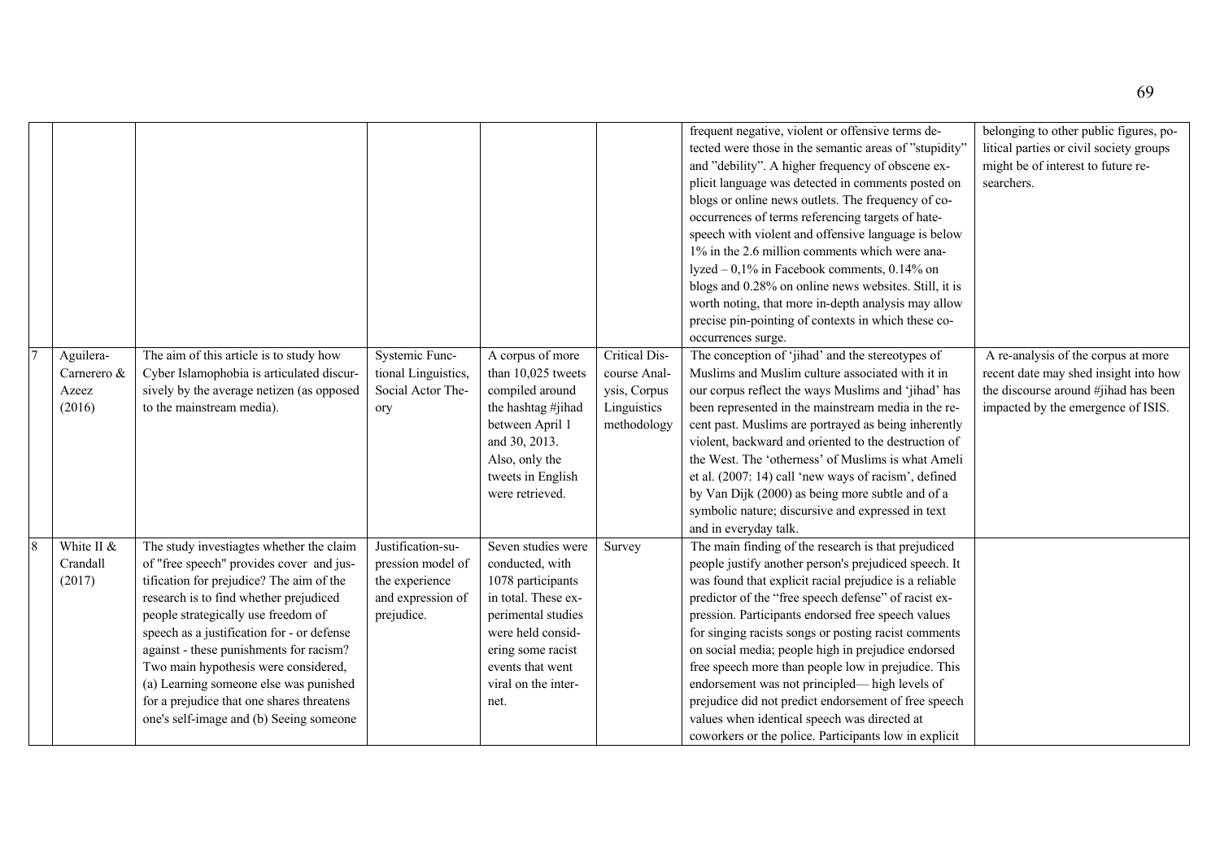| | | | | | | | |
|---|---|---|---|---|---|---|---|
| | | | | | | frequent negative, violent or offensive terms detected were those in the semantic areas of "stupidity" and "debility". A higher frequency of obscene explicit language was detected in comments posted on blogs or online news outlets. The frequency of co-occurrences of terms referencing targets of hate-speech with violent and offensive language is below 1% in the 2.6 million comments which were analyzed – 0,1% in Facebook comments, 0.14% on blogs and 0.28% on online news websites. Still, it is worth noting, that more in-depth analysis may allow precise pin-pointing of contexts in which these co-occurrences surge. | belonging to other public figures, political parties or civil society groups might be of interest to future researchers. |
| 7 | Aguilera-Carnerero & Azeez (2016) | The aim of this article is to study how Cyber Islamophobia is articulated discursively by the average netizen (as opposed to the mainstream media). | Systemic Functional Linguistics, Social Actor Theory | A corpus of more than 10,025 tweets compiled around the hashtag #jihad between April 1 and 30, 2013. Also, only the tweets in English were retrieved. | Critical Discourse Analysis, Corpus Linguistics methodology | The conception of 'jihad' and the stereotypes of Muslims and Muslim culture associated with it in our corpus reflect the ways Muslims and 'jihad' has been represented in the mainstream media in the recent past. Muslims are portrayed as being inherently violent, backward and oriented to the destruction of the West. The 'otherness' of Muslims is what Ameli et al. (2007: 14) call 'new ways of racism', defined by Van Dijk (2000) as being more subtle and of a symbolic nature; discursive and expressed in text and in everyday talk. | A re-analysis of the corpus at more recent date may shed insight into how the discourse around #jihad has been impacted by the emergence of ISIS. |
| 8 | White II & Crandall (2017) | The study investiagtes whether the claim of "free speech" provides cover and justification for prejudice? The aim of the research is to find whether prejudiced people strategically use freedom of speech as a justification for - or defense against - these punishments for racism? Two main hypothesis were considered, (a) Learning someone else was punished for a prejudice that one shares threatens one's self-image and (b) Seeing someone | Justification-suppression model of the experience and expression of prejudice. | Seven studies were conducted, with 1078 participants in total. These experimental studies were held considering some racist events that went viral on the internet. | Survey | The main finding of the research is that prejudiced people justify another person's prejudiced speech. It was found that explicit racial prejudice is a reliable predictor of the "free speech defense" of racist expression. Participants endorsed free speech values for singing racists songs or posting racist comments on social media; people high in prejudice endorsed free speech more than people low in prejudice. This endorsement was not principled— high levels of prejudice did not predict endorsement of free speech values when identical speech was directed at coworkers or the police. Participants low in explicit | |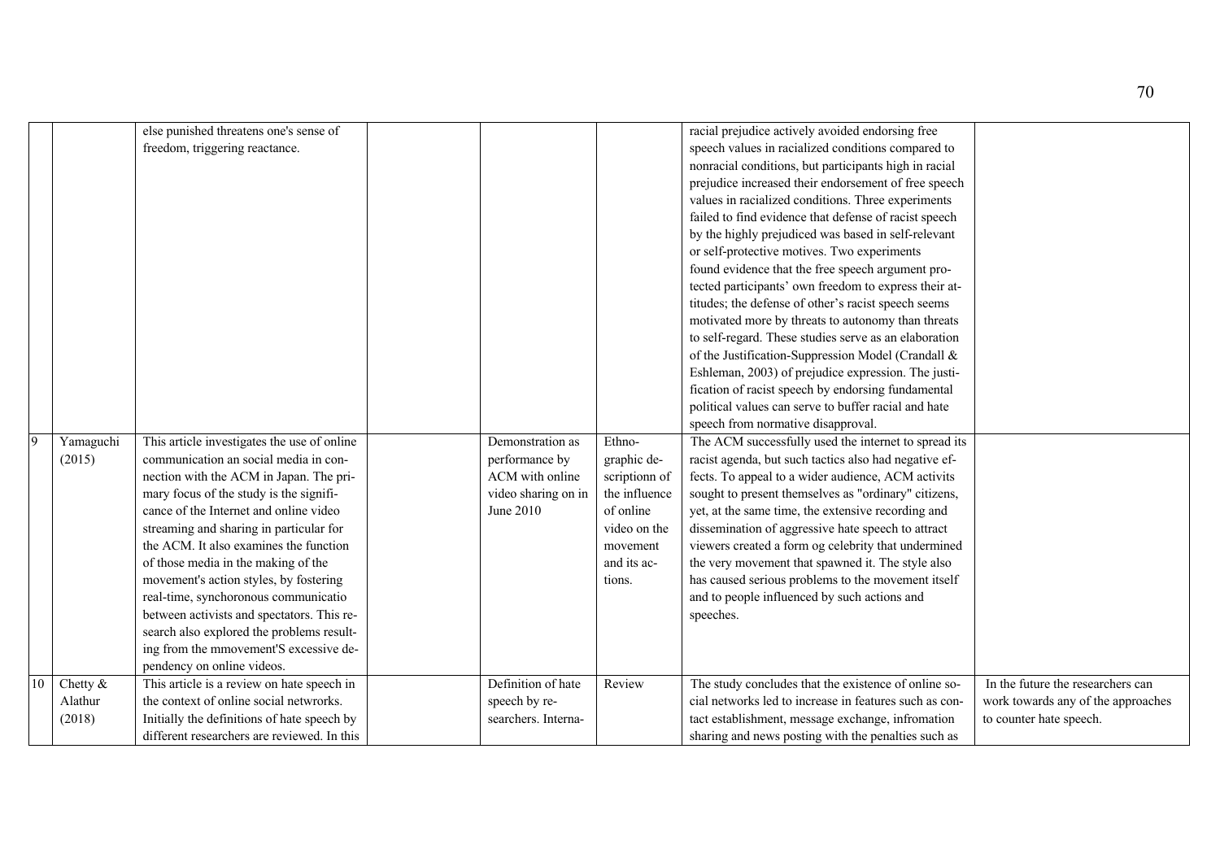| | | | | | | | |
|---|---|---|---|---|---|---|---|
| | | else punished threatens one's sense of freedom, triggering reactance. | | | | racial prejudice actively avoided endorsing free speech values in racialized conditions compared to nonracial conditions, but participants high in racial prejudice increased their endorsement of free speech values in racialized conditions. Three experiments failed to find evidence that defense of racist speech by the highly prejudiced was based in self-relevant or self-protective motives. Two experiments found evidence that the free speech argument protected participants' own freedom to express their attitudes; the defense of other's racist speech seems motivated more by threats to autonomy than threats to self-regard. These studies serve as an elaboration of the Justification-Suppression Model (Crandall & Eshleman, 2003) of prejudice expression. The justification of racist speech by endorsing fundamental political values can serve to buffer racial and hate speech from normative disapproval. | |
| 9 | Yamaguchi (2015) | This article investigates the use of online communication an social media in connection with the ACM in Japan. The primary focus of the study is the significance of the Internet and online video streaming and sharing in particular for the ACM. It also examines the function of those media in the making of the movement's action styles, by fostering real-time, synchoronous communicatio between activists and spectators. This research also explored the problems resulting from the mmovement'S excessive dependency on online videos. | | Demonstration as performance by ACM with online video sharing on in June 2010 | Ethnographic descriptionn of the influence of online video on the movement and its actions. | The ACM successfully used the internet to spread its racist agenda, but such tactics also had negative effects. To appeal to a wider audience, ACM activits sought to present themselves as "ordinary" citizens, yet, at the same time, the extensive recording and dissemination of aggressive hate speech to attract viewers created a form og celebrity that undermined the very movement that spawned it. The style also has caused serious problems to the movement itself and to people influenced by such actions and speeches. | |
| 10 | Chetty & Alathur (2018) | This article is a review on hate speech in the context of online social netwrorks. Initially the definitions of hate speech by different researchers are reviewed. In this | | Definition of hate speech by researchers. Interna- | Review | The study concludes that the existence of online social networks led to increase in features such as contact establishment, message exchange, infromation sharing and news posting with the penalties such as | In the future the researchers can work towards any of the approaches to counter hate speech. |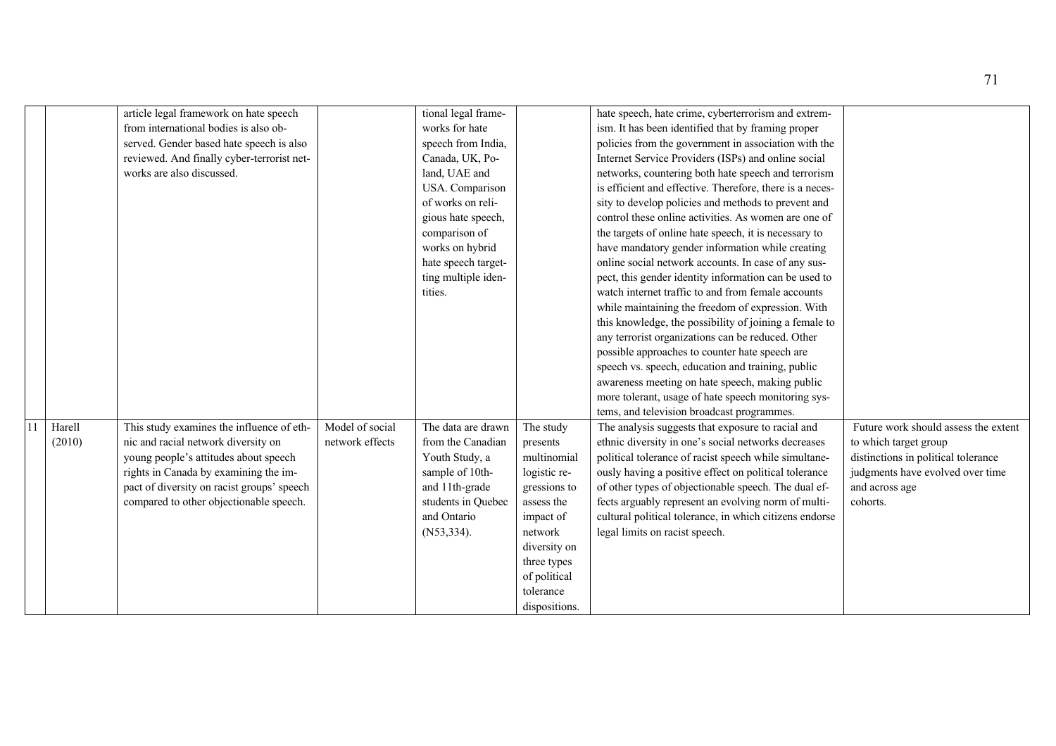| | | | | | | | |
|---|---|---|---|---|---|---|---|
| | | article legal framework on hate speech from international bodies is also observed. Gender based hate speech is also reviewed. And finally cyber-terrorist networks are also discussed. | | tional legal frameworks for hate speech from India, Canada, UK, Poland, UAE and USA. Comparison of works on religious hate speech, comparison of works on hybrid hate speech targetting multiple identities. | | hate speech, hate crime, cyberterrorism and extremism. It has been identified that by framing proper policies from the government in association with the Internet Service Providers (ISPs) and online social networks, countering both hate speech and terrorism is efficient and effective. Therefore, there is a necessity to develop policies and methods to prevent and control these online activities. As women are one of the targets of online hate speech, it is necessary to have mandatory gender information while creating online social network accounts. In case of any suspect, this gender identity information can be used to watch internet traffic to and from female accounts while maintaining the freedom of expression. With this knowledge, the possibility of joining a female to any terrorist organizations can be reduced. Other possible approaches to counter hate speech are speech vs. speech, education and training, public awareness meeting on hate speech, making public more tolerant, usage of hate speech monitoring systems, and television broadcast programmes. | |
| 11 | Harell (2010) | This study examines the influence of ethnic and racial network diversity on young people's attitudes about speech rights in Canada by examining the impact of diversity on racist groups' speech compared to other objectionable speech. | Model of social network effects | The data are drawn from the Canadian Youth Study, a sample of 10th- and 11th-grade students in Quebec and Ontario (N53,334). | The study presents multinomial logistic regressions to assess the impact of network diversity on three types of political tolerance dispositions. | The analysis suggests that exposure to racial and ethnic diversity in one's social networks decreases political tolerance of racist speech while simultaneously having a positive effect on political tolerance of other types of objectionable speech. The dual effects arguably represent an evolving norm of multicultural political tolerance, in which citizens endorse legal limits on racist speech. | Future work should assess the extent to which target group distinctions in political tolerance judgments have evolved over time and across age cohorts. |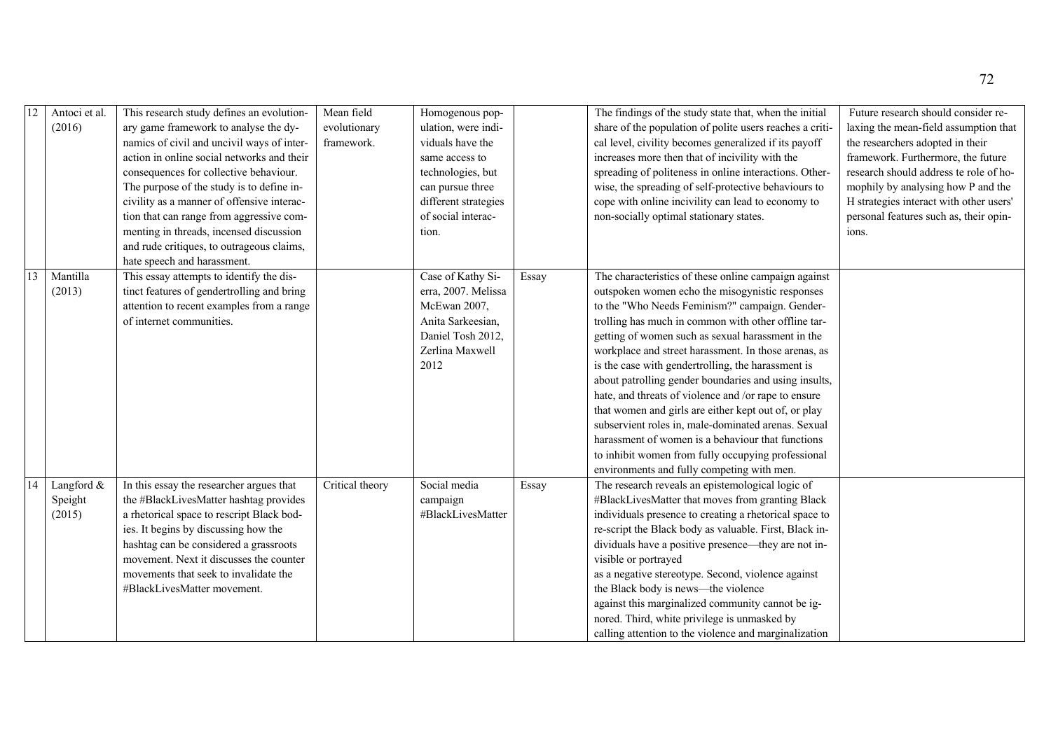| 12 | Antoci et al. (2016) | This research study defines an evolutionary game framework to analyse the dynamics of civil and uncivil ways of interaction in online social networks and their consequences for collective behaviour. The purpose of the study is to define incivility as a manner of offensive interaction that can range from aggressive commenting in threads, incensed discussion and rude critiques, to outrageous claims, hate speech and harassment. | Mean field evolutionary framework. | Homogenous population, were individuals have the same access to technologies, but can pursue three different strategies of social interaction. | | The findings of the study state that, when the initial share of the population of polite users reaches a critical level, civility becomes generalized if its payoff increases more then that of incivility with the spreading of politeness in online interactions. Otherwise, the spreading of self-protective behaviours to cope with online incivility can lead to economy to non-socially optimal stationary states. | Future research should consider relaxing the mean-field assumption that the researchers adopted in their framework. Furthermore, the future research should address te role of homophily by analysing how P and the H strategies interact with other users' personal features such as, their opinions. |
|---|---|---|---|---|---|---|---|
| 13 | Mantilla (2013) | This essay attempts to identify the distinct features of gendertrolling and bring attention to recent examples from a range of internet communities. | | Case of Kathy Sierra, 2007. Melissa McEwan 2007, Anita Sarkeesian, Daniel Tosh 2012, Zerlina Maxwell 2012 | Essay | The characteristics of these online campaign against outspoken women echo the misogynistic responses to the "Who Needs Feminism?" campaign. Gendertrolling has much in common with other offline targetting of women such as sexual harassment in the workplace and street harassment. In those arenas, as is the case with gendertrolling, the harassment is about patrolling gender boundaries and using insults, hate, and threats of violence and /or rape to ensure that women and girls are either kept out of, or play subservient roles in, male-dominated arenas. Sexual harassment of women is a behaviour that functions to inhibit women from fully occupying professional environments and fully competing with men. | |
| 14 | Langford & Speight (2015) | In this essay the researcher argues that the #BlackLivesMatter hashtag provides a rhetorical space to rescript Black bodies. It begins by discussing how the hashtag can be considered a grassroots movement. Next it discusses the counter movements that seek to invalidate the #BlackLivesMatter movement. | Critical theory | Social media campaign #BlackLivesMatter | Essay | The research reveals an epistemological logic of #BlackLivesMatter that moves from granting Black individuals presence to creating a rhetorical space to re-script the Black body as valuable. First, Black individuals have a positive presence—they are not invisible or portrayed as a negative stereotype. Second, violence against the Black body is news—the violence against this marginalized community cannot be ignored. Third, white privilege is unmasked by calling attention to the violence and marginalization | |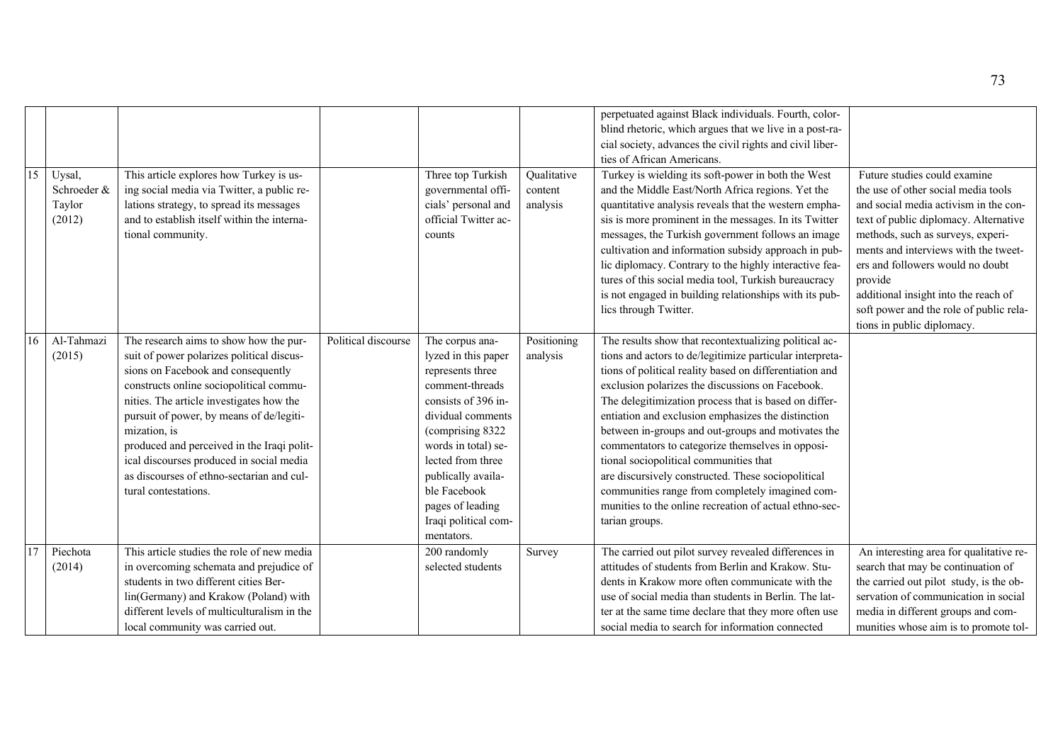| | | | | | | | |
|---|---|---|---|---|---|---|---|
| | | | | | | perpetuated against Black individuals. Fourth, color-blind rhetoric, which argues that we live in a post-racial society, advances the civil rights and civil liberties of African Americans. | |
| 15 | Uysal, Schroeder & Taylor (2012) | This article explores how Turkey is using social media via Twitter, a public relations strategy, to spread its messages and to establish itself within the international community. | | Three top Turkish governmental officials' personal and official Twitter accounts | Qualitative content analysis | Turkey is wielding its soft-power in both the West and the Middle East/North Africa regions. Yet the quantitative analysis reveals that the western emphasis is more prominent in the messages. In its Twitter messages, the Turkish government follows an image cultivation and information subsidy approach in public diplomacy. Contrary to the highly interactive features of this social media tool, Turkish bureaucracy is not engaged in building relationships with its publics through Twitter. | Future studies could examine the use of other social media tools and social media activism in the context of public diplomacy. Alternative methods, such as surveys, experiments and interviews with the tweeters and followers would no doubt provide additional insight into the reach of soft power and the role of public relations in public diplomacy. |
| 16 | Al-Tahmazi (2015) | The research aims to show how the pursuit of power polarizes political discussions on Facebook and consequently constructs online sociopolitical communities. The article investigates how the pursuit of power, by means of de/legitimization, is produced and perceived in the Iraqi political discourses produced in social media as discourses of ethno-sectarian and cultural contestations. | Political discourse | The corpus analyzed in this paper represents three comment-threads consists of 396 individual comments (comprising 8322 words in total) selected from three publically available Facebook pages of leading Iraqi political commentators. | Positioning analysis | The results show that recontextualizing political actions and actors to de/legitimize particular interpretations of political reality based on differentiation and exclusion polarizes the discussions on Facebook. The delegitimization process that is based on differentiation and exclusion emphasizes the distinction between in-groups and out-groups and motivates the commentators to categorize themselves in oppositional sociopolitical communities that are discursively constructed. These sociopolitical communities range from completely imagined communities to the online recreation of actual ethno-sectarian groups. | |
| 17 | Piechota (2014) | This article studies the role of new media in overcoming schemata and prejudice of students in two different cities Berlin(Germany) and Krakow (Poland) with different levels of multiculturalism in the local community was carried out. | | 200 randomly selected students | Survey | The carried out pilot survey revealed differences in attitudes of students from Berlin and Krakow. Students in Krakow more often communicate with the use of social media than students in Berlin. The latter at the same time declare that they more often use social media to search for information connected | An interesting area for qualitative research that may be continuation of the carried out pilot study, is the observation of communication in social media in different groups and communities whose aim is to promote tol- |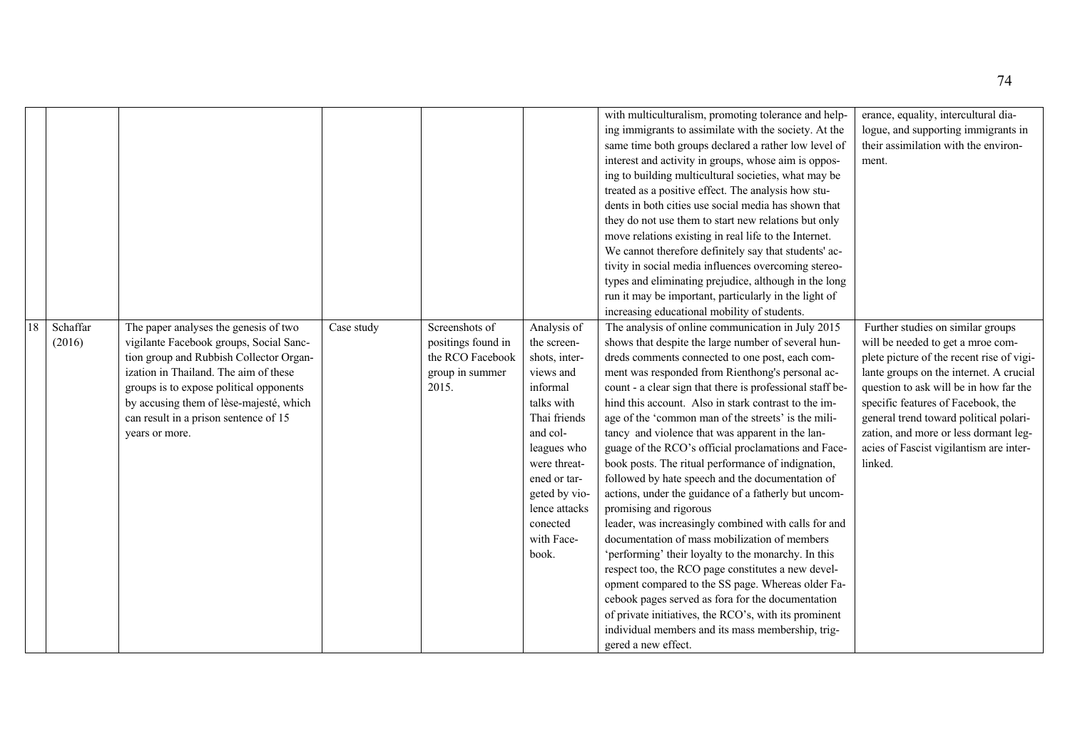| | | | | | | | |
|---|---|---|---|---|---|---|---|
| | | | | | | with multiculturalism, promoting tolerance and helping immigrants to assimilate with the society. At the same time both groups declared a rather low level of interest and activity in groups, whose aim is opposing to building multicultural societies, what may be treated as a positive effect. The analysis how students in both cities use social media has shown that they do not use them to start new relations but only move relations existing in real life to the Internet. We cannot therefore definitely say that students' activity in social media influences overcoming stereotypes and eliminating prejudice, although in the long run it may be important, particularly in the light of increasing educational mobility of students. | erance, equality, intercultural dialogue, and supporting immigrants in their assimilation with the environment. |
| 18 | Schaffar (2016) | The paper analyses the genesis of two vigilante Facebook groups, Social Sanction group and Rubbish Collector Organization in Thailand. The aim of these groups is to expose political opponents by accusing them of lèse-majesté, which can result in a prison sentence of 15 years or more. | Case study | Screenshots of positings found in the RCO Facebook group in summer 2015. | Analysis of the screenshots, interviews and informal talks with Thai friends and colleagues who were threatened or targeted by violence attacks conected with Facebook. | The analysis of online communication in July 2015 shows that despite the large number of several hundreds comments connected to one post, each comment was responded from Rienthong's personal account - a clear sign that there is professional staff behind this account. Also in stark contrast to the image of the 'common man of the streets' is the militancy and violence that was apparent in the language of the RCO's official proclamations and Facebook posts. The ritual performance of indignation, followed by hate speech and the documentation of actions, under the guidance of a fatherly but uncompromising and rigorous leader, was increasingly combined with calls for and documentation of mass mobilization of members 'performing' their loyalty to the monarchy. In this respect too, the RCO page constitutes a new development compared to the SS page. Whereas older Facebook pages served as fora for the documentation of private initiatives, the RCO's, with its prominent individual members and its mass membership, triggered a new effect. | Further studies on similar groups will be needed to get a mroe complete picture of the recent rise of vigilante groups on the internet. A crucial question to ask will be in how far the specific features of Facebook, the general trend toward political polarization, and more or less dormant legacies of Fascist vigilantism are interlinked. |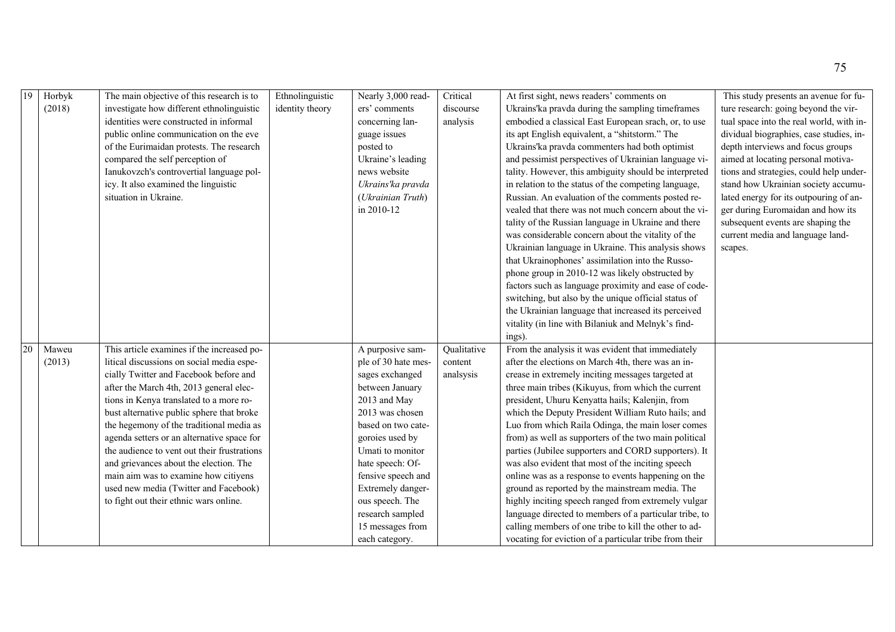| 19 | Horbyk (2018) | The main objective of this research is to investigate how different ethnolinguistic identities were constructed in informal public online communication on the eve of the Eurimaidan protests. The research compared the self perception of Ianukovzch's controvertial language policy. It also examined the linguistic situation in Ukraine. | Ethnolinguistic identity theory | Nearly 3,000 readers' comments concerning language issues posted to Ukraine's leading news website *Ukrains'ka pravda* (*Ukrainian Truth*) in 2010-12 | Critical discourse analysis | At first sight, news readers' comments on Ukrains'ka pravda during the sampling timeframes embodied a classical East European srach, or, to use its apt English equivalent, a "shitstorm." The Ukrains'ka pravda commenters had both optimist and pessimist perspectives of Ukrainian language vitality. However, this ambiguity should be interpreted in relation to the status of the competing language, Russian. An evaluation of the comments posted revealed that there was not much concern about the vitality of the Russian language in Ukraine and there was considerable concern about the vitality of the Ukrainian language in Ukraine. This analysis shows that Ukrainophones' assimilation into the Russophone group in 2010-12 was likely obstructed by factors such as language proximity and ease of code-switching, but also by the unique official status of the Ukrainian language that increased its perceived vitality (in line with Bilaniuk and Melnyk's findings). | This study presents an avenue for future research: going beyond the virtual space into the real world, with individual biographies, case studies, in-depth interviews and focus groups aimed at locating personal motivations and strategies, could help understand how Ukrainian society accumulated energy for its outpouring of anger during Euromaidan and how its subsequent events are shaping the current media and language landscapes. |
|---|---|---|---|---|---|---|---|
| 20 | Maweu (2013) | This article examines if the increased political discussions on social media especially Twitter and Facebook before and after the March 4th, 2013 general elections in Kenya translated to a more robust alternative public sphere that broke the hegemony of the traditional media as agenda setters or an alternative space for the audience to vent out their frustrations and grievances about the election. The main aim was to examine how citiyens used new media (Twitter and Facebook) to fight out their ethnic wars online. | | A purposive sample of 30 hate messages exchanged between January 2013 and May 2013 was chosen based on two categoroies used by Umati to monitor hate speech: Offensive speech and Extremely dangerous speech. The research sampled 15 messages from each category. | Qualitative content analsysis | From the analysis it was evident that immediately after the elections on March 4th, there was an increase in extremely inciting messages targeted at three main tribes (Kikuyus, from which the current president, Uhuru Kenyatta hails; Kalenjin, from which the Deputy President William Ruto hails; and Luo from which Raila Odinga, the main loser comes from) as well as supporters of the two main political parties (Jubilee supporters and CORD supporters). It was also evident that most of the inciting speech online was as a response to events happening on the ground as reported by the mainstream media. The highly inciting speech ranged from extremely vulgar language directed to members of a particular tribe, to calling members of one tribe to kill the other to advocating for eviction of a particular tribe from their | |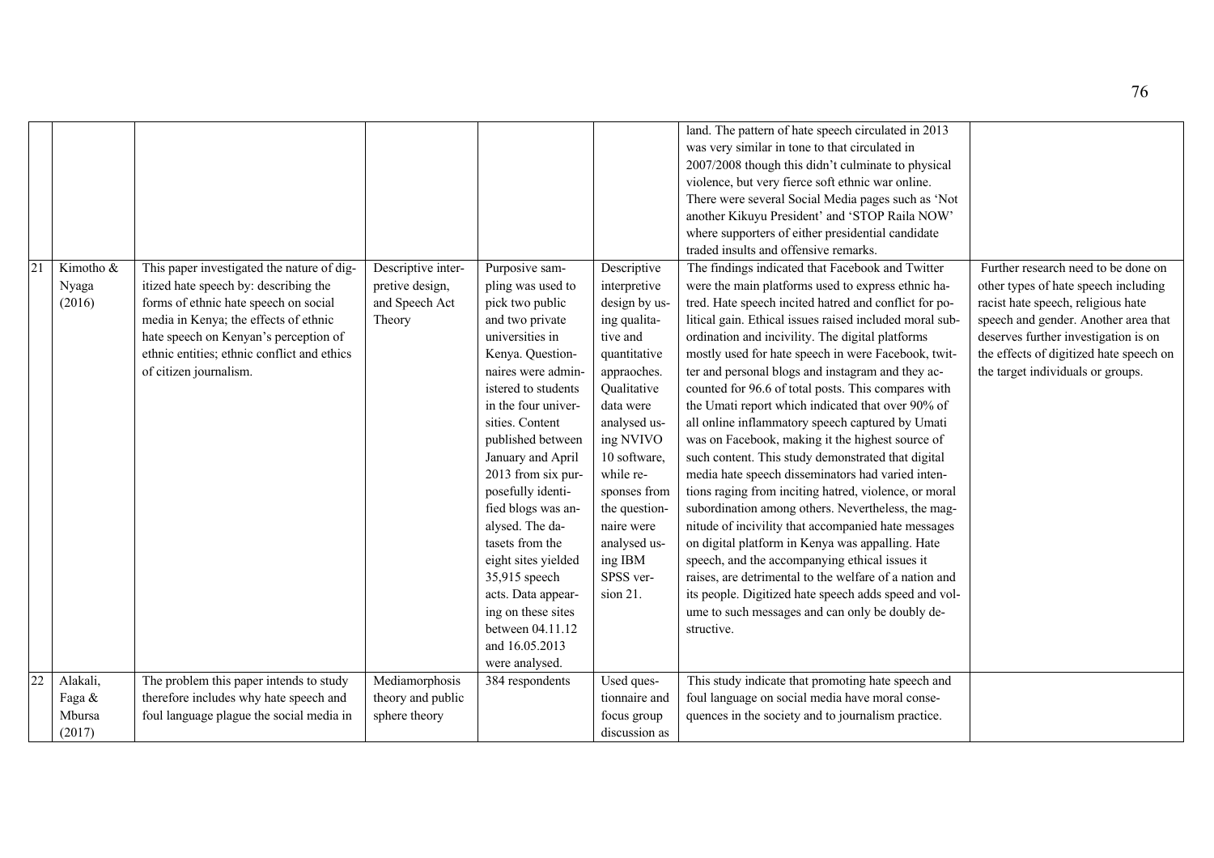| | | | | | | | |
|---|---|---|---|---|---|---|---|
| | | | | | | land. The pattern of hate speech circulated in 2013 was very similar in tone to that circulated in 2007/2008 though this didn't culminate to physical violence, but very fierce soft ethnic war online. There were several Social Media pages such as 'Not another Kikuyu President' and 'STOP Raila NOW' where supporters of either presidential candidate traded insults and offensive remarks. | |
| 21 | Kimotho & Nyaga (2016) | This paper investigated the nature of digitized hate speech by: describing the forms of ethnic hate speech on social media in Kenya; the effects of ethnic hate speech on Kenyan's perception of ethnic entities; ethnic conflict and ethics of citizen journalism. | Descriptive interpretive design, and Speech Act Theory | Purposive sampling was used to pick two public and two private universities in Kenya. Questionnaires were administered to students in the four universities. Content published between January and April 2013 from six purposefully identified blogs was analysed. The datasets from the eight sites yielded 35,915 speech acts. Data appearing on these sites between 04.11.12 and 16.05.2013 were analysed. | Descriptive interpretive design by using qualitative and quantitative appraoches. Qualitative data were analysed using NVIVO 10 software, while responses from the questionnaire were analysed using IBM SPSS version 21. | The findings indicated that Facebook and Twitter were the main platforms used to express ethnic hatred. Hate speech incited hatred and conflict for political gain. Ethical issues raised included moral subordination and incivility. The digital platforms mostly used for hate speech in were Facebook, twitter and personal blogs and instagram and they accounted for 96.6 of total posts. This compares with the Umati report which indicated that over 90% of all online inflammatory speech captured by Umati was on Facebook, making it the highest source of such content. This study demonstrated that digital media hate speech disseminators had varied intentions raging from inciting hatred, violence, or moral subordination among others. Nevertheless, the magnitude of incivility that accompanied hate messages on digital platform in Kenya was appalling. Hate speech, and the accompanying ethical issues it raises, are detrimental to the welfare of a nation and its people. Digitized hate speech adds speed and volume to such messages and can only be doubly destructive. | Further research need to be done on other types of hate speech including racist hate speech, religious hate speech and gender. Another area that deserves further investigation is on the effects of digitized hate speech on the target individuals or groups. |
| 22 | Alakali, Faga & Mbursa (2017) | The problem this paper intends to study therefore includes why hate speech and foul language plague the social media in | Mediamorphosis theory and public sphere theory | 384 respondents | Used questionnaire and focus group discussion as | This study indicate that promoting hate speech and foul language on social media have moral consequences in the society and to journalism practice. | |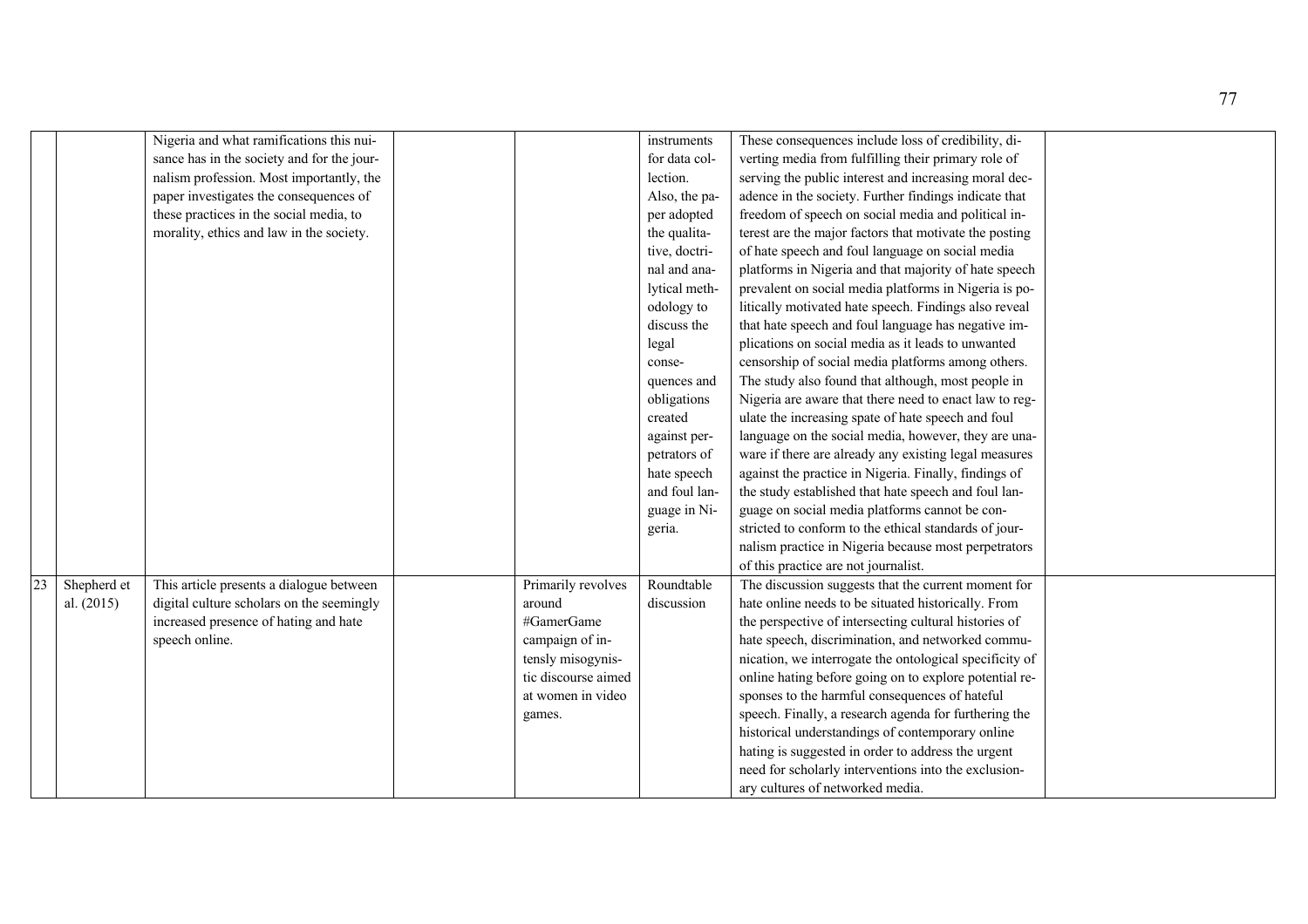| | | | | | | | |
|---|---|---|---|---|---|---|---|
| | | Nigeria and what ramifications this nuisance has in the society and for the journalism profession. Most importantly, the paper investigates the consequences of these practices in the social media, to morality, ethics and law in the society. | | | instruments for data collection. Also, the paper adopted the qualitative, doctrinal and analytical methodology to discuss the legal consequences and obligations created against perpetrators of hate speech and foul language in Nigeria. | These consequences include loss of credibility, diverting media from fulfilling their primary role of serving the public interest and increasing moral decadence in the society. Further findings indicate that freedom of speech on social media and political interest are the major factors that motivate the posting of hate speech and foul language on social media platforms in Nigeria and that majority of hate speech prevalent on social media platforms in Nigeria is politically motivated hate speech. Findings also reveal that hate speech and foul language has negative implications on social media as it leads to unwanted censorship of social media platforms among others. The study also found that although, most people in Nigeria are aware that there need to enact law to regulate the increasing spate of hate speech and foul language on the social media, however, they are unaware if there are already any existing legal measures against the practice in Nigeria. Finally, findings of the study established that hate speech and foul language on social media platforms cannot be constricted to conform to the ethical standards of journalism practice in Nigeria because most perpetrators of this practice are not journalist. | |
| 23 | Shepherd et al. (2015) | This article presents a dialogue between digital culture scholars on the seemingly increased presence of hating and hate speech online. | | Primarily revolves around #GamerGame campaign of intensly misogynistic discourse aimed at women in video games. | Roundtable discussion | The discussion suggests that the current moment for hate online needs to be situated historically. From the perspective of intersecting cultural histories of hate speech, discrimination, and networked communication, we interrogate the ontological specificity of online hating before going on to explore potential responses to the harmful consequences of hateful speech. Finally, a research agenda for furthering the historical understandings of contemporary online hating is suggested in order to address the urgent need for scholarly interventions into the exclusionary cultures of networked media. | |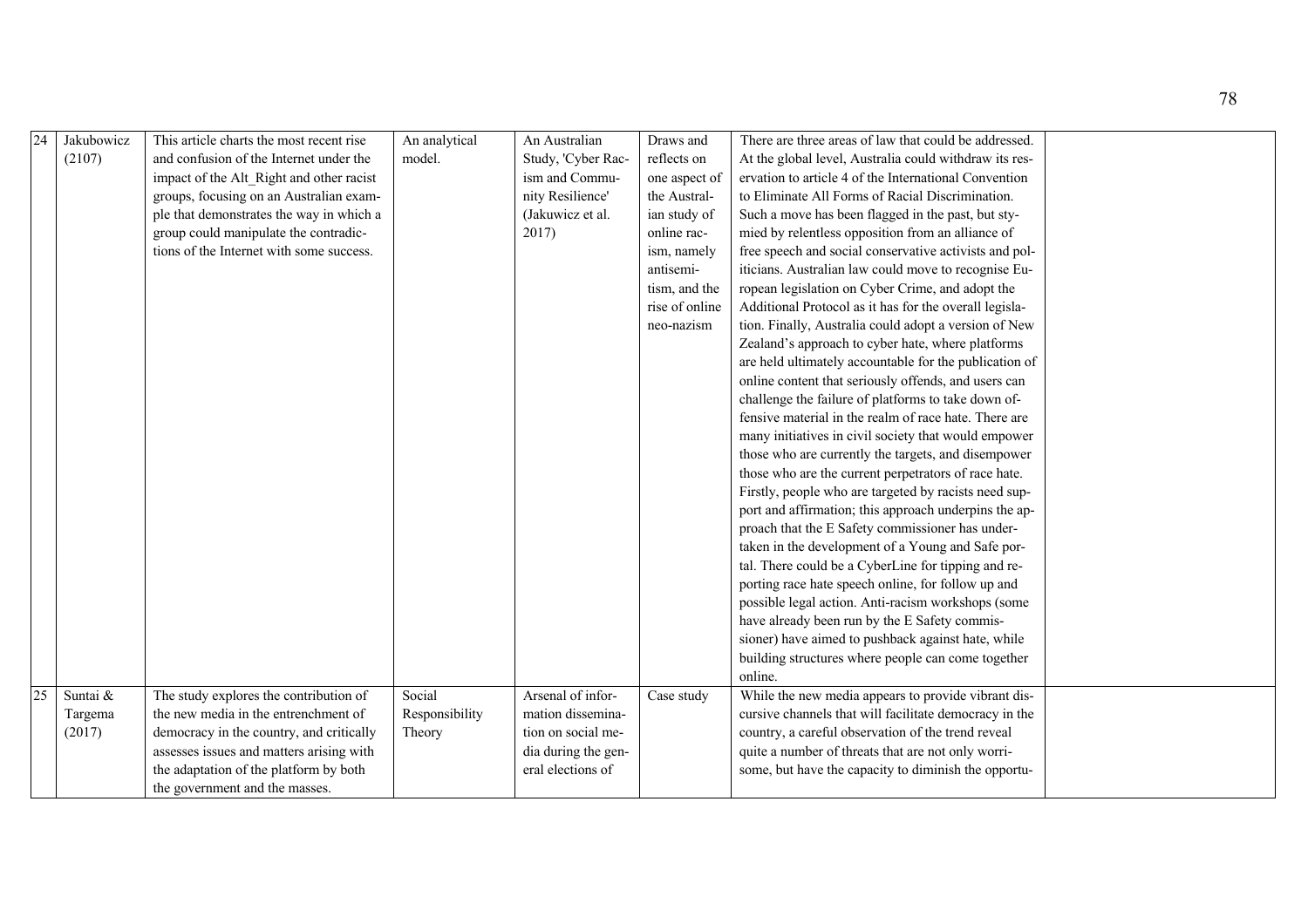| 24 | Jakubowicz (2107) | This article charts the most recent rise and confusion of the Internet under the impact of the Alt_Right and other racist groups, focusing on an Australian example that demonstrates the way in which a group could manipulate the contradictions of the Internet with some success. | An analytical model. | An Australian Study, 'Cyber Racism and Community Resilience' (Jakuwicz et al. 2017) | Draws and reflects on one aspect of the Australian study of online racism, namely antisemitism, and the rise of online neo-nazism | There are three areas of law that could be addressed. At the global level, Australia could withdraw its reservation to article 4 of the International Convention to Eliminate All Forms of Racial Discrimination. Such a move has been flagged in the past, but stymied by relentless opposition from an alliance of free speech and social conservative activists and politicians. Australian law could move to recognise European legislation on Cyber Crime, and adopt the Additional Protocol as it has for the overall legislation. Finally, Australia could adopt a version of New Zealand's approach to cyber hate, where platforms are held ultimately accountable for the publication of online content that seriously offends, and users can challenge the failure of platforms to take down offensive material in the realm of race hate. There are many initiatives in civil society that would empower those who are currently the targets, and disempower those who are the current perpetrators of race hate. Firstly, people who are targeted by racists need support and affirmation; this approach underpins the approach that the E Safety commissioner has undertaken in the development of a Young and Safe portal. There could be a CyberLine for tipping and reporting race hate speech online, for follow up and possible legal action. Anti-racism workshops (some have already been run by the E Safety commissioner) have aimed to pushback against hate, while building structures where people can come together online. | |
|---|---|---|---|---|---|---|---|
| 25 | Suntai & Targema (2017) | The study explores the contribution of the new media in the entrenchment of democracy in the country, and critically assesses issues and matters arising with the adaptation of the platform by both the government and the masses. | Social Responsibility Theory | Arsenal of information dissemination on social media during the general elections of | Case study | While the new media appears to provide vibrant discursive channels that will facilitate democracy in the country, a careful observation of the trend reveal quite a number of threats that are not only worrisome, but have the capacity to diminish the opportu- | |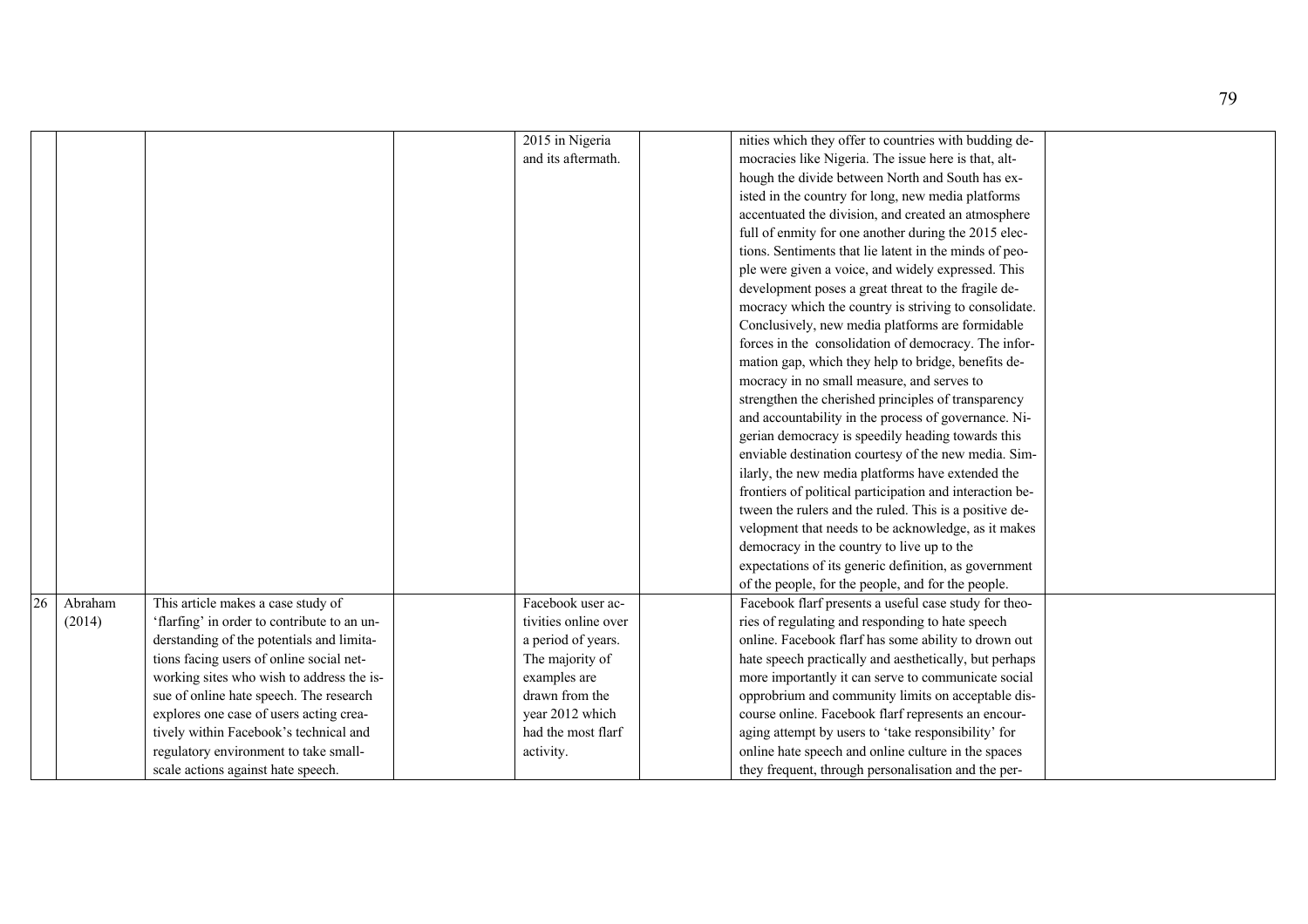| | | | | | | | |
|---|---|---|---|---|---|---|---|
| | | | | 2015 in Nigeria and its aftermath. | | nities which they offer to countries with budding democracies like Nigeria. The issue here is that, although the divide between North and South has existed in the country for long, new media platforms accentuated the division, and created an atmosphere full of enmity for one another during the 2015 elections. Sentiments that lie latent in the minds of people were given a voice, and widely expressed. This development poses a great threat to the fragile democracy which the country is striving to consolidate. Conclusively, new media platforms are formidable forces in the consolidation of democracy. The information gap, which they help to bridge, benefits democracy in no small measure, and serves to strengthen the cherished principles of transparency and accountability in the process of governance. Nigerian democracy is speedily heading towards this enviable destination courtesy of the new media. Similarly, the new media platforms have extended the frontiers of political participation and interaction between the rulers and the ruled. This is a positive development that needs to be acknowledge, as it makes democracy in the country to live up to the expectations of its generic definition, as government of the people, for the people, and for the people. | |
| 26 | Abraham (2014) | This article makes a case study of 'flarfing' in order to contribute to an understanding of the potentials and limitations facing users of online social networking sites who wish to address the issue of online hate speech. The research explores one case of users acting creatively within Facebook's technical and regulatory environment to take small-scale actions against hate speech. | | Facebook user activities online over a period of years. The majority of examples are drawn from the year 2012 which had the most flarf activity. | | Facebook flarf presents a useful case study for theories of regulating and responding to hate speech online. Facebook flarf has some ability to drown out hate speech practically and aesthetically, but perhaps more importantly it can serve to communicate social opprobrium and community limits on acceptable discourse online. Facebook flarf represents an encouraging attempt by users to 'take responsibility' for online hate speech and online culture in the spaces they frequent, through personalisation and the per- | |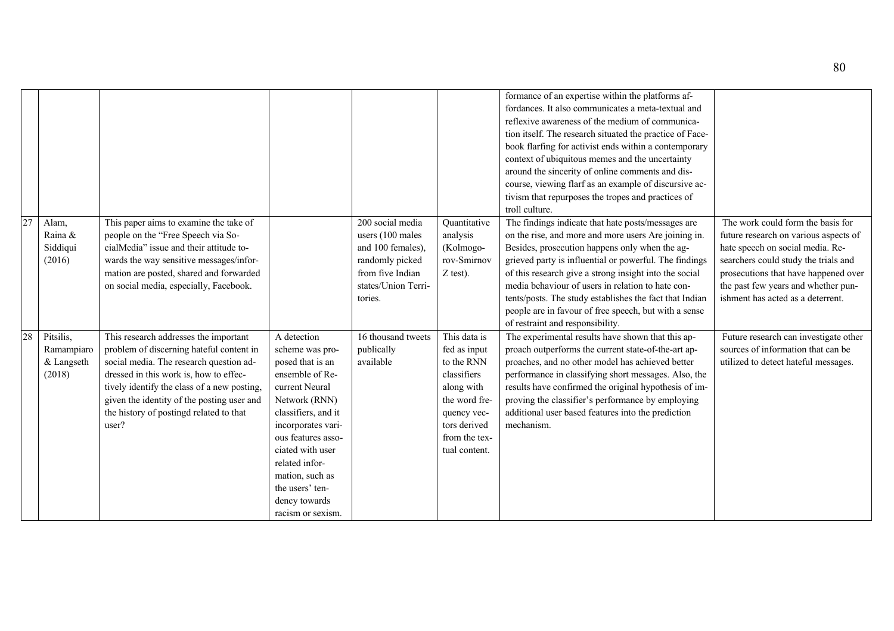| | | | | | | | |
|---|---|---|---|---|---|---|---|
| | | | | | | formance of an expertise within the platforms affordances. It also communicates a meta-textual and reflexive awareness of the medium of communication itself. The research situated the practice of Facebook flarfing for activist ends within a contemporary context of ubiquitous memes and the uncertainty around the sincerity of online comments and discourse, viewing flarf as an example of discursive activism that repurposes the tropes and practices of troll culture. | |
| 27 | Alam, Raina & Siddiqui (2016) | This paper aims to examine the take of people on the "Free Speech via SocialMedia" issue and their attitude towards the way sensitive messages/information are posted, shared and forwarded on social media, especially, Facebook. | | 200 social media users (100 males and 100 females), randomly picked from five Indian states/Union Territories. | Quantitative analysis (Kolmogorov-Smirnov Z test). | The findings indicate that hate posts/messages are on the rise, and more and more users Are joining in. Besides, prosecution happens only when the aggrieved party is influential or powerful. The findings of this research give a strong insight into the social media behaviour of users in relation to hate contents/posts. The study establishes the fact that Indian people are in favour of free speech, but with a sense of restraint and responsibility. | The work could form the basis for future research on various aspects of hate speech on social media. Researchers could study the trials and prosecutions that have happened over the past few years and whether punishment has acted as a deterrent. |
| 28 | Pitsilis, Ramampiaro & Langseth (2018) | This research addresses the important problem of discerning hateful content in social media. The research question addressed in this work is, how to effectively identify the class of a new posting, given the identity of the posting user and the history of postingd related to that user? | A detection scheme was proposed that is an ensemble of Recurrent Neural Network (RNN) classifiers, and it incorporates various features associated with user related information, such as the users' tendency towards racism or sexism. | 16 thousand tweets publically available | This data is fed as input to the RNN classifiers along with the word frequency vectors derived from the textual content. | The experimental results have shown that this approach outperforms the current state-of-the-art approaches, and no other model has achieved better performance in classifying short messages. Also, the results have confirmed the original hypothesis of improving the classifier's performance by employing additional user based features into the prediction mechanism. | Future research can investigate other sources of information that can be utilized to detect hateful messages. |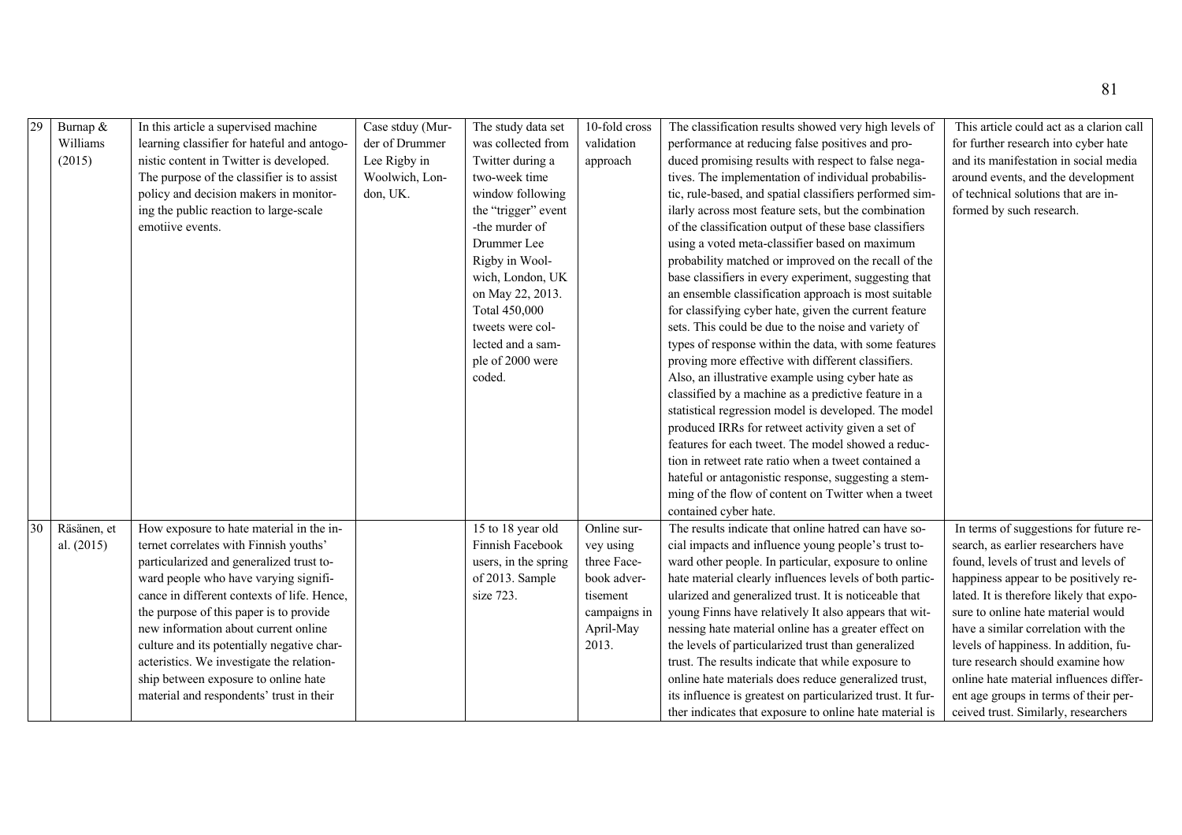| 29 | Burnap & Williams (2015) | In this article a supervised machine learning classifier for hateful and antagonistic content in Twitter is developed. The purpose of the classifier is to assist policy and decision makers in monitoring the public reaction to large-scale emotiive events. | Case stduy (Murder of Drummer Lee Rigby in Woolwich, London, UK. | The study data set was collected from Twitter during a two-week time window following the "trigger" event -the murder of Drummer Lee Rigby in Woolwich, London, UK on May 22, 2013. Total 450,000 tweets were collected and a sample of 2000 were coded. | 10-fold cross validation approach | The classification results showed very high levels of performance at reducing false positives and produced promising results with respect to false negatives. The implementation of individual probabilistic, rule-based, and spatial classifiers performed similarly across most feature sets, but the combination of the classification output of these base classifiers using a voted meta-classifier based on maximum probability matched or improved on the recall of the base classifiers in every experiment, suggesting that an ensemble classification approach is most suitable for classifying cyber hate, given the current feature sets. This could be due to the noise and variety of types of response within the data, with some features proving more effective with different classifiers. Also, an illustrative example using cyber hate as classified by a machine as a predictive feature in a statistical regression model is developed. The model produced IRRs for retweet activity given a set of features for each tweet. The model showed a reduction in retweet rate ratio when a tweet contained a hateful or antagonistic response, suggesting a stemming of the flow of content on Twitter when a tweet contained cyber hate. | This article could act as a clarion call for further research into cyber hate and its manifestation in social media around events, and the development of technical solutions that are informed by such research. |
|---|---|---|---|---|---|---|---|
| 30 | Räsänen, et al. (2015) | How exposure to hate material in the internet correlates with Finnish youths' particularized and generalized trust toward people who have varying significance in different contexts of life. Hence, the purpose of this paper is to provide new information about current online culture and its potentially negative characteristics. We investigate the relationship between exposure to online hate material and respondents' trust in their | | 15 to 18 year old Finnish Facebook users, in the spring of 2013. Sample size 723. | Online survey using three Facebook advertisement campaigns in April-May 2013. | The results indicate that online hatred can have social impacts and influence young people's trust toward other people. In particular, exposure to online hate material clearly influences levels of both particularized and generalized trust. It is noticeable that young Finns have relatively It also appears that witnessing hate material online has a greater effect on the levels of particularized trust than generalized trust. The results indicate that while exposure to online hate materials does reduce generalized trust, its influence is greatest on particularized trust. It further indicates that exposure to online hate material is | In terms of suggestions for future research, as earlier researchers have found, levels of trust and levels of happiness appear to be positively related. It is therefore likely that exposure to online hate material would have a similar correlation with the levels of happiness. In addition, future research should examine how online hate material influences different age groups in terms of their perceived trust. Similarly, researchers |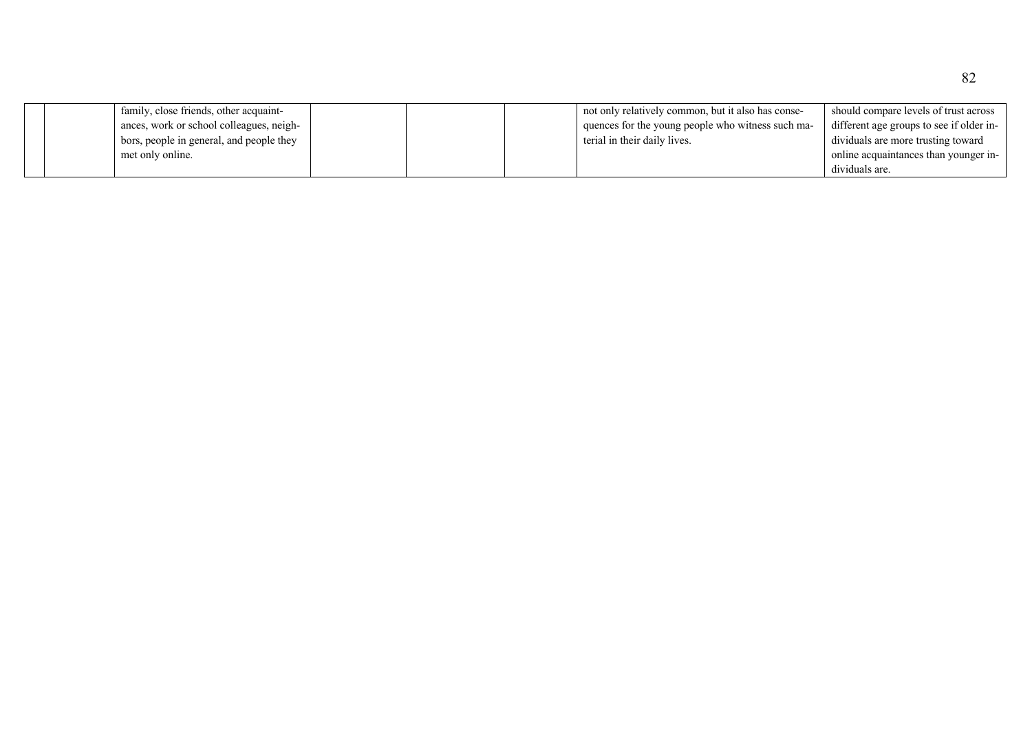| | | | | | | | |
|---|---|---|---|---|---|---|---|
| | | family, close friends, other acquaintances, work or school colleagues, neighbors, people in general, and people they met only online. | | | | not only relatively common, but it also has consequences for the young people who witness such material in their daily lives. | should compare levels of trust across different age groups to see if older individuals are more trusting toward online acquaintances than younger individuals are. |